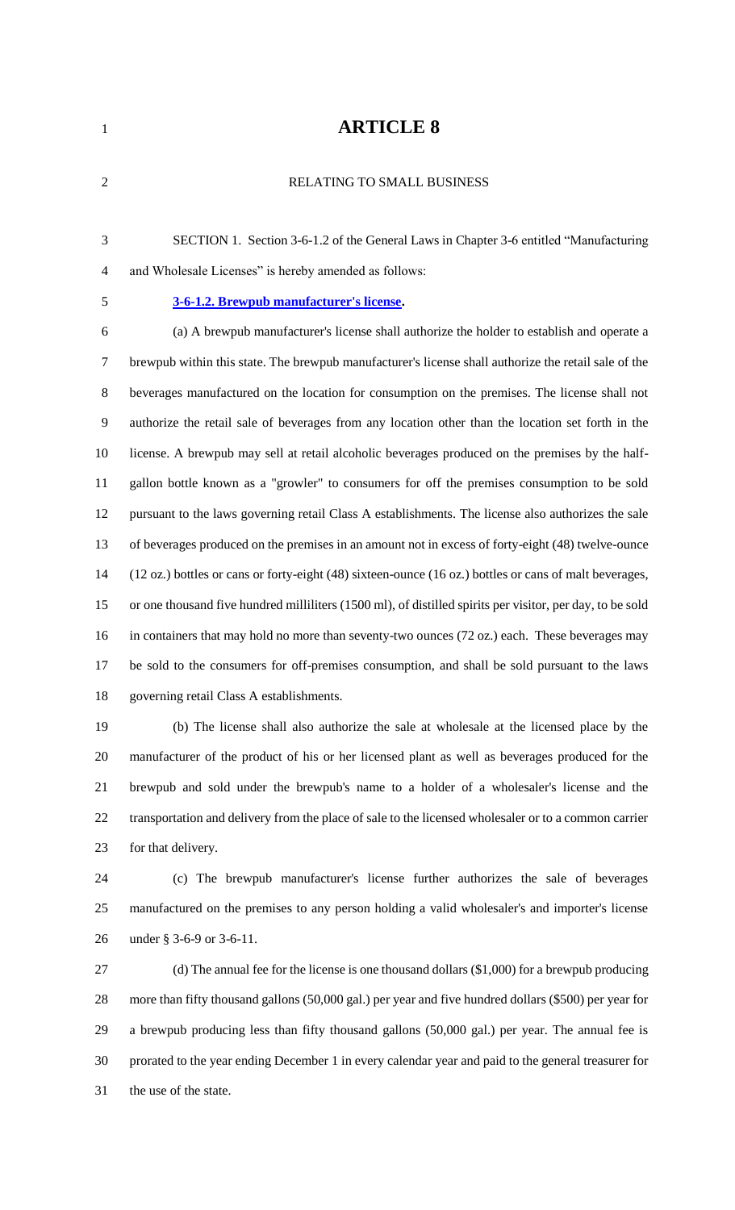# ARTICLE 8

RELATING TO SMALL BUSINESS

SECTION 1. Section 3-6-1.2 of the General Laws in Chapter 3-6 entitled "Manufacturing and Wholesale Licenses" is hereby amended as follows:

**3-6-1.2. Brewpub manufacturer's license.**

(a) A brewpub manufacturer's license shall authorize the holder to establish and operate a brewpub within this state. The brewpub manufacturer's license shall authorize the retail sale of the beverages manufactured on the location for consumption on the premises. The license shall not authorize the retail sale of beverages from any location other than the location set forth in the license. A brewpub may sell at retail alcoholic beverages produced on the premises by the half-gallon bottle known as a "growler" to consumers for off the premises consumption to be sold pursuant to the laws governing retail Class A establishments. The license also authorizes the sale of beverages produced on the premises in an amount not in excess of forty-eight (48) twelve-ounce (12 oz.) bottles or cans or forty-eight (48) sixteen-ounce (16 oz.) bottles or cans of malt beverages, or one thousand five hundred milliliters (1500 ml), of distilled spirits per visitor, per day, to be sold in containers that may hold no more than seventy-two ounces (72 oz.) each. These beverages may be sold to the consumers for off-premises consumption, and shall be sold pursuant to the laws governing retail Class A establishments.

(b) The license shall also authorize the sale at wholesale at the licensed place by the manufacturer of the product of his or her licensed plant as well as beverages produced for the brewpub and sold under the brewpub's name to a holder of a wholesaler's license and the transportation and delivery from the place of sale to the licensed wholesaler or to a common carrier for that delivery.

(c) The brewpub manufacturer's license further authorizes the sale of beverages manufactured on the premises to any person holding a valid wholesaler's and importer's license under § 3-6-9 or 3-6-11.

(d) The annual fee for the license is one thousand dollars ($1,000) for a brewpub producing more than fifty thousand gallons (50,000 gal.) per year and five hundred dollars ($500) per year for a brewpub producing less than fifty thousand gallons (50,000 gal.) per year. The annual fee is prorated to the year ending December 1 in every calendar year and paid to the general treasurer for the use of the state.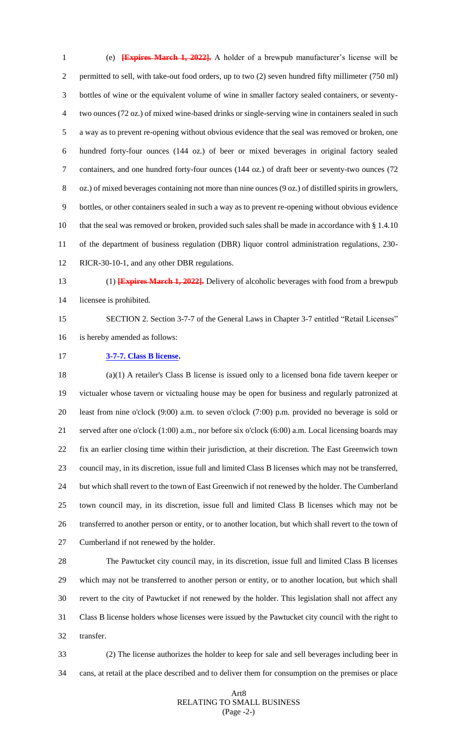(e) ~~[Expires March 1, 2022].~~ A holder of a brewpub manufacturer's license will be permitted to sell, with take-out food orders, up to two (2) seven hundred fifty millimeter (750 ml) bottles of wine or the equivalent volume of wine in smaller factory sealed containers, or seventy-two ounces (72 oz.) of mixed wine-based drinks or single-serving wine in containers sealed in such a way as to prevent re-opening without obvious evidence that the seal was removed or broken, one hundred forty-four ounces (144 oz.) of beer or mixed beverages in original factory sealed containers, and one hundred forty-four ounces (144 oz.) of draft beer or seventy-two ounces (72 oz.) of mixed beverages containing not more than nine ounces (9 oz.) of distilled spirits in growlers, bottles, or other containers sealed in such a way as to prevent re-opening without obvious evidence that the seal was removed or broken, provided such sales shall be made in accordance with § 1.4.10 of the department of business regulation (DBR) liquor control administration regulations, 230-RICR-30-10-1, and any other DBR regulations.

(1) ~~[Expires March 1, 2022].~~ Delivery of alcoholic beverages with food from a brewpub licensee is prohibited.

SECTION 2. Section 3-7-7 of the General Laws in Chapter 3-7 entitled "Retail Licenses" is hereby amended as follows:

**3-7-7. Class B license.**

(a)(1) A retailer's Class B license is issued only to a licensed bona fide tavern keeper or victualer whose tavern or victualing house may be open for business and regularly patronized at least from nine o'clock (9:00) a.m. to seven o'clock (7:00) p.m. provided no beverage is sold or served after one o'clock (1:00) a.m., nor before six o'clock (6:00) a.m. Local licensing boards may fix an earlier closing time within their jurisdiction, at their discretion. The East Greenwich town council may, in its discretion, issue full and limited Class B licenses which may not be transferred, but which shall revert to the town of East Greenwich if not renewed by the holder. The Cumberland town council may, in its discretion, issue full and limited Class B licenses which may not be transferred to another person or entity, or to another location, but which shall revert to the town of Cumberland if not renewed by the holder.

The Pawtucket city council may, in its discretion, issue full and limited Class B licenses which may not be transferred to another person or entity, or to another location, but which shall revert to the city of Pawtucket if not renewed by the holder. This legislation shall not affect any Class B license holders whose licenses were issued by the Pawtucket city council with the right to transfer.

(2) The license authorizes the holder to keep for sale and sell beverages including beer in cans, at retail at the place described and to deliver them for consumption on the premises or place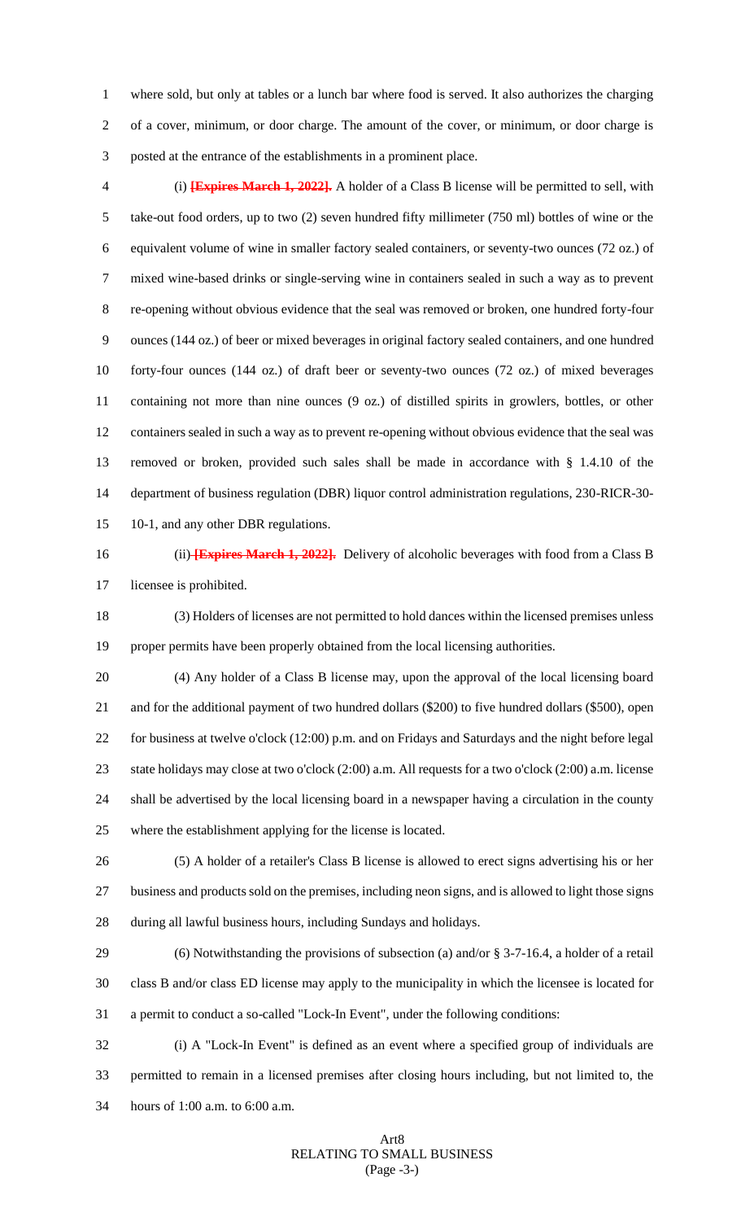where sold, but only at tables or a lunch bar where food is served. It also authorizes the charging of a cover, minimum, or door charge. The amount of the cover, or minimum, or door charge is posted at the entrance of the establishments in a prominent place.

(i) ~~**[Expires March 1, 2022].**~~ A holder of a Class B license will be permitted to sell, with take-out food orders, up to two (2) seven hundred fifty millimeter (750 ml) bottles of wine or the equivalent volume of wine in smaller factory sealed containers, or seventy-two ounces (72 oz.) of mixed wine-based drinks or single-serving wine in containers sealed in such a way as to prevent re-opening without obvious evidence that the seal was removed or broken, one hundred forty-four ounces (144 oz.) of beer or mixed beverages in original factory sealed containers, and one hundred forty-four ounces (144 oz.) of draft beer or seventy-two ounces (72 oz.) of mixed beverages containing not more than nine ounces (9 oz.) of distilled spirits in growlers, bottles, or other containers sealed in such a way as to prevent re-opening without obvious evidence that the seal was removed or broken, provided such sales shall be made in accordance with § 1.4.10 of the department of business regulation (DBR) liquor control administration regulations, 230-RICR-30-10-1, and any other DBR regulations.

(ii) ~~**[Expires March 1, 2022].**~~ Delivery of alcoholic beverages with food from a Class B licensee is prohibited.

(3) Holders of licenses are not permitted to hold dances within the licensed premises unless proper permits have been properly obtained from the local licensing authorities.

(4) Any holder of a Class B license may, upon the approval of the local licensing board and for the additional payment of two hundred dollars ($200) to five hundred dollars ($500), open for business at twelve o'clock (12:00) p.m. and on Fridays and Saturdays and the night before legal state holidays may close at two o'clock (2:00) a.m. All requests for a two o'clock (2:00) a.m. license shall be advertised by the local licensing board in a newspaper having a circulation in the county where the establishment applying for the license is located.

(5) A holder of a retailer's Class B license is allowed to erect signs advertising his or her business and products sold on the premises, including neon signs, and is allowed to light those signs during all lawful business hours, including Sundays and holidays.

(6) Notwithstanding the provisions of subsection (a) and/or § 3-7-16.4, a holder of a retail class B and/or class ED license may apply to the municipality in which the licensee is located for a permit to conduct a so-called "Lock-In Event", under the following conditions:

(i) A "Lock-In Event" is defined as an event where a specified group of individuals are permitted to remain in a licensed premises after closing hours including, but not limited to, the hours of 1:00 a.m. to 6:00 a.m.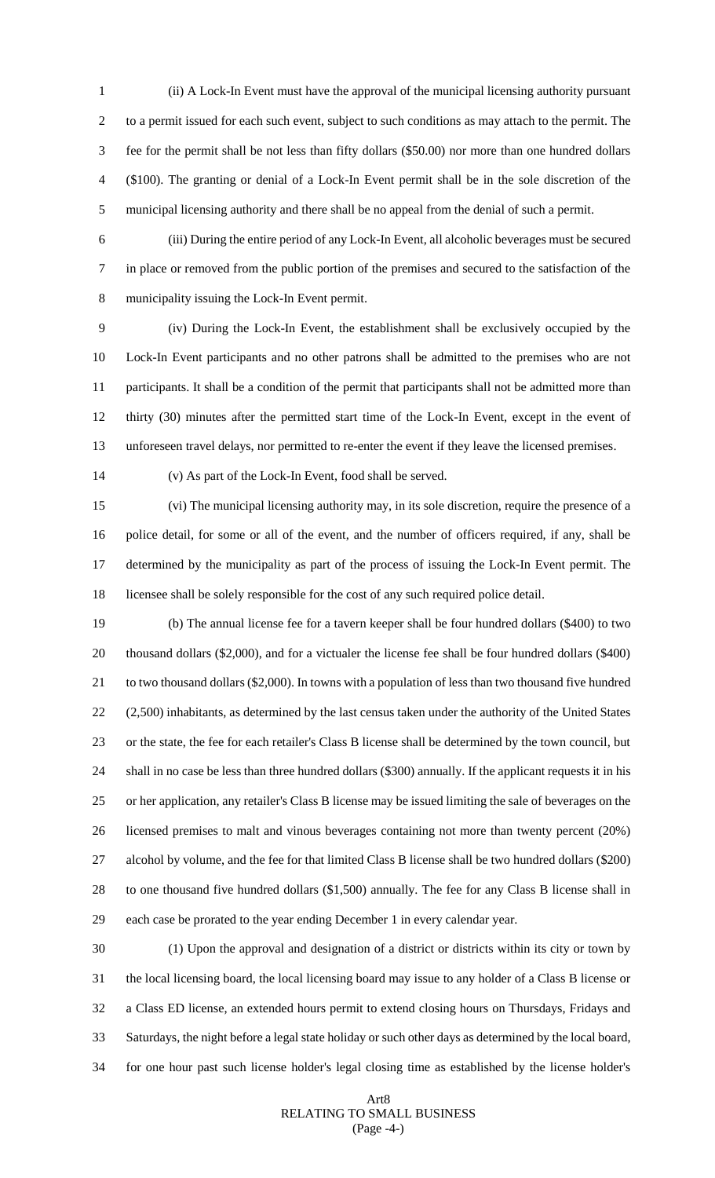(ii) A Lock-In Event must have the approval of the municipal licensing authority pursuant to a permit issued for each such event, subject to such conditions as may attach to the permit. The fee for the permit shall be not less than fifty dollars ($50.00) nor more than one hundred dollars ($100). The granting or denial of a Lock-In Event permit shall be in the sole discretion of the municipal licensing authority and there shall be no appeal from the denial of such a permit.

(iii) During the entire period of any Lock-In Event, all alcoholic beverages must be secured in place or removed from the public portion of the premises and secured to the satisfaction of the municipality issuing the Lock-In Event permit.

(iv) During the Lock-In Event, the establishment shall be exclusively occupied by the Lock-In Event participants and no other patrons shall be admitted to the premises who are not participants. It shall be a condition of the permit that participants shall not be admitted more than thirty (30) minutes after the permitted start time of the Lock-In Event, except in the event of unforeseen travel delays, nor permitted to re-enter the event if they leave the licensed premises.

(v) As part of the Lock-In Event, food shall be served.

(vi) The municipal licensing authority may, in its sole discretion, require the presence of a police detail, for some or all of the event, and the number of officers required, if any, shall be determined by the municipality as part of the process of issuing the Lock-In Event permit. The licensee shall be solely responsible for the cost of any such required police detail.

(b) The annual license fee for a tavern keeper shall be four hundred dollars ($400) to two thousand dollars ($2,000), and for a victualer the license fee shall be four hundred dollars ($400) to two thousand dollars ($2,000). In towns with a population of less than two thousand five hundred (2,500) inhabitants, as determined by the last census taken under the authority of the United States or the state, the fee for each retailer's Class B license shall be determined by the town council, but shall in no case be less than three hundred dollars ($300) annually. If the applicant requests it in his or her application, any retailer's Class B license may be issued limiting the sale of beverages on the licensed premises to malt and vinous beverages containing not more than twenty percent (20%) alcohol by volume, and the fee for that limited Class B license shall be two hundred dollars ($200) to one thousand five hundred dollars ($1,500) annually. The fee for any Class B license shall in each case be prorated to the year ending December 1 in every calendar year.

(1) Upon the approval and designation of a district or districts within its city or town by the local licensing board, the local licensing board may issue to any holder of a Class B license or a Class ED license, an extended hours permit to extend closing hours on Thursdays, Fridays and Saturdays, the night before a legal state holiday or such other days as determined by the local board, for one hour past such license holder's legal closing time as established by the license holder's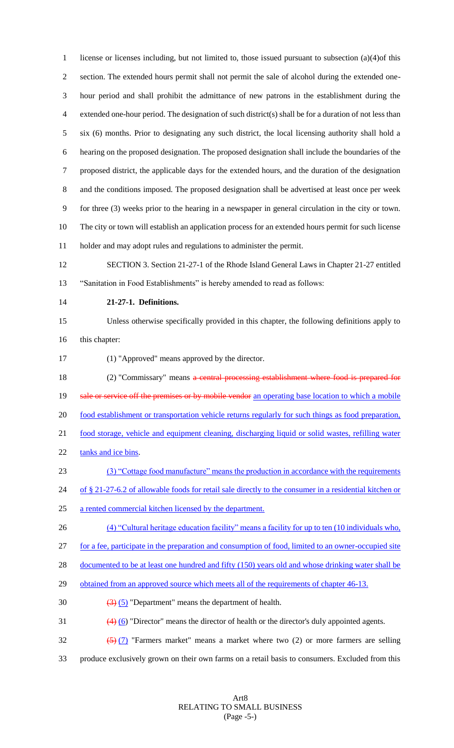license or licenses including, but not limited to, those issued pursuant to subsection (a)(4)of this section. The extended hours permit shall not permit the sale of alcohol during the extended one-hour period and shall prohibit the admittance of new patrons in the establishment during the extended one-hour period. The designation of such district(s) shall be for a duration of not less than six (6) months. Prior to designating any such district, the local licensing authority shall hold a hearing on the proposed designation. The proposed designation shall include the boundaries of the proposed district, the applicable days for the extended hours, and the duration of the designation and the conditions imposed. The proposed designation shall be advertised at least once per week for three (3) weeks prior to the hearing in a newspaper in general circulation in the city or town. The city or town will establish an application process for an extended hours permit for such license holder and may adopt rules and regulations to administer the permit.

SECTION 3. Section 21-27-1 of the Rhode Island General Laws in Chapter 21-27 entitled "Sanitation in Food Establishments" is hereby amended to read as follows:

**21-27-1. Definitions.**

Unless otherwise specifically provided in this chapter, the following definitions apply to this chapter:

(1) "Approved" means approved by the director.

(2) "Commissary" means ~~a central processing establishment where food is prepared for sale or service off the premises or by mobile vendor~~ an operating base location to which a mobile food establishment or transportation vehicle returns regularly for such things as food preparation, food storage, vehicle and equipment cleaning, discharging liquid or solid wastes, refilling water tanks and ice bins.

(3) "Cottage food manufacture" means the production in accordance with the requirements of § 21-27-6.2 of allowable foods for retail sale directly to the consumer in a residential kitchen or a rented commercial kitchen licensed by the department.

(4) "Cultural heritage education facility" means a facility for up to ten (10 individuals who, for a fee, participate in the preparation and consumption of food, limited to an owner-occupied site documented to be at least one hundred and fifty (150) years old and whose drinking water shall be obtained from an approved source which meets all of the requirements of chapter 46-13.

~~(3)~~ (5) "Department" means the department of health.

~~(4)~~ (6) "Director" means the director of health or the director's duly appointed agents.

~~(5)~~ (7) "Farmers market" means a market where two (2) or more farmers are selling produce exclusively grown on their own farms on a retail basis to consumers. Excluded from this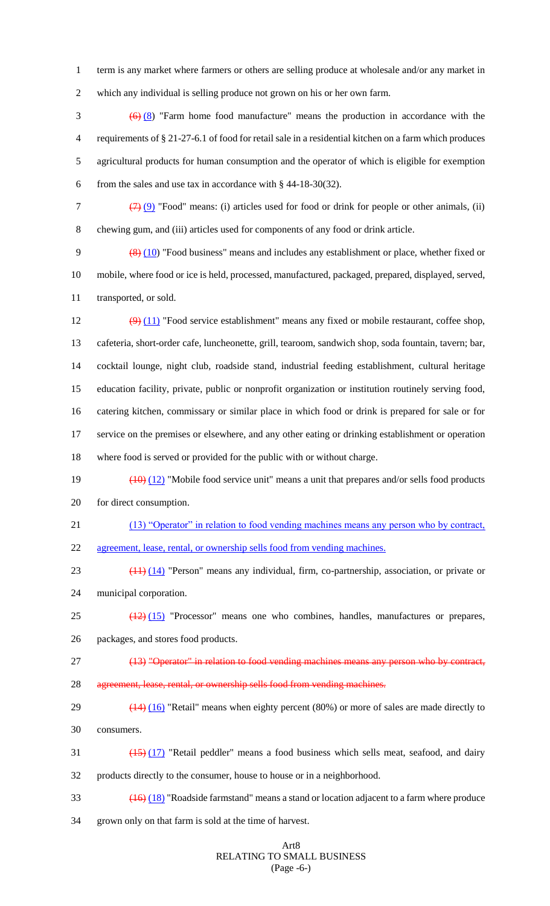term is any market where farmers or others are selling produce at wholesale and/or any market in which any individual is selling produce not grown on his or her own farm.

~~(6)~~ (8) "Farm home food manufacture" means the production in accordance with the requirements of § 21-27-6.1 of food for retail sale in a residential kitchen on a farm which produces agricultural products for human consumption and the operator of which is eligible for exemption from the sales and use tax in accordance with § 44-18-30(32).

~~(7)~~ (9) "Food" means: (i) articles used for food or drink for people or other animals, (ii) chewing gum, and (iii) articles used for components of any food or drink article.

~~(8)~~ (10) "Food business" means and includes any establishment or place, whether fixed or mobile, where food or ice is held, processed, manufactured, packaged, prepared, displayed, served, transported, or sold.

~~(9)~~ (11) "Food service establishment" means any fixed or mobile restaurant, coffee shop, cafeteria, short-order cafe, luncheonette, grill, tearoom, sandwich shop, soda fountain, tavern; bar, cocktail lounge, night club, roadside stand, industrial feeding establishment, cultural heritage education facility, private, public or nonprofit organization or institution routinely serving food, catering kitchen, commissary or similar place in which food or drink is prepared for sale or for service on the premises or elsewhere, and any other eating or drinking establishment or operation where food is served or provided for the public with or without charge.

~~(10)~~ (12) "Mobile food service unit" means a unit that prepares and/or sells food products for direct consumption.

(13) "Operator" in relation to food vending machines means any person who by contract, agreement, lease, rental, or ownership sells food from vending machines.

~~(11)~~ (14) "Person" means any individual, firm, co-partnership, association, or private or municipal corporation.

~~(12)~~ (15) "Processor" means one who combines, handles, manufactures or prepares, packages, and stores food products.

~~(13) "Operator" in relation to food vending machines means any person who by contract, agreement, lease, rental, or ownership sells food from vending machines.~~

~~(14)~~ (16) "Retail" means when eighty percent (80%) or more of sales are made directly to consumers.

~~(15)~~ (17) "Retail peddler" means a food business which sells meat, seafood, and dairy products directly to the consumer, house to house or in a neighborhood.

~~(16)~~ (18) "Roadside farmstand" means a stand or location adjacent to a farm where produce grown only on that farm is sold at the time of harvest.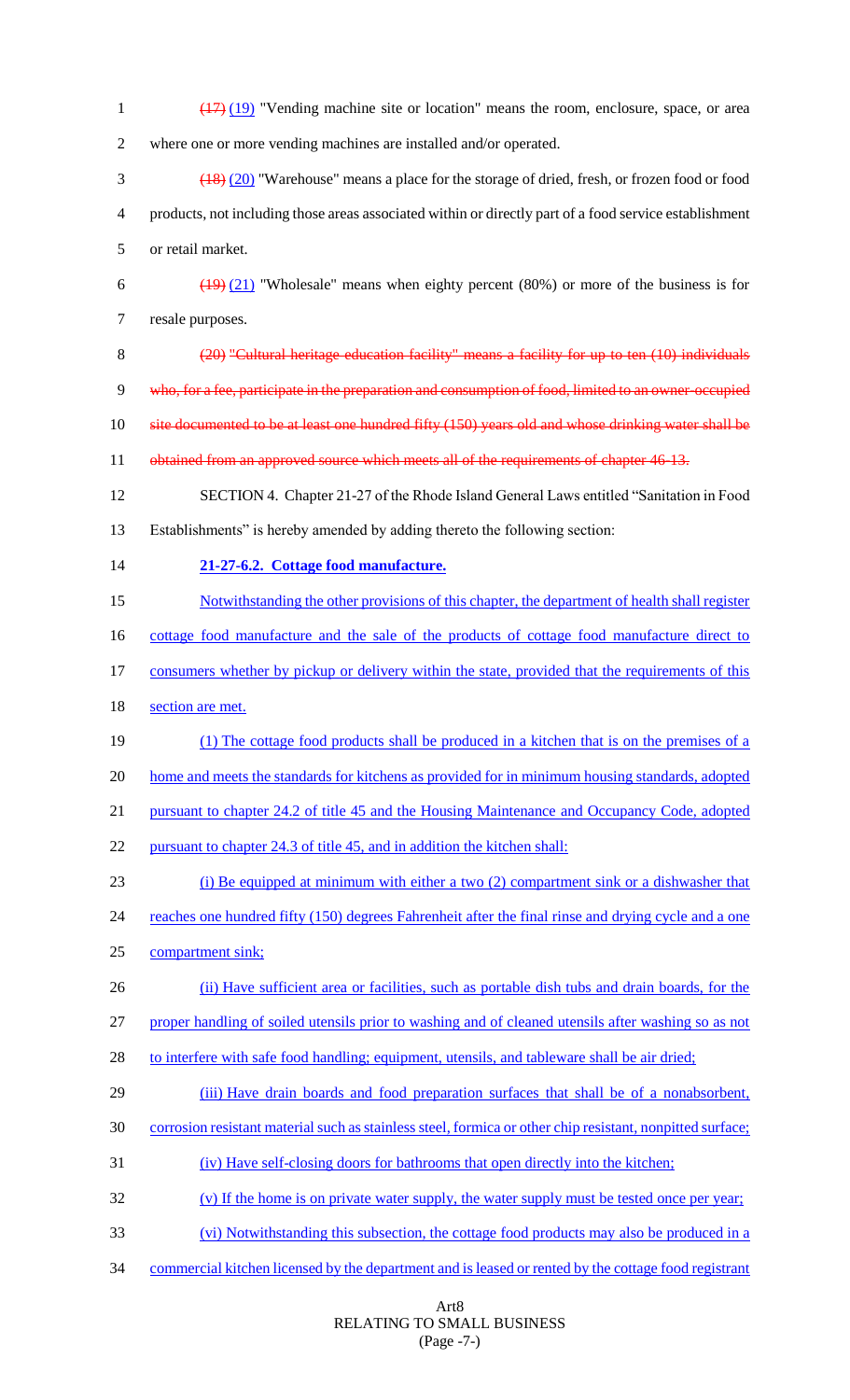~~(17)~~ (19) "Vending machine site or location" means the room, enclosure, space, or area where one or more vending machines are installed and/or operated.

~~(18)~~ (20) "Warehouse" means a place for the storage of dried, fresh, or frozen food or food products, not including those areas associated within or directly part of a food service establishment or retail market.

~~(19)~~ (21) "Wholesale" means when eighty percent (80%) or more of the business is for resale purposes.

~~(20) "Cultural heritage education facility" means a facility for up to ten (10) individuals who, for a fee, participate in the preparation and consumption of food, limited to an owner-occupied site documented to be at least one hundred fifty (150) years old and whose drinking water shall be obtained from an approved source which meets all of the requirements of chapter 46-13.~~

SECTION 4. Chapter 21-27 of the Rhode Island General Laws entitled "Sanitation in Food Establishments" is hereby amended by adding thereto the following section:

**21-27-6.2. Cottage food manufacture.**

Notwithstanding the other provisions of this chapter, the department of health shall register cottage food manufacture and the sale of the products of cottage food manufacture direct to consumers whether by pickup or delivery within the state, provided that the requirements of this section are met.

(1) The cottage food products shall be produced in a kitchen that is on the premises of a home and meets the standards for kitchens as provided for in minimum housing standards, adopted pursuant to chapter 24.2 of title 45 and the Housing Maintenance and Occupancy Code, adopted pursuant to chapter 24.3 of title 45, and in addition the kitchen shall:

(i) Be equipped at minimum with either a two (2) compartment sink or a dishwasher that reaches one hundred fifty (150) degrees Fahrenheit after the final rinse and drying cycle and a one compartment sink;

(ii) Have sufficient area or facilities, such as portable dish tubs and drain boards, for the proper handling of soiled utensils prior to washing and of cleaned utensils after washing so as not to interfere with safe food handling; equipment, utensils, and tableware shall be air dried;

(iii) Have drain boards and food preparation surfaces that shall be of a nonabsorbent, corrosion resistant material such as stainless steel, formica or other chip resistant, nonpitted surface;

(iv) Have self-closing doors for bathrooms that open directly into the kitchen;

(v) If the home is on private water supply, the water supply must be tested once per year;

(vi) Notwithstanding this subsection, the cottage food products may also be produced in a commercial kitchen licensed by the department and is leased or rented by the cottage food registrant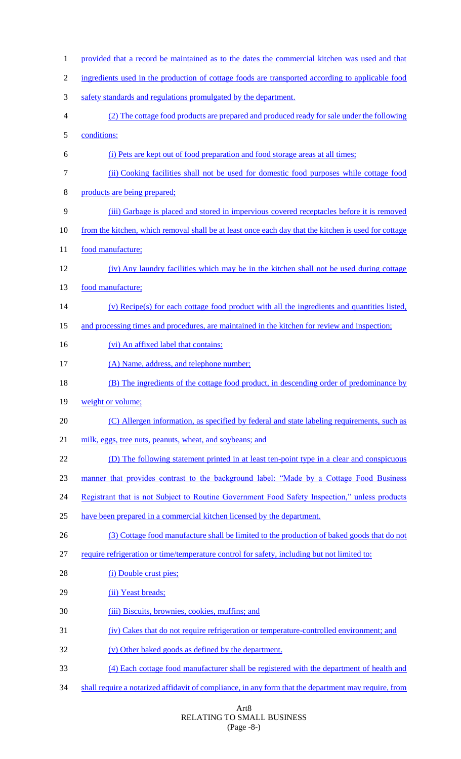provided that a record be maintained as to the dates the commercial kitchen was used and that ingredients used in the production of cottage foods are transported according to applicable food safety standards and regulations promulgated by the department.

(2) The cottage food products are prepared and produced ready for sale under the following conditions:

(i) Pets are kept out of food preparation and food storage areas at all times;

(ii) Cooking facilities shall not be used for domestic food purposes while cottage food products are being prepared;

(iii) Garbage is placed and stored in impervious covered receptacles before it is removed from the kitchen, which removal shall be at least once each day that the kitchen is used for cottage food manufacture;

(iv) Any laundry facilities which may be in the kitchen shall not be used during cottage food manufacture;

(v) Recipe(s) for each cottage food product with all the ingredients and quantities listed, and processing times and procedures, are maintained in the kitchen for review and inspection;

(vi) An affixed label that contains:

(A) Name, address, and telephone number;

(B) The ingredients of the cottage food product, in descending order of predominance by weight or volume;

(C) Allergen information, as specified by federal and state labeling requirements, such as milk, eggs, tree nuts, peanuts, wheat, and soybeans; and

(D) The following statement printed in at least ten-point type in a clear and conspicuous manner that provides contrast to the background label: "Made by a Cottage Food Business Registrant that is not Subject to Routine Government Food Safety Inspection," unless products have been prepared in a commercial kitchen licensed by the department.

(3) Cottage food manufacture shall be limited to the production of baked goods that do not require refrigeration or time/temperature control for safety, including but not limited to:

(i) Double crust pies;

(ii) Yeast breads;

(iii) Biscuits, brownies, cookies, muffins; and

(iv) Cakes that do not require refrigeration or temperature-controlled environment; and

(v) Other baked goods as defined by the department.

(4) Each cottage food manufacturer shall be registered with the department of health and shall require a notarized affidavit of compliance, in any form that the department may require, from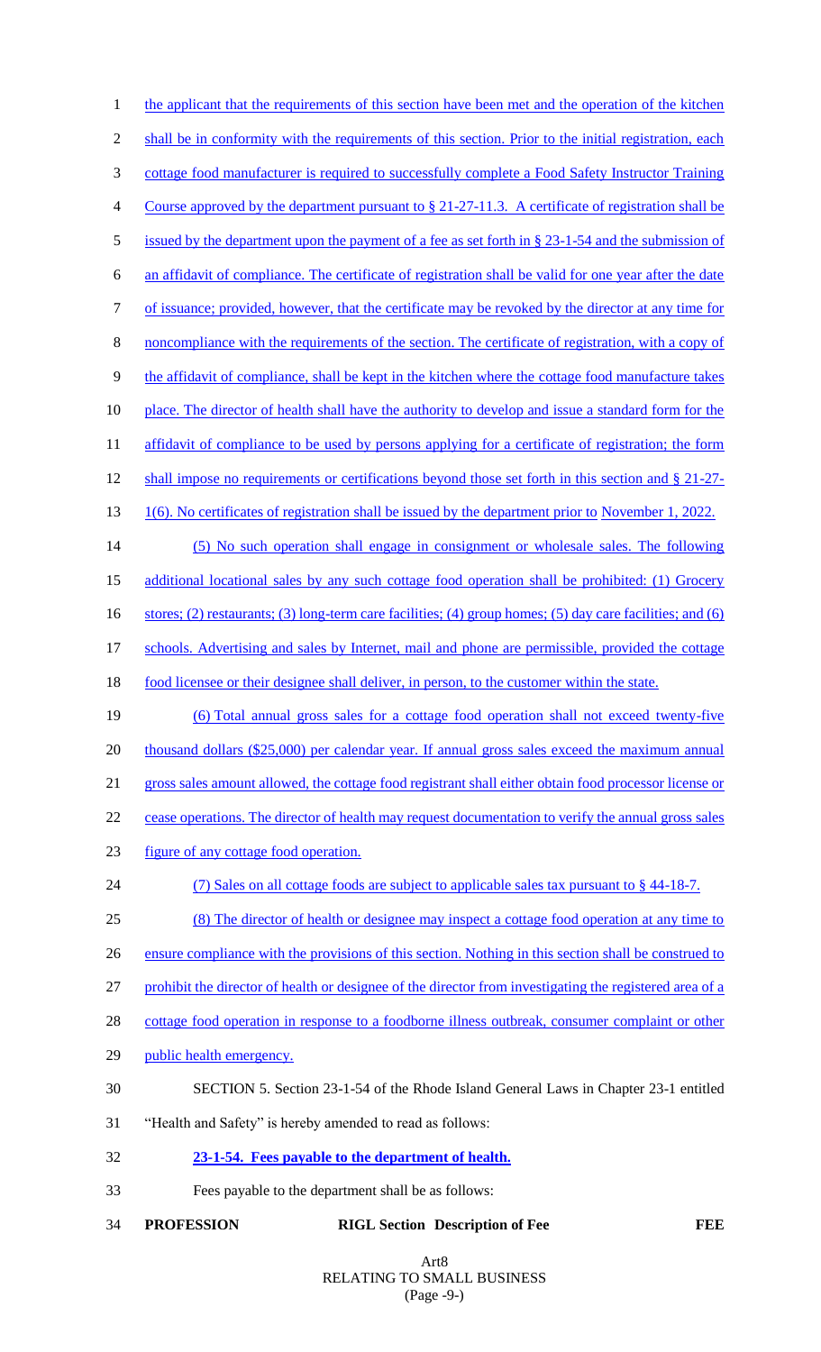the applicant that the requirements of this section have been met and the operation of the kitchen shall be in conformity with the requirements of this section. Prior to the initial registration, each cottage food manufacturer is required to successfully complete a Food Safety Instructor Training Course approved by the department pursuant to § 21-27-11.3. A certificate of registration shall be issued by the department upon the payment of a fee as set forth in § 23-1-54 and the submission of an affidavit of compliance. The certificate of registration shall be valid for one year after the date of issuance; provided, however, that the certificate may be revoked by the director at any time for noncompliance with the requirements of the section. The certificate of registration, with a copy of the affidavit of compliance, shall be kept in the kitchen where the cottage food manufacture takes place. The director of health shall have the authority to develop and issue a standard form for the affidavit of compliance to be used by persons applying for a certificate of registration; the form shall impose no requirements or certifications beyond those set forth in this section and § 21-27-1(6). No certificates of registration shall be issued by the department prior to November 1, 2022.

(5) No such operation shall engage in consignment or wholesale sales. The following additional locational sales by any such cottage food operation shall be prohibited: (1) Grocery stores; (2) restaurants; (3) long-term care facilities; (4) group homes; (5) day care facilities; and (6) schools. Advertising and sales by Internet, mail and phone are permissible, provided the cottage food licensee or their designee shall deliver, in person, to the customer within the state.

(6) Total annual gross sales for a cottage food operation shall not exceed twenty-five thousand dollars ($25,000) per calendar year. If annual gross sales exceed the maximum annual gross sales amount allowed, the cottage food registrant shall either obtain food processor license or cease operations. The director of health may request documentation to verify the annual gross sales figure of any cottage food operation.

(7) Sales on all cottage foods are subject to applicable sales tax pursuant to § 44-18-7.

(8) The director of health or designee may inspect a cottage food operation at any time to ensure compliance with the provisions of this section. Nothing in this section shall be construed to prohibit the director of health or designee of the director from investigating the registered area of a cottage food operation in response to a foodborne illness outbreak, consumer complaint or other public health emergency.

SECTION 5. Section 23-1-54 of the Rhode Island General Laws in Chapter 23-1 entitled "Health and Safety" is hereby amended to read as follows:

**23-1-54. Fees payable to the department of health.**

Fees payable to the department shall be as follows:

| PROFESSION | RIGL Section | Description of Fee | FEE |
|---|---|---|---|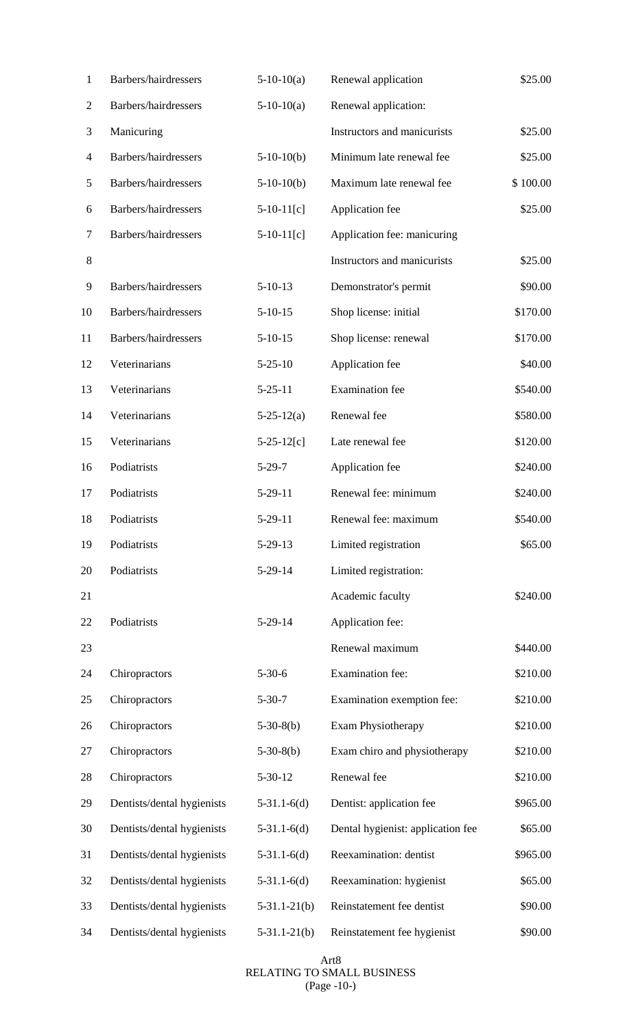| | | | | |
|---|---|---|---|---|
| 1 | Barbers/hairdressers | 5-10-10(a) | Renewal application | $25.00 |
| 2 | Barbers/hairdressers | 5-10-10(a) | Renewal application: | |
| 3 | Manicuring | | Instructors and manicurists | $25.00 |
| 4 | Barbers/hairdressers | 5-10-10(b) | Minimum late renewal fee | $25.00 |
| 5 | Barbers/hairdressers | 5-10-10(b) | Maximum late renewal fee | $ 100.00 |
| 6 | Barbers/hairdressers | 5-10-11[c] | Application fee | $25.00 |
| 7 | Barbers/hairdressers | 5-10-11[c] | Application fee: manicuring | |
| 8 | | | Instructors and manicurists | $25.00 |
| 9 | Barbers/hairdressers | 5-10-13 | Demonstrator's permit | $90.00 |
| 10 | Barbers/hairdressers | 5-10-15 | Shop license: initial | $170.00 |
| 11 | Barbers/hairdressers | 5-10-15 | Shop license: renewal | $170.00 |
| 12 | Veterinarians | 5-25-10 | Application fee | $40.00 |
| 13 | Veterinarians | 5-25-11 | Examination fee | $540.00 |
| 14 | Veterinarians | 5-25-12(a) | Renewal fee | $580.00 |
| 15 | Veterinarians | 5-25-12[c] | Late renewal fee | $120.00 |
| 16 | Podiatrists | 5-29-7 | Application fee | $240.00 |
| 17 | Podiatrists | 5-29-11 | Renewal fee: minimum | $240.00 |
| 18 | Podiatrists | 5-29-11 | Renewal fee: maximum | $540.00 |
| 19 | Podiatrists | 5-29-13 | Limited registration | $65.00 |
| 20 | Podiatrists | 5-29-14 | Limited registration: | |
| 21 | | | Academic faculty | $240.00 |
| 22 | Podiatrists | 5-29-14 | Application fee: | |
| 23 | | | Renewal maximum | $440.00 |
| 24 | Chiropractors | 5-30-6 | Examination fee: | $210.00 |
| 25 | Chiropractors | 5-30-7 | Examination exemption fee: | $210.00 |
| 26 | Chiropractors | 5-30-8(b) | Exam Physiotherapy | $210.00 |
| 27 | Chiropractors | 5-30-8(b) | Exam chiro and physiotherapy | $210.00 |
| 28 | Chiropractors | 5-30-12 | Renewal fee | $210.00 |
| 29 | Dentists/dental hygienists | 5-31.1-6(d) | Dentist: application fee | $965.00 |
| 30 | Dentists/dental hygienists | 5-31.1-6(d) | Dental hygienist: application fee | $65.00 |
| 31 | Dentists/dental hygienists | 5-31.1-6(d) | Reexamination: dentist | $965.00 |
| 32 | Dentists/dental hygienists | 5-31.1-6(d) | Reexamination: hygienist | $65.00 |
| 33 | Dentists/dental hygienists | 5-31.1-21(b) | Reinstatement fee dentist | $90.00 |
| 34 | Dentists/dental hygienists | 5-31.1-21(b) | Reinstatement fee hygienist | $90.00 |

Art8
RELATING TO SMALL BUSINESS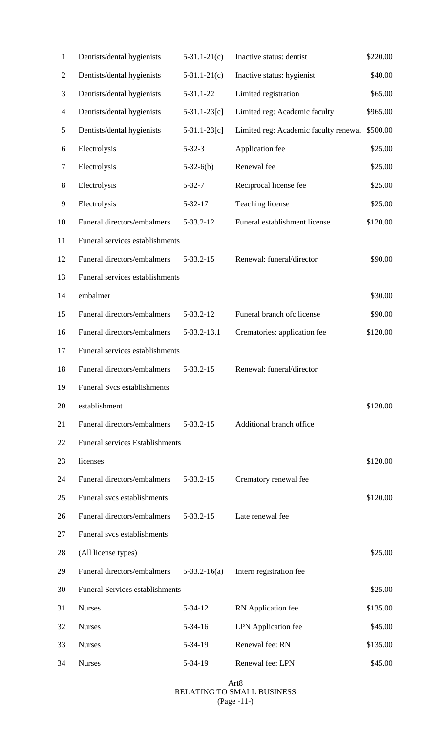| | | | |
|---|---|---|---|
| Dentists/dental hygienists | 5-31.1-21(c) | Inactive status: dentist | $220.00 |
| Dentists/dental hygienists | 5-31.1-21(c) | Inactive status: hygienist | $40.00 |
| Dentists/dental hygienists | 5-31.1-22 | Limited registration | $65.00 |
| Dentists/dental hygienists | 5-31.1-23[c] | Limited reg: Academic faculty | $965.00 |
| Dentists/dental hygienists | 5-31.1-23[c] | Limited reg: Academic faculty renewal | $500.00 |
| Electrolysis | 5-32-3 | Application fee | $25.00 |
| Electrolysis | 5-32-6(b) | Renewal fee | $25.00 |
| Electrolysis | 5-32-7 | Reciprocal license fee | $25.00 |
| Electrolysis | 5-32-17 | Teaching license | $25.00 |
| Funeral directors/embalmers | 5-33.2-12 | Funeral establishment license | $120.00 |
| Funeral services establishments | | | |
| Funeral directors/embalmers | 5-33.2-15 | Renewal: funeral/director | $90.00 |
| Funeral services establishments | | | |
| embalmer | | | $30.00 |
| Funeral directors/embalmers | 5-33.2-12 | Funeral branch ofc license | $90.00 |
| Funeral directors/embalmers | 5-33.2-13.1 | Crematories: application fee | $120.00 |
| Funeral services establishments | | | |
| Funeral directors/embalmers | 5-33.2-15 | Renewal: funeral/director | |
| Funeral Svcs establishments | | | |
| establishment | | | $120.00 |
| Funeral directors/embalmers | 5-33.2-15 | Additional branch office | |
| Funeral services Establishments | | | |
| licenses | | | $120.00 |
| Funeral directors/embalmers | 5-33.2-15 | Crematory renewal fee | |
| Funeral svcs establishments | | | $120.00 |
| Funeral directors/embalmers | 5-33.2-15 | Late renewal fee | |
| Funeral svcs establishments | | | |
| (All license types) | | | $25.00 |
| Funeral directors/embalmers | 5-33.2-16(a) | Intern registration fee | |
| Funeral Services establishments | | | $25.00 |
| Nurses | 5-34-12 | RN Application fee | $135.00 |
| Nurses | 5-34-16 | LPN Application fee | $45.00 |
| Nurses | 5-34-19 | Renewal fee: RN | $135.00 |
| Nurses | 5-34-19 | Renewal fee: LPN | $45.00 |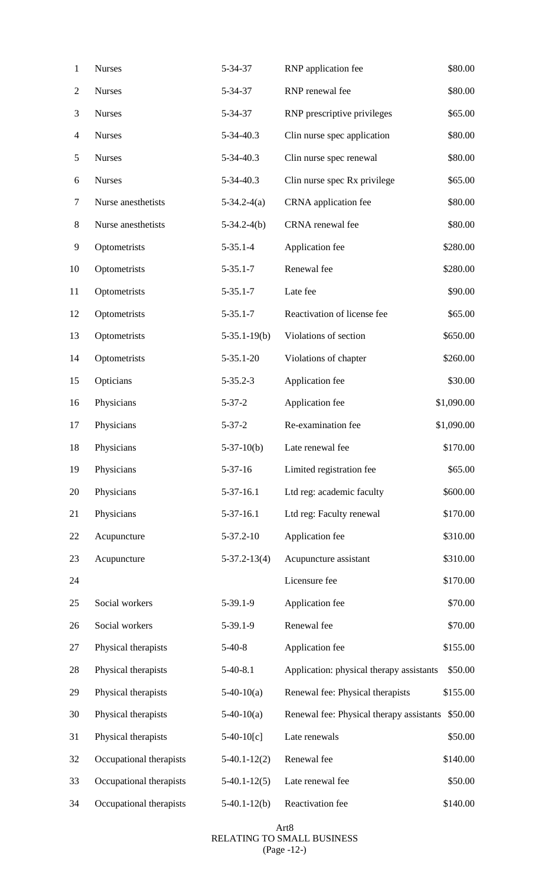| | | | | |
|---|---|---|---|---|
| 1 | Nurses | 5-34-37 | RNP application fee | $80.00 |
| 2 | Nurses | 5-34-37 | RNP renewal fee | $80.00 |
| 3 | Nurses | 5-34-37 | RNP prescriptive privileges | $65.00 |
| 4 | Nurses | 5-34-40.3 | Clin nurse spec application | $80.00 |
| 5 | Nurses | 5-34-40.3 | Clin nurse spec renewal | $80.00 |
| 6 | Nurses | 5-34-40.3 | Clin nurse spec Rx privilege | $65.00 |
| 7 | Nurse anesthetists | 5-34.2-4(a) | CRNA application fee | $80.00 |
| 8 | Nurse anesthetists | 5-34.2-4(b) | CRNA renewal fee | $80.00 |
| 9 | Optometrists | 5-35.1-4 | Application fee | $280.00 |
| 10 | Optometrists | 5-35.1-7 | Renewal fee | $280.00 |
| 11 | Optometrists | 5-35.1-7 | Late fee | $90.00 |
| 12 | Optometrists | 5-35.1-7 | Reactivation of license fee | $65.00 |
| 13 | Optometrists | 5-35.1-19(b) | Violations of section | $650.00 |
| 14 | Optometrists | 5-35.1-20 | Violations of chapter | $260.00 |
| 15 | Opticians | 5-35.2-3 | Application fee | $30.00 |
| 16 | Physicians | 5-37-2 | Application fee | $1,090.00 |
| 17 | Physicians | 5-37-2 | Re-examination fee | $1,090.00 |
| 18 | Physicians | 5-37-10(b) | Late renewal fee | $170.00 |
| 19 | Physicians | 5-37-16 | Limited registration fee | $65.00 |
| 20 | Physicians | 5-37-16.1 | Ltd reg: academic faculty | $600.00 |
| 21 | Physicians | 5-37-16.1 | Ltd reg: Faculty renewal | $170.00 |
| 22 | Acupuncture | 5-37.2-10 | Application fee | $310.00 |
| 23 | Acupuncture | 5-37.2-13(4) | Acupuncture assistant | $310.00 |
| 24 | | | Licensure fee | $170.00 |
| 25 | Social workers | 5-39.1-9 | Application fee | $70.00 |
| 26 | Social workers | 5-39.1-9 | Renewal fee | $70.00 |
| 27 | Physical therapists | 5-40-8 | Application fee | $155.00 |
| 28 | Physical therapists | 5-40-8.1 | Application: physical therapy assistants | $50.00 |
| 29 | Physical therapists | 5-40-10(a) | Renewal fee: Physical therapists | $155.00 |
| 30 | Physical therapists | 5-40-10(a) | Renewal fee: Physical therapy assistants | $50.00 |
| 31 | Physical therapists | 5-40-10[c] | Late renewals | $50.00 |
| 32 | Occupational therapists | 5-40.1-12(2) | Renewal fee | $140.00 |
| 33 | Occupational therapists | 5-40.1-12(5) | Late renewal fee | $50.00 |
| 34 | Occupational therapists | 5-40.1-12(b) | Reactivation fee | $140.00 |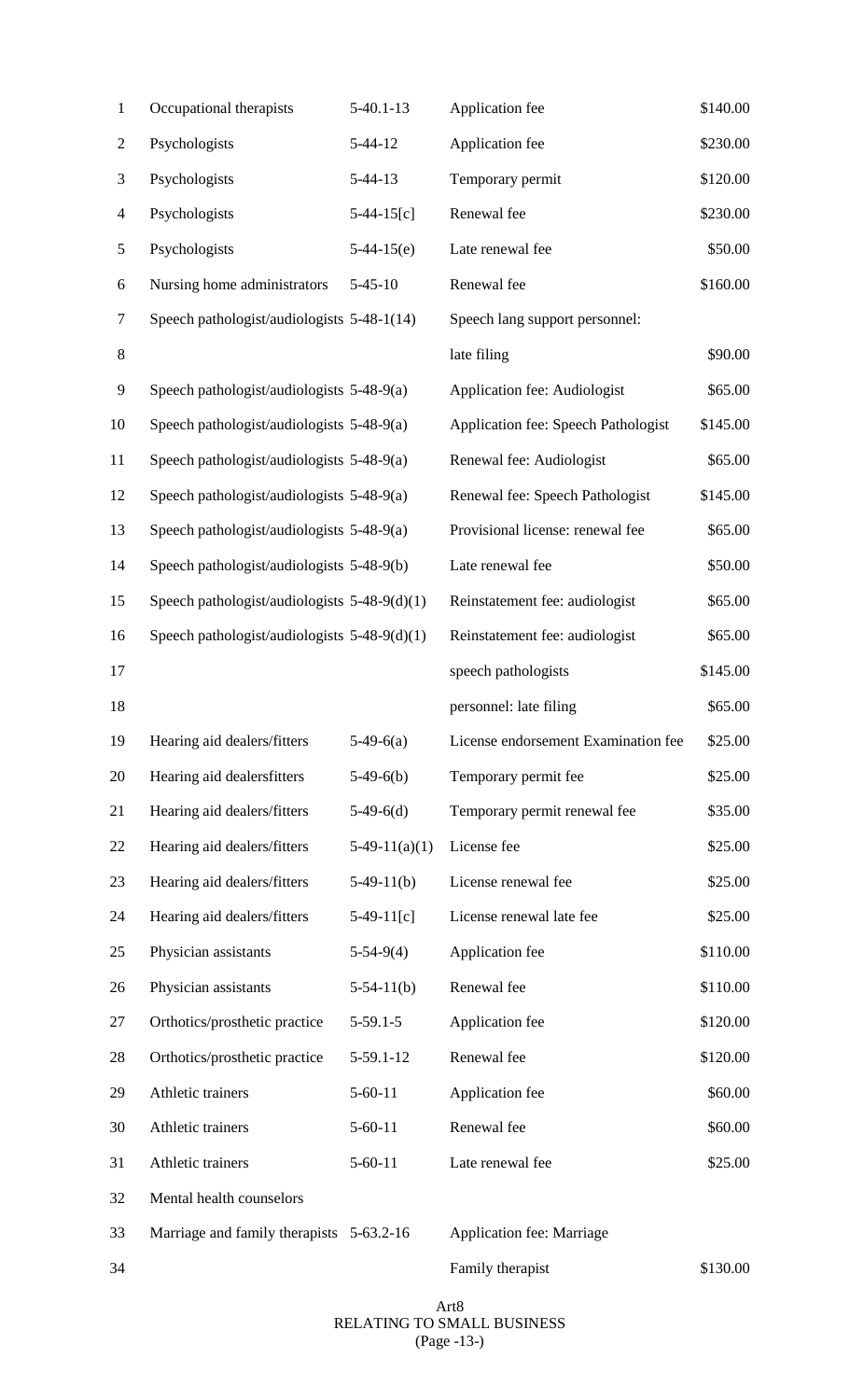| | | | |
|---|---|---|---|
| Occupational therapists | 5-40.1-13 | Application fee | $140.00 |
| Psychologists | 5-44-12 | Application fee | $230.00 |
| Psychologists | 5-44-13 | Temporary permit | $120.00 |
| Psychologists | 5-44-15[c] | Renewal fee | $230.00 |
| Psychologists | 5-44-15(e) | Late renewal fee | $50.00 |
| Nursing home administrators | 5-45-10 | Renewal fee | $160.00 |
| Speech pathologist/audiologists | 5-48-1(14) | Speech lang support personnel: | |
| | | late filing | $90.00 |
| Speech pathologist/audiologists | 5-48-9(a) | Application fee: Audiologist | $65.00 |
| Speech pathologist/audiologists | 5-48-9(a) | Application fee: Speech Pathologist | $145.00 |
| Speech pathologist/audiologists | 5-48-9(a) | Renewal fee: Audiologist | $65.00 |
| Speech pathologist/audiologists | 5-48-9(a) | Renewal fee: Speech Pathologist | $145.00 |
| Speech pathologist/audiologists | 5-48-9(a) | Provisional license: renewal fee | $65.00 |
| Speech pathologist/audiologists | 5-48-9(b) | Late renewal fee | $50.00 |
| Speech pathologist/audiologists | 5-48-9(d)(1) | Reinstatement fee: audiologist | $65.00 |
| Speech pathologist/audiologists | 5-48-9(d)(1) | Reinstatement fee: audiologist | $65.00 |
| | | speech pathologists | $145.00 |
| | | personnel: late filing | $65.00 |
| Hearing aid dealers/fitters | 5-49-6(a) | License endorsement Examination fee | $25.00 |
| Hearing aid dealersfitters | 5-49-6(b) | Temporary permit fee | $25.00 |
| Hearing aid dealers/fitters | 5-49-6(d) | Temporary permit renewal fee | $35.00 |
| Hearing aid dealers/fitters | 5-49-11(a)(1) | License fee | $25.00 |
| Hearing aid dealers/fitters | 5-49-11(b) | License renewal fee | $25.00 |
| Hearing aid dealers/fitters | 5-49-11[c] | License renewal late fee | $25.00 |
| Physician assistants | 5-54-9(4) | Application fee | $110.00 |
| Physician assistants | 5-54-11(b) | Renewal fee | $110.00 |
| Orthotics/prosthetic practice | 5-59.1-5 | Application fee | $120.00 |
| Orthotics/prosthetic practice | 5-59.1-12 | Renewal fee | $120.00 |
| Athletic trainers | 5-60-11 | Application fee | $60.00 |
| Athletic trainers | 5-60-11 | Renewal fee | $60.00 |
| Athletic trainers | 5-60-11 | Late renewal fee | $25.00 |
| Mental health counselors | | | |
| Marriage and family therapists | 5-63.2-16 | Application fee: Marriage | |
| | | Family therapist | $130.00 |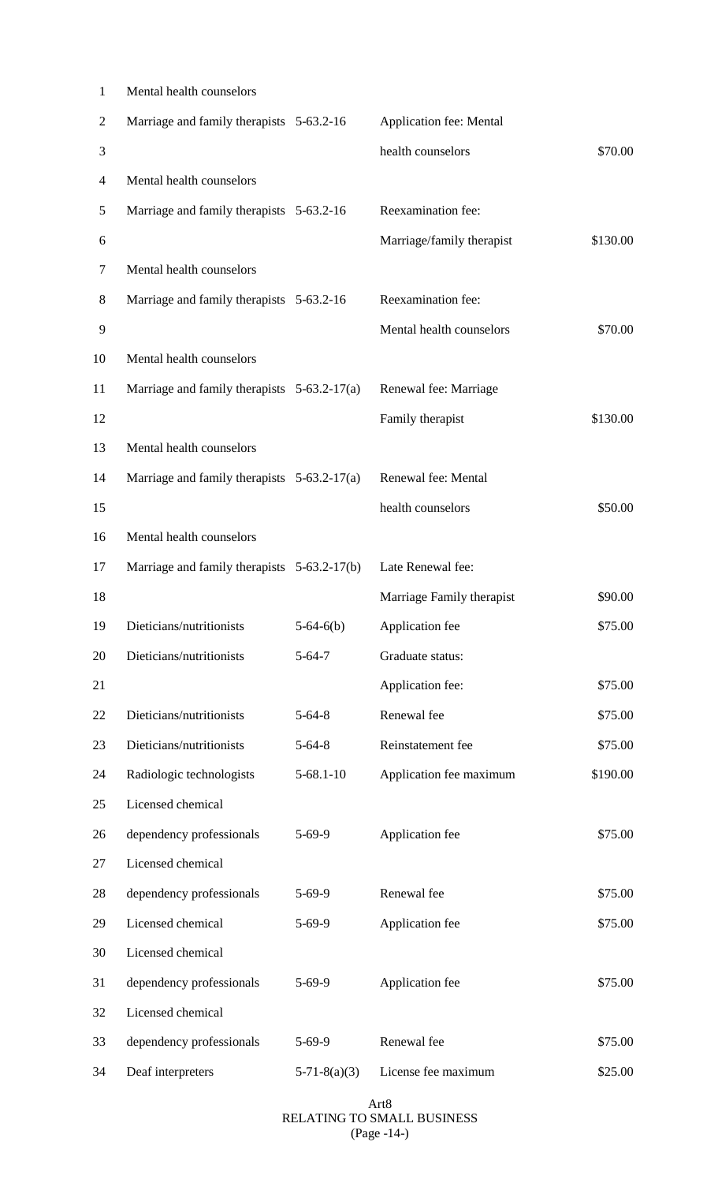| Profession | Section | Fee | Amount |
|---|---|---|---|
| Mental health counselors Marriage and family therapists | 5-63.2-16 | Application fee: Mental health counselors | $70.00 |
| Mental health counselors Marriage and family therapists | 5-63.2-16 | Reexamination fee: Marriage/family therapist | $130.00 |
| Mental health counselors Marriage and family therapists | 5-63.2-16 | Reexamination fee: Mental health counselors | $70.00 |
| Mental health counselors Marriage and family therapists | 5-63.2-17(a) | Renewal fee: Marriage Family therapist | $130.00 |
| Mental health counselors Marriage and family therapists | 5-63.2-17(a) | Renewal fee: Mental health counselors | $50.00 |
| Mental health counselors Marriage and family therapists | 5-63.2-17(b) | Late Renewal fee: Marriage Family therapist | $90.00 |
| Dieticians/nutritionists | 5-64-6(b) | Application fee | $75.00 |
| Dieticians/nutritionists | 5-64-7 | Graduate status: Application fee: | $75.00 |
| Dieticians/nutritionists | 5-64-8 | Renewal fee | $75.00 |
| Dieticians/nutritionists | 5-64-8 | Reinstatement fee | $75.00 |
| Radiologic technologists | 5-68.1-10 | Application fee maximum | $190.00 |
| Licensed chemical dependency professionals | 5-69-9 | Application fee | $75.00 |
| Licensed chemical dependency professionals | 5-69-9 | Renewal fee | $75.00 |
| Licensed chemical | 5-69-9 | Application fee | $75.00 |
| Licensed chemical dependency professionals | 5-69-9 | Application fee | $75.00 |
| Licensed chemical dependency professionals | 5-69-9 | Renewal fee | $75.00 |
| Deaf interpreters | 5-71-8(a)(3) | License fee maximum | $25.00 |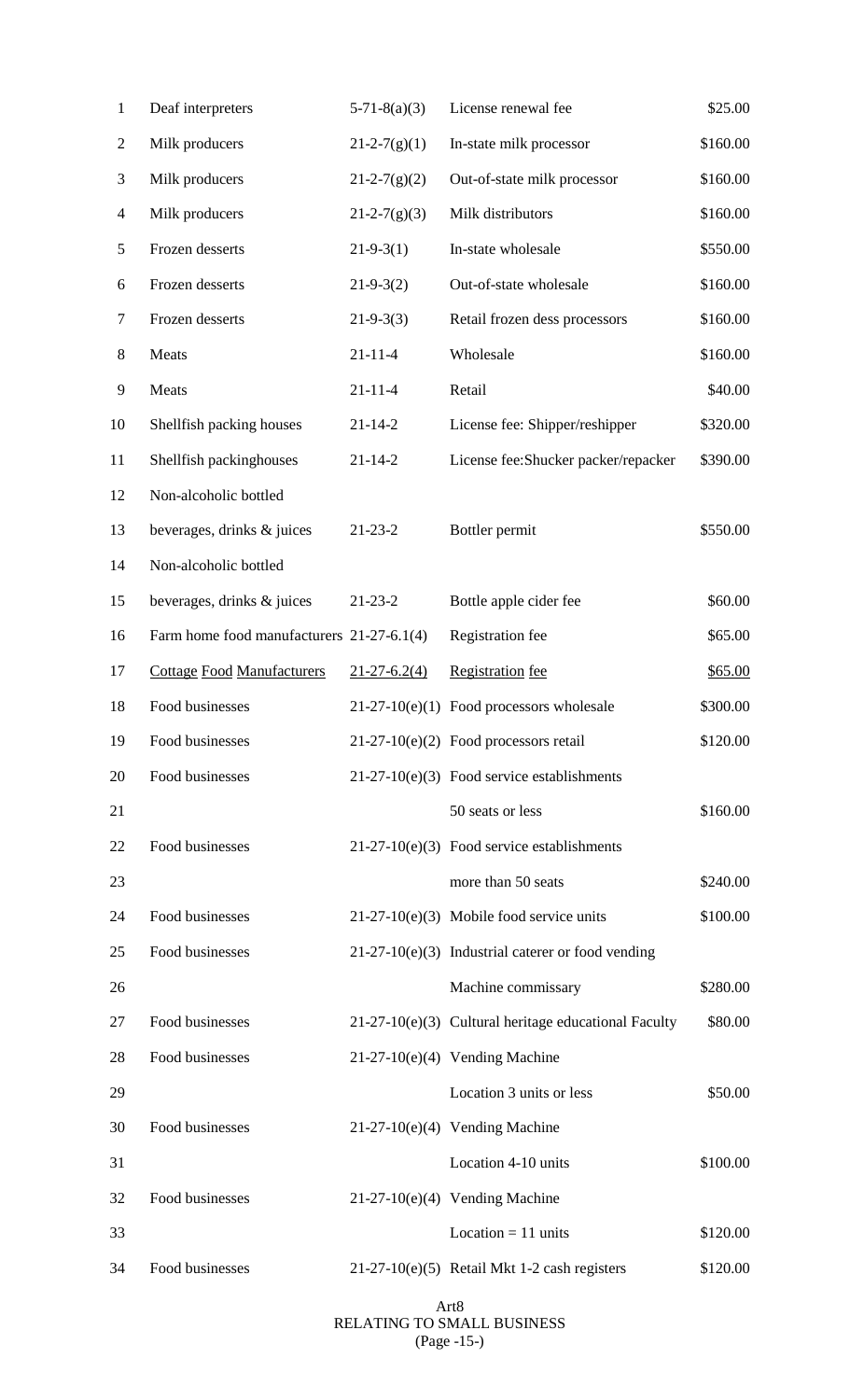| | | | | |
|---|---|---|---|---|
| 1 | Deaf interpreters | 5-71-8(a)(3) | License renewal fee | $25.00 |
| 2 | Milk producers | 21-2-7(g)(1) | In-state milk processor | $160.00 |
| 3 | Milk producers | 21-2-7(g)(2) | Out-of-state milk processor | $160.00 |
| 4 | Milk producers | 21-2-7(g)(3) | Milk distributors | $160.00 |
| 5 | Frozen desserts | 21-9-3(1) | In-state wholesale | $550.00 |
| 6 | Frozen desserts | 21-9-3(2) | Out-of-state wholesale | $160.00 |
| 7 | Frozen desserts | 21-9-3(3) | Retail frozen dess processors | $160.00 |
| 8 | Meats | 21-11-4 | Wholesale | $160.00 |
| 9 | Meats | 21-11-4 | Retail | $40.00 |
| 10 | Shellfish packing houses | 21-14-2 | License fee: Shipper/reshipper | $320.00 |
| 11 | Shellfish packinghouses | 21-14-2 | License fee:Shucker packer/repacker | $390.00 |
| 12 | Non-alcoholic bottled | | | |
| 13 | beverages, drinks & juices | 21-23-2 | Bottler permit | $550.00 |
| 14 | Non-alcoholic bottled | | | |
| 15 | beverages, drinks & juices | 21-23-2 | Bottle apple cider fee | $60.00 |
| 16 | Farm home food manufacturers | 21-27-6.1(4) | Registration fee | $65.00 |
| 17 | Cottage Food Manufacturers | 21-27-6.2(4) | Registration fee | $65.00 |
| 18 | Food businesses | 21-27-10(e)(1) | Food processors wholesale | $300.00 |
| 19 | Food businesses | 21-27-10(e)(2) | Food processors retail | $120.00 |
| 20 | Food businesses | 21-27-10(e)(3) | Food service establishments | |
| 21 | | | 50 seats or less | $160.00 |
| 22 | Food businesses | 21-27-10(e)(3) | Food service establishments | |
| 23 | | | more than 50 seats | $240.00 |
| 24 | Food businesses | 21-27-10(e)(3) | Mobile food service units | $100.00 |
| 25 | Food businesses | 21-27-10(e)(3) | Industrial caterer or food vending | |
| 26 | | | Machine commissary | $280.00 |
| 27 | Food businesses | 21-27-10(e)(3) | Cultural heritage educational Faculty | $80.00 |
| 28 | Food businesses | 21-27-10(e)(4) | Vending Machine | |
| 29 | | | Location 3 units or less | $50.00 |
| 30 | Food businesses | 21-27-10(e)(4) | Vending Machine | |
| 31 | | | Location 4-10 units | $100.00 |
| 32 | Food businesses | 21-27-10(e)(4) | Vending Machine | |
| 33 | | | Location = 11 units | $120.00 |
| 34 | Food businesses | 21-27-10(e)(5) | Retail Mkt 1-2 cash registers | $120.00 |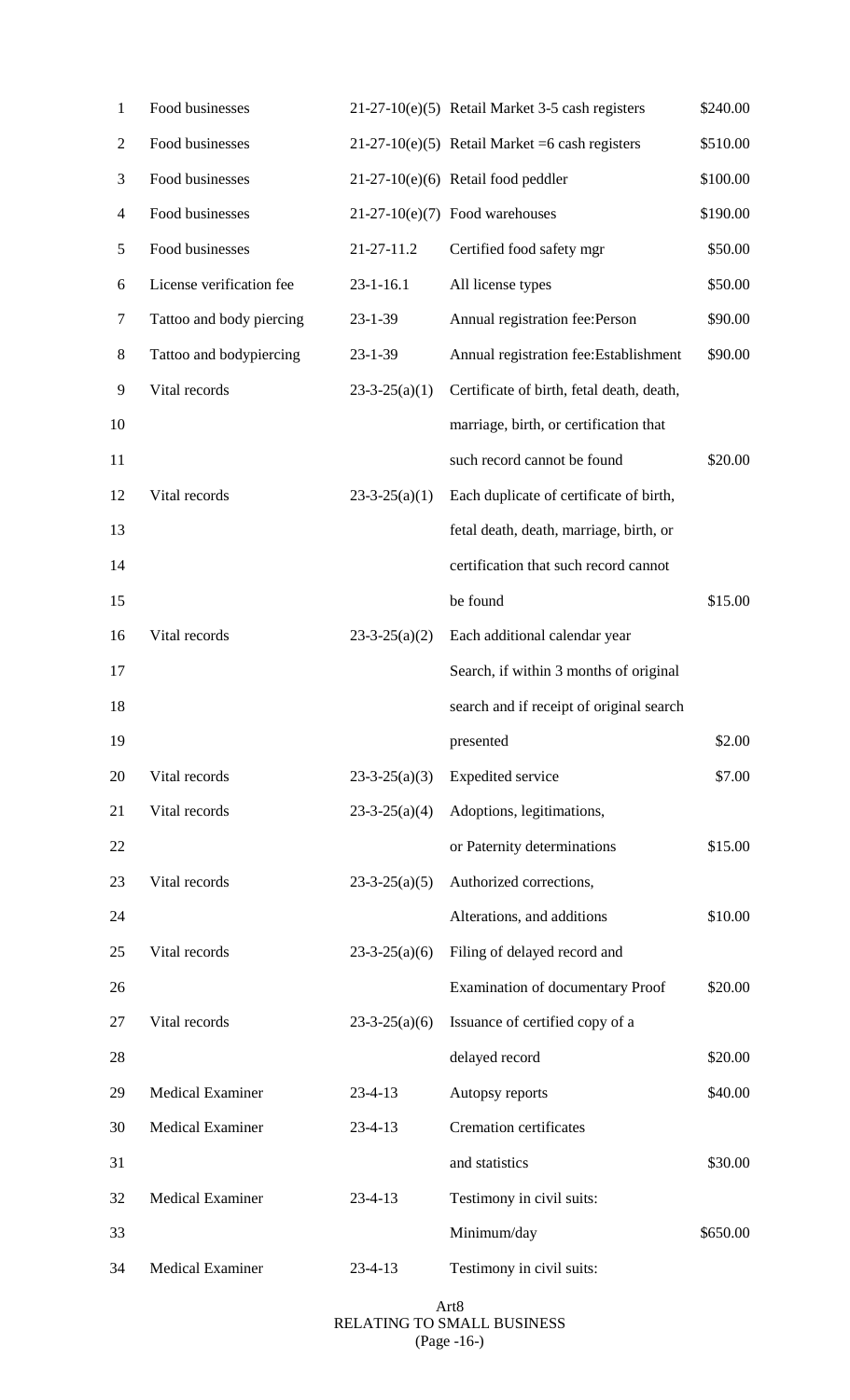| | | | |
|---|---|---|---|
| Food businesses | 21-27-10(e)(5) | Retail Market 3-5 cash registers | $240.00 |
| Food businesses | 21-27-10(e)(5) | Retail Market =6 cash registers | $510.00 |
| Food businesses | 21-27-10(e)(6) | Retail food peddler | $100.00 |
| Food businesses | 21-27-10(e)(7) | Food warehouses | $190.00 |
| Food businesses | 21-27-11.2 | Certified food safety mgr | $50.00 |
| License verification fee | 23-1-16.1 | All license types | $50.00 |
| Tattoo and body piercing | 23-1-39 | Annual registration fee:Person | $90.00 |
| Tattoo and bodypiercing | 23-1-39 | Annual registration fee:Establishment | $90.00 |
| Vital records | 23-3-25(a)(1) | Certificate of birth, fetal death, death, marriage, birth, or certification that such record cannot be found | $20.00 |
| Vital records | 23-3-25(a)(1) | Each duplicate of certificate of birth, fetal death, death, marriage, birth, or certification that such record cannot be found | $15.00 |
| Vital records | 23-3-25(a)(2) | Each additional calendar year Search, if within 3 months of original search and if receipt of original search presented | $2.00 |
| Vital records | 23-3-25(a)(3) | Expedited service | $7.00 |
| Vital records | 23-3-25(a)(4) | Adoptions, legitimations, or Paternity determinations | $15.00 |
| Vital records | 23-3-25(a)(5) | Authorized corrections, Alterations, and additions | $10.00 |
| Vital records | 23-3-25(a)(6) | Filing of delayed record and Examination of documentary Proof | $20.00 |
| Vital records | 23-3-25(a)(6) | Issuance of certified copy of a delayed record | $20.00 |
| Medical Examiner | 23-4-13 | Autopsy reports | $40.00 |
| Medical Examiner | 23-4-13 | Cremation certificates and statistics | $30.00 |
| Medical Examiner | 23-4-13 | Testimony in civil suits: Minimum/day | $650.00 |
| Medical Examiner | 23-4-13 | Testimony in civil suits: | |

Art8
RELATING TO SMALL BUSINESS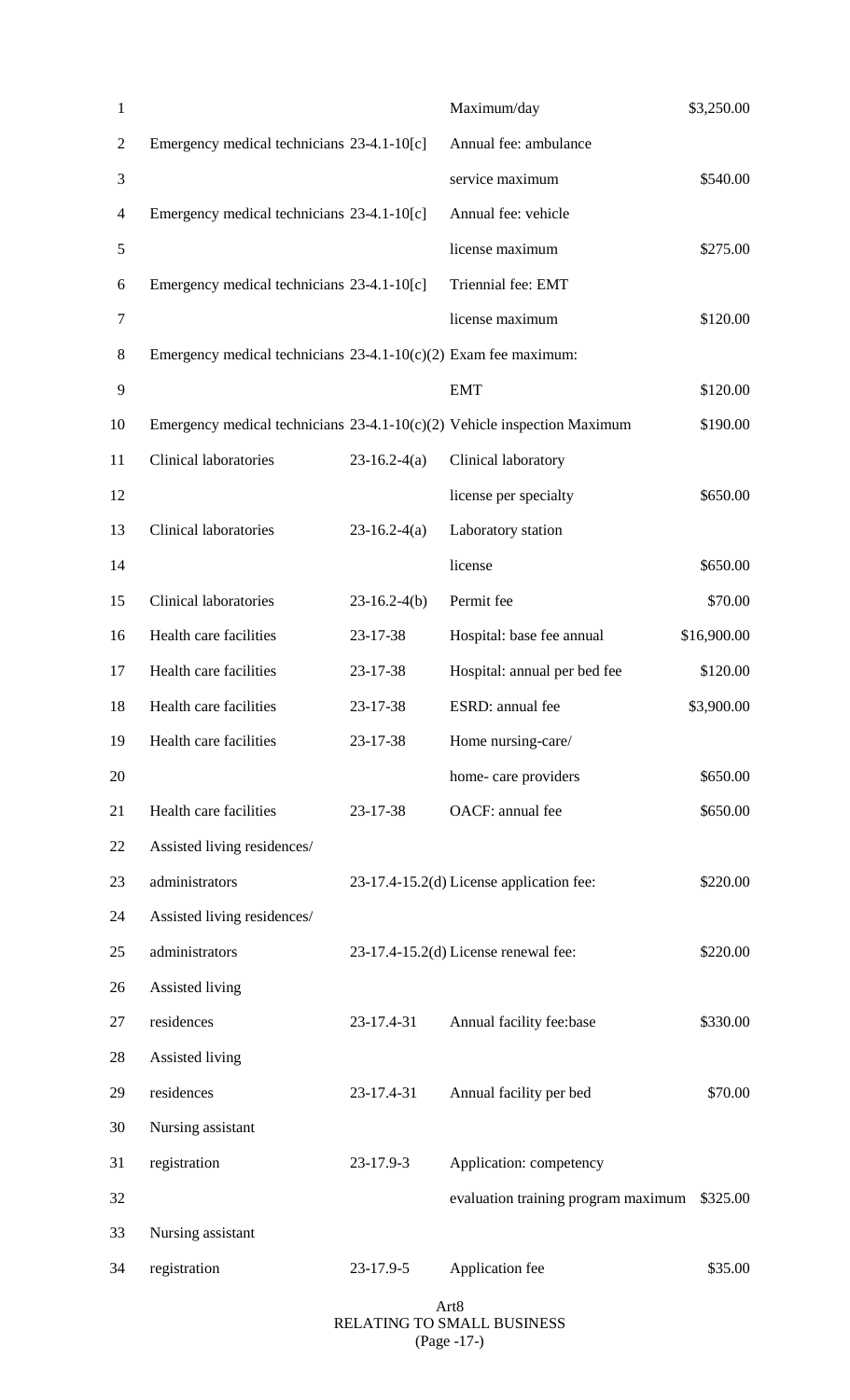| | | | |
|---|---|---|---|
| | | Maximum/day | $3,250.00 |
| Emergency medical technicians | 23-4.1-10[c] | Annual fee: ambulance service maximum | $540.00 |
| Emergency medical technicians | 23-4.1-10[c] | Annual fee: vehicle license maximum | $275.00 |
| Emergency medical technicians | 23-4.1-10[c] | Triennial fee: EMT license maximum | $120.00 |
| Emergency medical technicians | 23-4.1-10(c)(2) | Exam fee maximum: EMT | $120.00 |
| Emergency medical technicians | 23-4.1-10(c)(2) | Vehicle inspection Maximum | $190.00 |
| Clinical laboratories | 23-16.2-4(a) | Clinical laboratory license per specialty | $650.00 |
| Clinical laboratories | 23-16.2-4(a) | Laboratory station license | $650.00 |
| Clinical laboratories | 23-16.2-4(b) | Permit fee | $70.00 |
| Health care facilities | 23-17-38 | Hospital: base fee annual | $16,900.00 |
| Health care facilities | 23-17-38 | Hospital: annual per bed fee | $120.00 |
| Health care facilities | 23-17-38 | ESRD: annual fee | $3,900.00 |
| Health care facilities | 23-17-38 | Home nursing-care/ home- care providers | $650.00 |
| Health care facilities | 23-17-38 | OACF: annual fee | $650.00 |
| Assisted living residences/ administrators | 23-17.4-15.2(d) | License application fee: | $220.00 |
| Assisted living residences/ administrators | 23-17.4-15.2(d) | License renewal fee: | $220.00 |
| Assisted living residences | 23-17.4-31 | Annual facility fee:base | $330.00 |
| Assisted living residences | 23-17.4-31 | Annual facility per bed | $70.00 |
| Nursing assistant registration | 23-17.9-3 | Application: competency evaluation training program maximum | $325.00 |
| Nursing assistant registration | 23-17.9-5 | Application fee | $35.00 |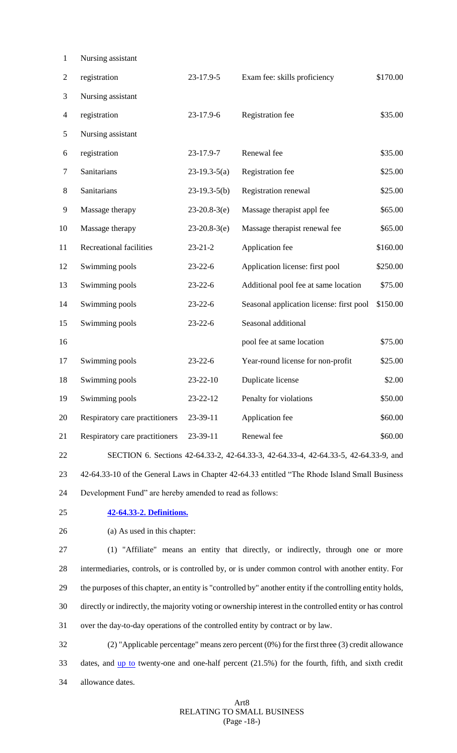| | | | |
|---|---|---|---|
| Nursing assistant registration | 23-17.9-5 | Exam fee: skills proficiency | $170.00 |
| Nursing assistant registration | 23-17.9-6 | Registration fee | $35.00 |
| Nursing assistant registration | 23-17.9-7 | Renewal fee | $35.00 |
| Sanitarians | 23-19.3-5(a) | Registration fee | $25.00 |
| Sanitarians | 23-19.3-5(b) | Registration renewal | $25.00 |
| Massage therapy | 23-20.8-3(e) | Massage therapist appl fee | $65.00 |
| Massage therapy | 23-20.8-3(e) | Massage therapist renewal fee | $65.00 |
| Recreational facilities | 23-21-2 | Application fee | $160.00 |
| Swimming pools | 23-22-6 | Application license: first pool | $250.00 |
| Swimming pools | 23-22-6 | Additional pool fee at same location | $75.00 |
| Swimming pools | 23-22-6 | Seasonal application license: first pool | $150.00 |
| Swimming pools | 23-22-6 | Seasonal additional pool fee at same location | $75.00 |
| Swimming pools | 23-22-6 | Year-round license for non-profit | $25.00 |
| Swimming pools | 23-22-10 | Duplicate license | $2.00 |
| Swimming pools | 23-22-12 | Penalty for violations | $50.00 |
| Respiratory care practitioners | 23-39-11 | Application fee | $60.00 |
| Respiratory care practitioners | 23-39-11 | Renewal fee | $60.00 |

SECTION 6. Sections 42-64.33-2, 42-64.33-3, 42-64.33-4, 42-64.33-5, 42-64.33-9, and 42-64.33-10 of the General Laws in Chapter 42-64.33 entitled "The Rhode Island Small Business Development Fund" are hereby amended to read as follows:

**42-64.33-2. Definitions.**

(a) As used in this chapter:

(1) "Affiliate" means an entity that directly, or indirectly, through one or more intermediaries, controls, or is controlled by, or is under common control with another entity. For the purposes of this chapter, an entity is "controlled by" another entity if the controlling entity holds, directly or indirectly, the majority voting or ownership interest in the controlled entity or has control over the day-to-day operations of the controlled entity by contract or by law.

(2) "Applicable percentage" means zero percent (0%) for the first three (3) credit allowance dates, and up to twenty-one and one-half percent (21.5%) for the fourth, fifth, and sixth credit allowance dates.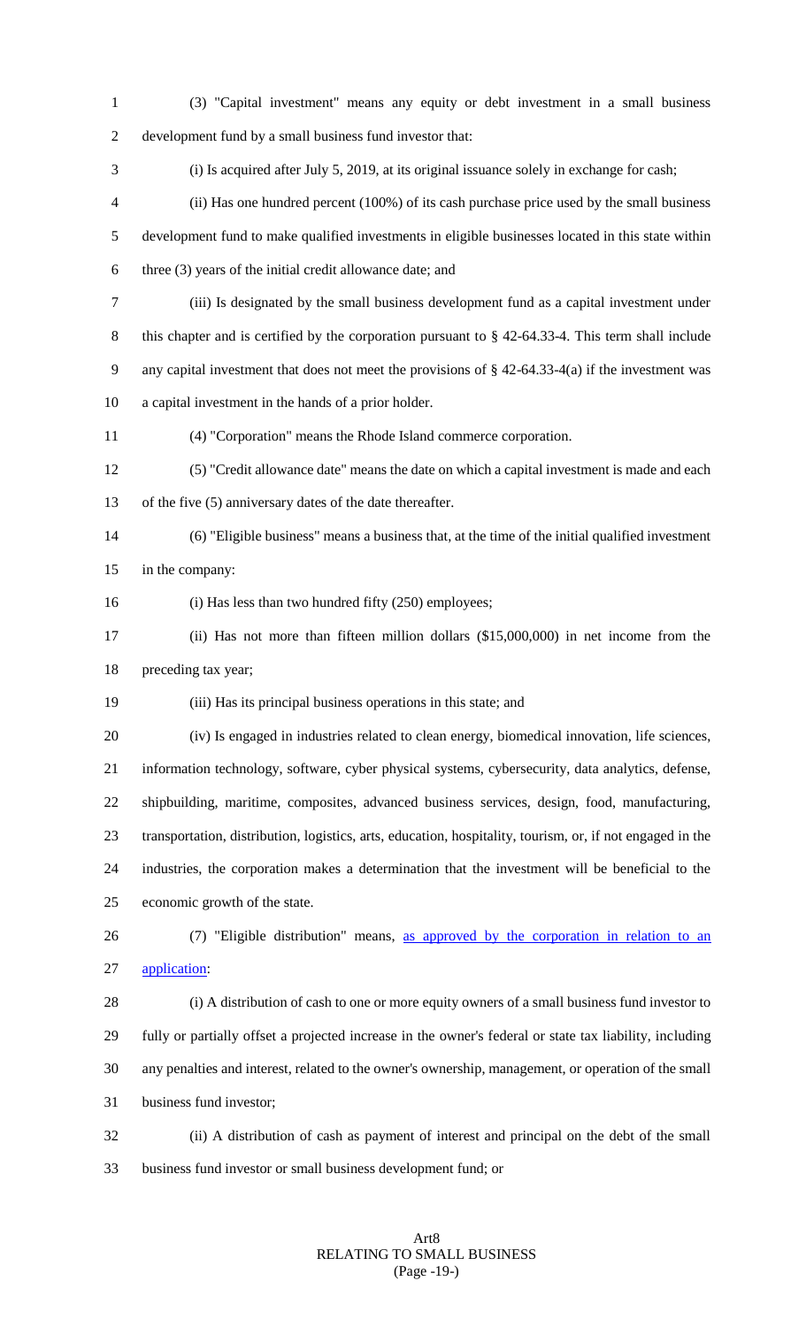(3) "Capital investment" means any equity or debt investment in a small business development fund by a small business fund investor that:

(i) Is acquired after July 5, 2019, at its original issuance solely in exchange for cash;

(ii) Has one hundred percent (100%) of its cash purchase price used by the small business development fund to make qualified investments in eligible businesses located in this state within three (3) years of the initial credit allowance date; and

(iii) Is designated by the small business development fund as a capital investment under this chapter and is certified by the corporation pursuant to § 42-64.33-4. This term shall include any capital investment that does not meet the provisions of § 42-64.33-4(a) if the investment was a capital investment in the hands of a prior holder.

(4) "Corporation" means the Rhode Island commerce corporation.

(5) "Credit allowance date" means the date on which a capital investment is made and each of the five (5) anniversary dates of the date thereafter.

(6) "Eligible business" means a business that, at the time of the initial qualified investment in the company:

(i) Has less than two hundred fifty (250) employees;

(ii) Has not more than fifteen million dollars ($15,000,000) in net income from the preceding tax year;

(iii) Has its principal business operations in this state; and

(iv) Is engaged in industries related to clean energy, biomedical innovation, life sciences, information technology, software, cyber physical systems, cybersecurity, data analytics, defense, shipbuilding, maritime, composites, advanced business services, design, food, manufacturing, transportation, distribution, logistics, arts, education, hospitality, tourism, or, if not engaged in the industries, the corporation makes a determination that the investment will be beneficial to the economic growth of the state.

(7) "Eligible distribution" means, as approved by the corporation in relation to an application:

(i) A distribution of cash to one or more equity owners of a small business fund investor to fully or partially offset a projected increase in the owner's federal or state tax liability, including any penalties and interest, related to the owner's ownership, management, or operation of the small business fund investor;

(ii) A distribution of cash as payment of interest and principal on the debt of the small business fund investor or small business development fund; or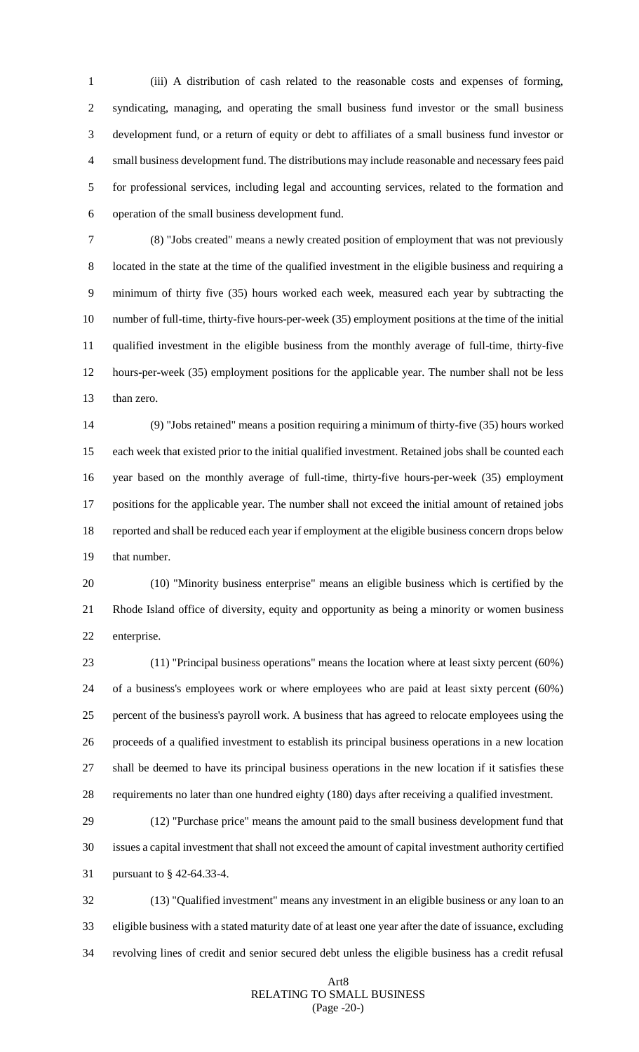(iii) A distribution of cash related to the reasonable costs and expenses of forming, syndicating, managing, and operating the small business fund investor or the small business development fund, or a return of equity or debt to affiliates of a small business fund investor or small business development fund. The distributions may include reasonable and necessary fees paid for professional services, including legal and accounting services, related to the formation and operation of the small business development fund.

(8) "Jobs created" means a newly created position of employment that was not previously located in the state at the time of the qualified investment in the eligible business and requiring a minimum of thirty five (35) hours worked each week, measured each year by subtracting the number of full-time, thirty-five hours-per-week (35) employment positions at the time of the initial qualified investment in the eligible business from the monthly average of full-time, thirty-five hours-per-week (35) employment positions for the applicable year. The number shall not be less than zero.

(9) "Jobs retained" means a position requiring a minimum of thirty-five (35) hours worked each week that existed prior to the initial qualified investment. Retained jobs shall be counted each year based on the monthly average of full-time, thirty-five hours-per-week (35) employment positions for the applicable year. The number shall not exceed the initial amount of retained jobs reported and shall be reduced each year if employment at the eligible business concern drops below that number.

(10) "Minority business enterprise" means an eligible business which is certified by the Rhode Island office of diversity, equity and opportunity as being a minority or women business enterprise.

(11) "Principal business operations" means the location where at least sixty percent (60%) of a business's employees work or where employees who are paid at least sixty percent (60%) percent of the business's payroll work. A business that has agreed to relocate employees using the proceeds of a qualified investment to establish its principal business operations in a new location shall be deemed to have its principal business operations in the new location if it satisfies these requirements no later than one hundred eighty (180) days after receiving a qualified investment.

(12) "Purchase price" means the amount paid to the small business development fund that issues a capital investment that shall not exceed the amount of capital investment authority certified pursuant to § 42-64.33-4.

(13) "Qualified investment" means any investment in an eligible business or any loan to an eligible business with a stated maturity date of at least one year after the date of issuance, excluding revolving lines of credit and senior secured debt unless the eligible business has a credit refusal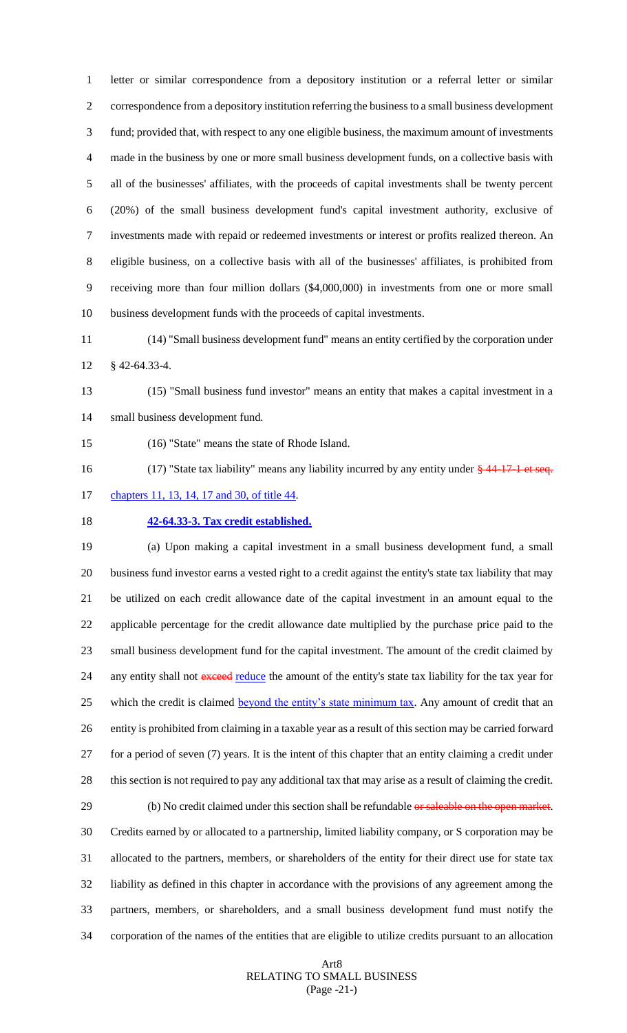letter or similar correspondence from a depository institution or a referral letter or similar correspondence from a depository institution referring the business to a small business development fund; provided that, with respect to any one eligible business, the maximum amount of investments made in the business by one or more small business development funds, on a collective basis with all of the businesses' affiliates, with the proceeds of capital investments shall be twenty percent (20%) of the small business development fund's capital investment authority, exclusive of investments made with repaid or redeemed investments or interest or profits realized thereon. An eligible business, on a collective basis with all of the businesses' affiliates, is prohibited from receiving more than four million dollars ($4,000,000) in investments from one or more small business development funds with the proceeds of capital investments.

(14) "Small business development fund" means an entity certified by the corporation under § 42-64.33-4.

(15) "Small business fund investor" means an entity that makes a capital investment in a small business development fund.

(16) "State" means the state of Rhode Island.

(17) "State tax liability" means any liability incurred by any entity under ~~§ 44-17-1 et seq.~~ chapters 11, 13, 14, 17 and 30, of title 44.

**42-64.33-3. Tax credit established.**

(a) Upon making a capital investment in a small business development fund, a small business fund investor earns a vested right to a credit against the entity's state tax liability that may be utilized on each credit allowance date of the capital investment in an amount equal to the applicable percentage for the credit allowance date multiplied by the purchase price paid to the small business development fund for the capital investment. The amount of the credit claimed by any entity shall not ~~exceed~~ reduce the amount of the entity's state tax liability for the tax year for which the credit is claimed beyond the entity's state minimum tax. Any amount of credit that an entity is prohibited from claiming in a taxable year as a result of this section may be carried forward for a period of seven (7) years. It is the intent of this chapter that an entity claiming a credit under this section is not required to pay any additional tax that may arise as a result of claiming the credit.

(b) No credit claimed under this section shall be refundable ~~or saleable on the open market~~. Credits earned by or allocated to a partnership, limited liability company, or S corporation may be allocated to the partners, members, or shareholders of the entity for their direct use for state tax liability as defined in this chapter in accordance with the provisions of any agreement among the partners, members, or shareholders, and a small business development fund must notify the corporation of the names of the entities that are eligible to utilize credits pursuant to an allocation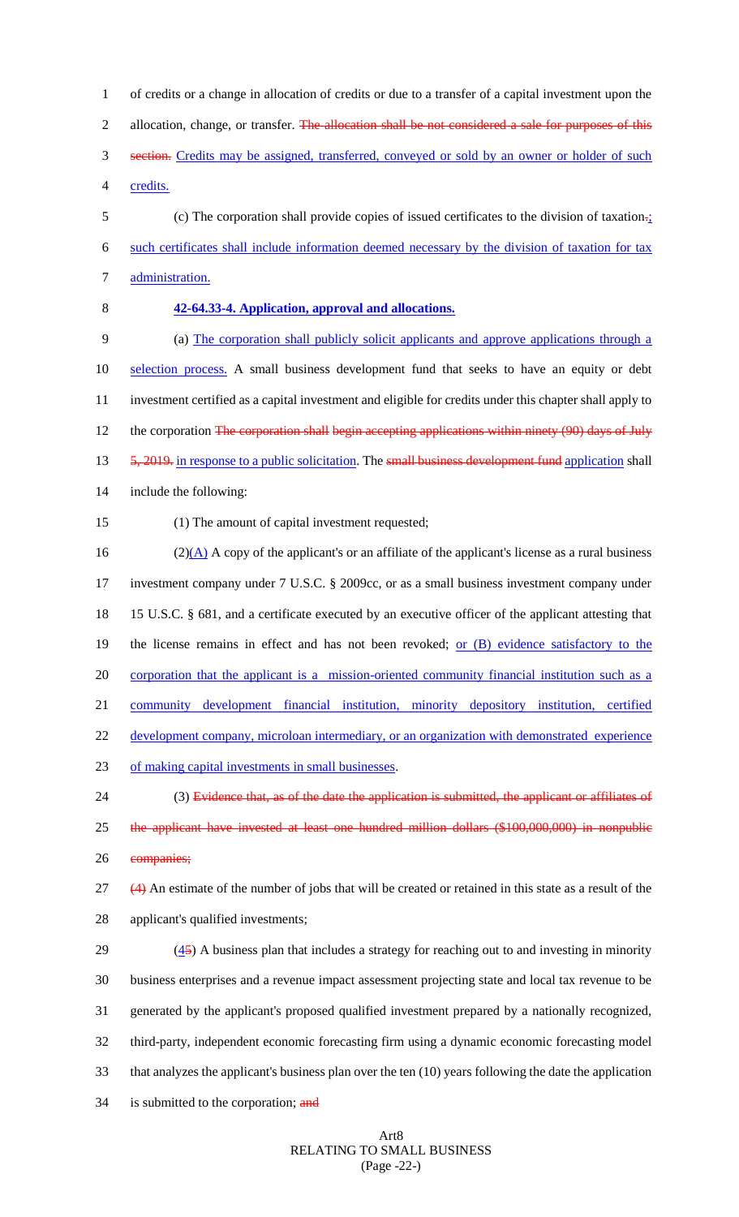of credits or a change in allocation of credits or due to a transfer of a capital investment upon the allocation, change, or transfer. ~~The allocation shall be not considered a sale for purposes of this section.~~ <u>Credits may be assigned, transferred, conveyed or sold by an owner or holder of such credits.</u>

(c) The corporation shall provide copies of issued certificates to the division of taxation~~.~~<u>; such certificates shall include information deemed necessary by the division of taxation for tax administration.</u>

**<u>42-64.33-4. Application, approval and allocations.</u>**

(a) <u>The corporation shall publicly solicit applicants and approve applications through a selection process.</u> A small business development fund that seeks to have an equity or debt investment certified as a capital investment and eligible for credits under this chapter shall apply to the corporation ~~The corporation shall begin accepting applications within ninety (90) days of July 5, 2019.~~ <u>in response to a public solicitation</u>. The ~~small business development fund~~ <u>application</u> shall include the following:

(1) The amount of capital investment requested;

(2)<u>(A)</u> A copy of the applicant's or an affiliate of the applicant's license as a rural business investment company under 7 U.S.C. § 2009cc, or as a small business investment company under 15 U.S.C. § 681, and a certificate executed by an executive officer of the applicant attesting that the license remains in effect and has not been revoked; <u>or (B) evidence satisfactory to the corporation that the applicant is a mission-oriented community financial institution such as a community development financial institution, minority depository institution, certified development company, microloan intermediary, or an organization with demonstrated experience of making capital investments in small businesses</u>.

(3) ~~Evidence that, as of the date the application is submitted, the applicant or affiliates of the applicant have invested at least one hundred million dollars ($100,000,000) in nonpublic companies;~~

~~(4)~~ An estimate of the number of jobs that will be created or retained in this state as a result of the applicant's qualified investments;

(<u>4</u>~~5~~) A business plan that includes a strategy for reaching out to and investing in minority business enterprises and a revenue impact assessment projecting state and local tax revenue to be generated by the applicant's proposed qualified investment prepared by a nationally recognized, third-party, independent economic forecasting firm using a dynamic economic forecasting model that analyzes the applicant's business plan over the ten (10) years following the date the application is submitted to the corporation; ~~and~~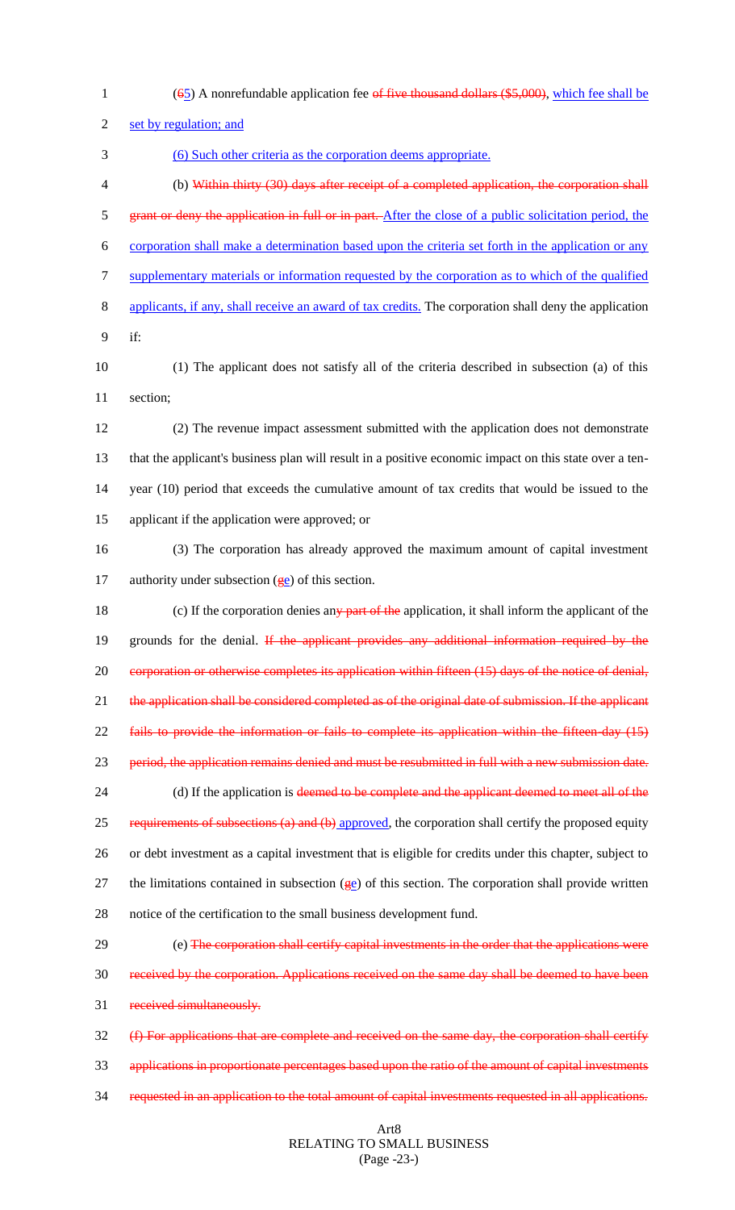(~~6~~5) A nonrefundable application fee ~~of five thousand dollars ($5,000)~~, which fee shall be set by regulation; and

(6) Such other criteria as the corporation deems appropriate.

(b) ~~Within thirty (30) days after receipt of a completed application, the corporation shall grant or deny the application in full or in part.~~ After the close of a public solicitation period, the corporation shall make a determination based upon the criteria set forth in the application or any supplementary materials or information requested by the corporation as to which of the qualified applicants, if any, shall receive an award of tax credits. The corporation shall deny the application if:

(1) The applicant does not satisfy all of the criteria described in subsection (a) of this section;

(2) The revenue impact assessment submitted with the application does not demonstrate that the applicant's business plan will result in a positive economic impact on this state over a ten-year (10) period that exceeds the cumulative amount of tax credits that would be issued to the applicant if the application were approved; or

(3) The corporation has already approved the maximum amount of capital investment authority under subsection (~~g~~e) of this section.

(c) If the corporation denies an~~y part of the~~ application, it shall inform the applicant of the grounds for the denial. ~~If the applicant provides any additional information required by the corporation or otherwise completes its application within fifteen (15) days of the notice of denial, the application shall be considered completed as of the original date of submission. If the applicant fails to provide the information or fails to complete its application within the fifteen-day (15) period, the application remains denied and must be resubmitted in full with a new submission date.~~

(d) If the application is ~~deemed to be complete and the applicant deemed to meet all of the requirements of subsections (a) and (b)~~ approved, the corporation shall certify the proposed equity or debt investment as a capital investment that is eligible for credits under this chapter, subject to the limitations contained in subsection (~~g~~e) of this section. The corporation shall provide written notice of the certification to the small business development fund.

(e) ~~The corporation shall certify capital investments in the order that the applications were received by the corporation. Applications received on the same day shall be deemed to have been received simultaneously.~~

~~(f) For applications that are complete and received on the same day, the corporation shall certify applications in proportionate percentages based upon the ratio of the amount of capital investments requested in an application to the total amount of capital investments requested in all applications.~~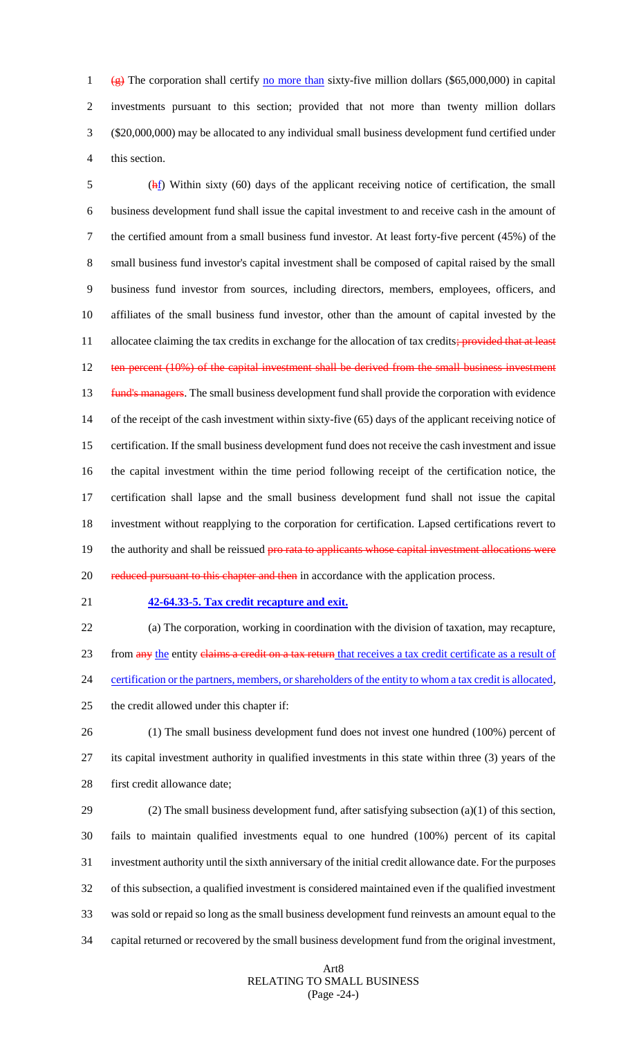(g) The corporation shall certify no more than sixty-five million dollars ($65,000,000) in capital investments pursuant to this section; provided that not more than twenty million dollars ($20,000,000) may be allocated to any individual small business development fund certified under this section.

(hf) Within sixty (60) days of the applicant receiving notice of certification, the small business development fund shall issue the capital investment to and receive cash in the amount of the certified amount from a small business fund investor. At least forty-five percent (45%) of the small business fund investor's capital investment shall be composed of capital raised by the small business fund investor from sources, including directors, members, employees, officers, and affiliates of the small business fund investor, other than the amount of capital invested by the allocatee claiming the tax credits in exchange for the allocation of tax credits; provided that at least ten percent (10%) of the capital investment shall be derived from the small business investment fund's managers. The small business development fund shall provide the corporation with evidence of the receipt of the cash investment within sixty-five (65) days of the applicant receiving notice of certification. If the small business development fund does not receive the cash investment and issue the capital investment within the time period following receipt of the certification notice, the certification shall lapse and the small business development fund shall not issue the capital investment without reapplying to the corporation for certification. Lapsed certifications revert to the authority and shall be reissued pro rata to applicants whose capital investment allocations were reduced pursuant to this chapter and then in accordance with the application process.

**42-64.33-5. Tax credit recapture and exit.**

(a) The corporation, working in coordination with the division of taxation, may recapture, from any the entity claims a credit on a tax return that receives a tax credit certificate as a result of certification or the partners, members, or shareholders of the entity to whom a tax credit is allocated, the credit allowed under this chapter if:

(1) The small business development fund does not invest one hundred (100%) percent of its capital investment authority in qualified investments in this state within three (3) years of the first credit allowance date;

(2) The small business development fund, after satisfying subsection (a)(1) of this section, fails to maintain qualified investments equal to one hundred (100%) percent of its capital investment authority until the sixth anniversary of the initial credit allowance date. For the purposes of this subsection, a qualified investment is considered maintained even if the qualified investment was sold or repaid so long as the small business development fund reinvests an amount equal to the capital returned or recovered by the small business development fund from the original investment,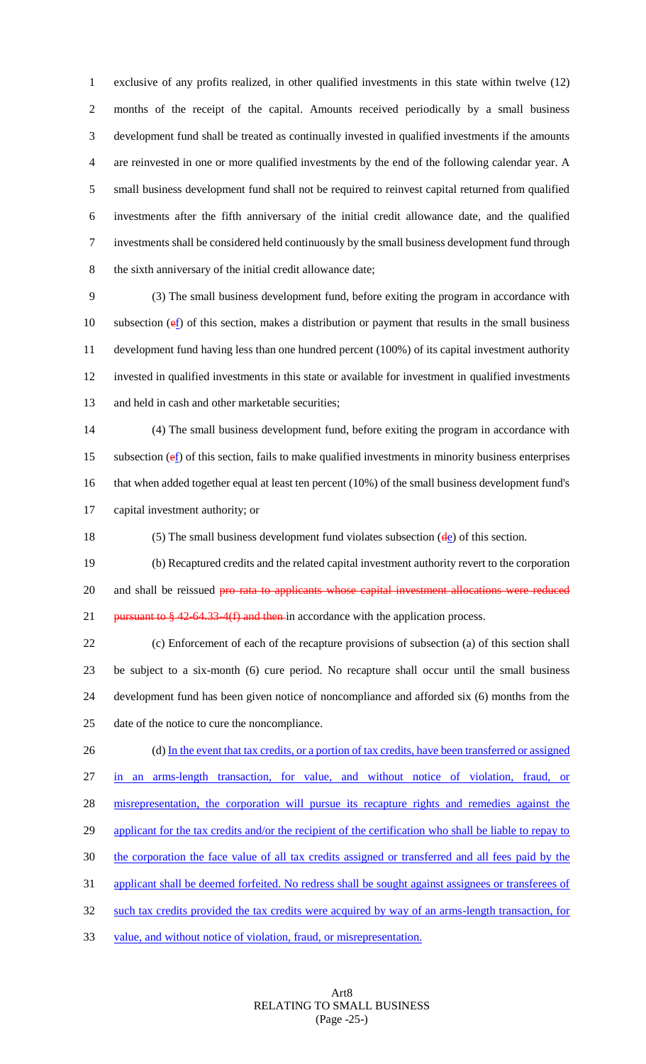exclusive of any profits realized, in other qualified investments in this state within twelve (12) months of the receipt of the capital. Amounts received periodically by a small business development fund shall be treated as continually invested in qualified investments if the amounts are reinvested in one or more qualified investments by the end of the following calendar year. A small business development fund shall not be required to reinvest capital returned from qualified investments after the fifth anniversary of the initial credit allowance date, and the qualified investments shall be considered held continuously by the small business development fund through the sixth anniversary of the initial credit allowance date;

(3) The small business development fund, before exiting the program in accordance with subsection (ef) of this section, makes a distribution or payment that results in the small business development fund having less than one hundred percent (100%) of its capital investment authority invested in qualified investments in this state or available for investment in qualified investments and held in cash and other marketable securities;

(4) The small business development fund, before exiting the program in accordance with subsection (ef) of this section, fails to make qualified investments in minority business enterprises that when added together equal at least ten percent (10%) of the small business development fund's capital investment authority; or

(5) The small business development fund violates subsection (de) of this section.

(b) Recaptured credits and the related capital investment authority revert to the corporation and shall be reissued ~~pro rata to applicants whose capital investment allocations were reduced pursuant to § 42-64.33-4(f) and then~~ in accordance with the application process.

(c) Enforcement of each of the recapture provisions of subsection (a) of this section shall be subject to a six-month (6) cure period. No recapture shall occur until the small business development fund has been given notice of noncompliance and afforded six (6) months from the date of the notice to cure the noncompliance.

(d) In the event that tax credits, or a portion of tax credits, have been transferred or assigned in an arms-length transaction, for value, and without notice of violation, fraud, or misrepresentation, the corporation will pursue its recapture rights and remedies against the applicant for the tax credits and/or the recipient of the certification who shall be liable to repay to the corporation the face value of all tax credits assigned or transferred and all fees paid by the applicant shall be deemed forfeited. No redress shall be sought against assignees or transferees of such tax credits provided the tax credits were acquired by way of an arms-length transaction, for value, and without notice of violation, fraud, or misrepresentation.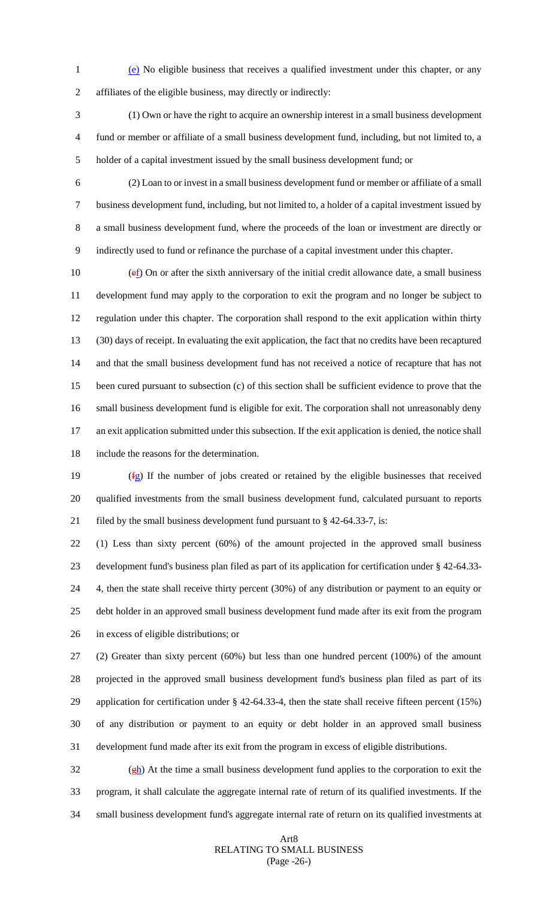(e) No eligible business that receives a qualified investment under this chapter, or any affiliates of the eligible business, may directly or indirectly:

(1) Own or have the right to acquire an ownership interest in a small business development fund or member or affiliate of a small business development fund, including, but not limited to, a holder of a capital investment issued by the small business development fund; or

(2) Loan to or invest in a small business development fund or member or affiliate of a small business development fund, including, but not limited to, a holder of a capital investment issued by a small business development fund, where the proceeds of the loan or investment are directly or indirectly used to fund or refinance the purchase of a capital investment under this chapter.

(ef) On or after the sixth anniversary of the initial credit allowance date, a small business development fund may apply to the corporation to exit the program and no longer be subject to regulation under this chapter. The corporation shall respond to the exit application within thirty (30) days of receipt. In evaluating the exit application, the fact that no credits have been recaptured and that the small business development fund has not received a notice of recapture that has not been cured pursuant to subsection (c) of this section shall be sufficient evidence to prove that the small business development fund is eligible for exit. The corporation shall not unreasonably deny an exit application submitted under this subsection. If the exit application is denied, the notice shall include the reasons for the determination.

(fg) If the number of jobs created or retained by the eligible businesses that received qualified investments from the small business development fund, calculated pursuant to reports filed by the small business development fund pursuant to § 42-64.33-7, is:

(1) Less than sixty percent (60%) of the amount projected in the approved small business development fund's business plan filed as part of its application for certification under § 42-64.33-4, then the state shall receive thirty percent (30%) of any distribution or payment to an equity or debt holder in an approved small business development fund made after its exit from the program in excess of eligible distributions; or

(2) Greater than sixty percent (60%) but less than one hundred percent (100%) of the amount projected in the approved small business development fund's business plan filed as part of its application for certification under § 42-64.33-4, then the state shall receive fifteen percent (15%) of any distribution or payment to an equity or debt holder in an approved small business development fund made after its exit from the program in excess of eligible distributions.

(gh) At the time a small business development fund applies to the corporation to exit the program, it shall calculate the aggregate internal rate of return of its qualified investments. If the small business development fund's aggregate internal rate of return on its qualified investments at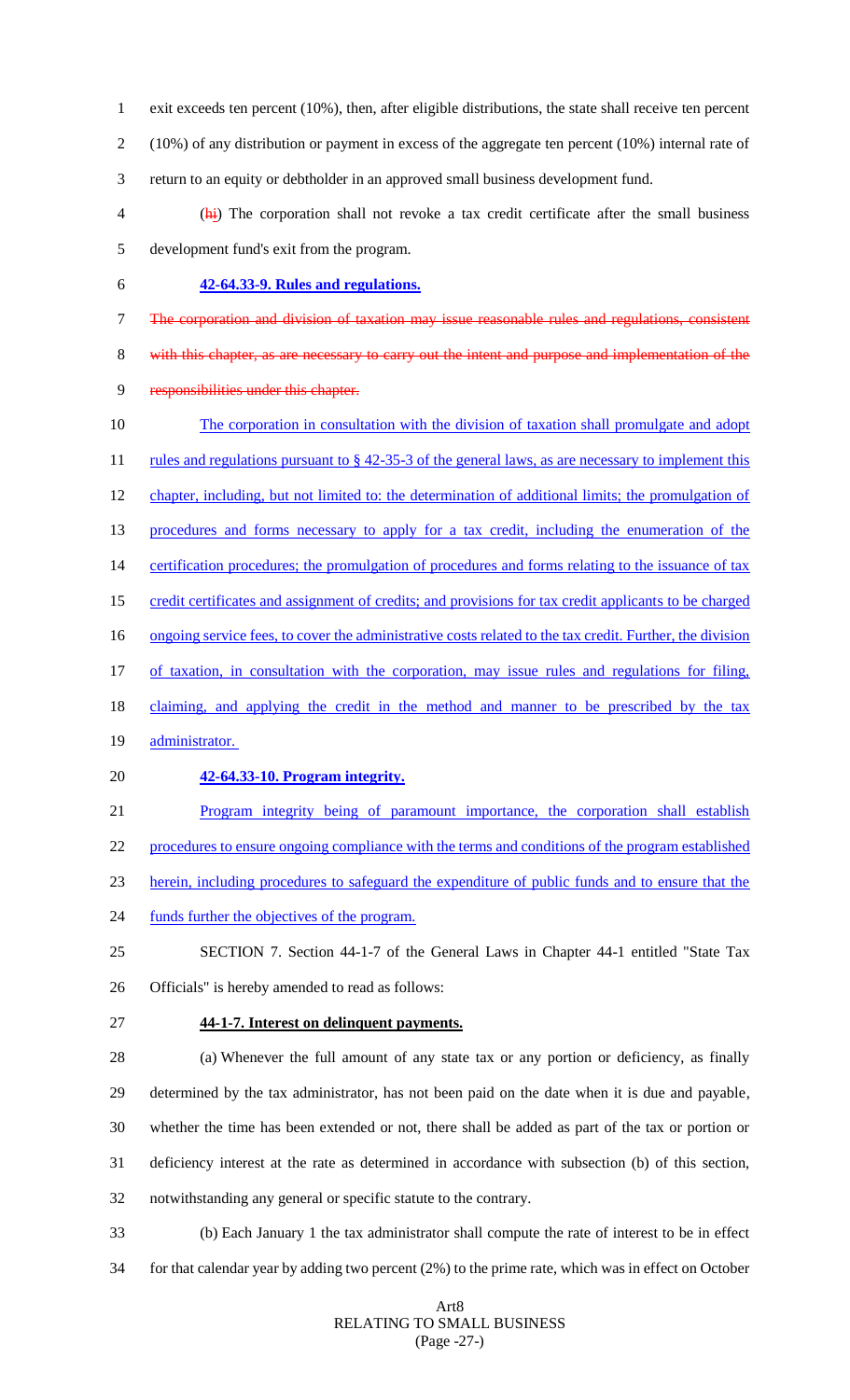exit exceeds ten percent (10%), then, after eligible distributions, the state shall receive ten percent (10%) of any distribution or payment in excess of the aggregate ten percent (10%) internal rate of return to an equity or debtholder in an approved small business development fund.

(~~h~~i) The corporation shall not revoke a tax credit certificate after the small business development fund's exit from the program.

**42-64.33-9. Rules and regulations.**

~~The corporation and division of taxation may issue reasonable rules and regulations, consistent with this chapter, as are necessary to carry out the intent and purpose and implementation of the responsibilities under this chapter.~~

The corporation in consultation with the division of taxation shall promulgate and adopt rules and regulations pursuant to § 42-35-3 of the general laws, as are necessary to implement this chapter, including, but not limited to: the determination of additional limits; the promulgation of procedures and forms necessary to apply for a tax credit, including the enumeration of the certification procedures; the promulgation of procedures and forms relating to the issuance of tax credit certificates and assignment of credits; and provisions for tax credit applicants to be charged ongoing service fees, to cover the administrative costs related to the tax credit. Further, the division of taxation, in consultation with the corporation, may issue rules and regulations for filing, claiming, and applying the credit in the method and manner to be prescribed by the tax administrator.

**42-64.33-10. Program integrity.**

Program integrity being of paramount importance, the corporation shall establish procedures to ensure ongoing compliance with the terms and conditions of the program established herein, including procedures to safeguard the expenditure of public funds and to ensure that the funds further the objectives of the program.

SECTION 7. Section 44-1-7 of the General Laws in Chapter 44-1 entitled "State Tax Officials" is hereby amended to read as follows:

**44-1-7. Interest on delinquent payments.**

(a) Whenever the full amount of any state tax or any portion or deficiency, as finally determined by the tax administrator, has not been paid on the date when it is due and payable, whether the time has been extended or not, there shall be added as part of the tax or portion or deficiency interest at the rate as determined in accordance with subsection (b) of this section, notwithstanding any general or specific statute to the contrary.

(b) Each January 1 the tax administrator shall compute the rate of interest to be in effect for that calendar year by adding two percent (2%) to the prime rate, which was in effect on October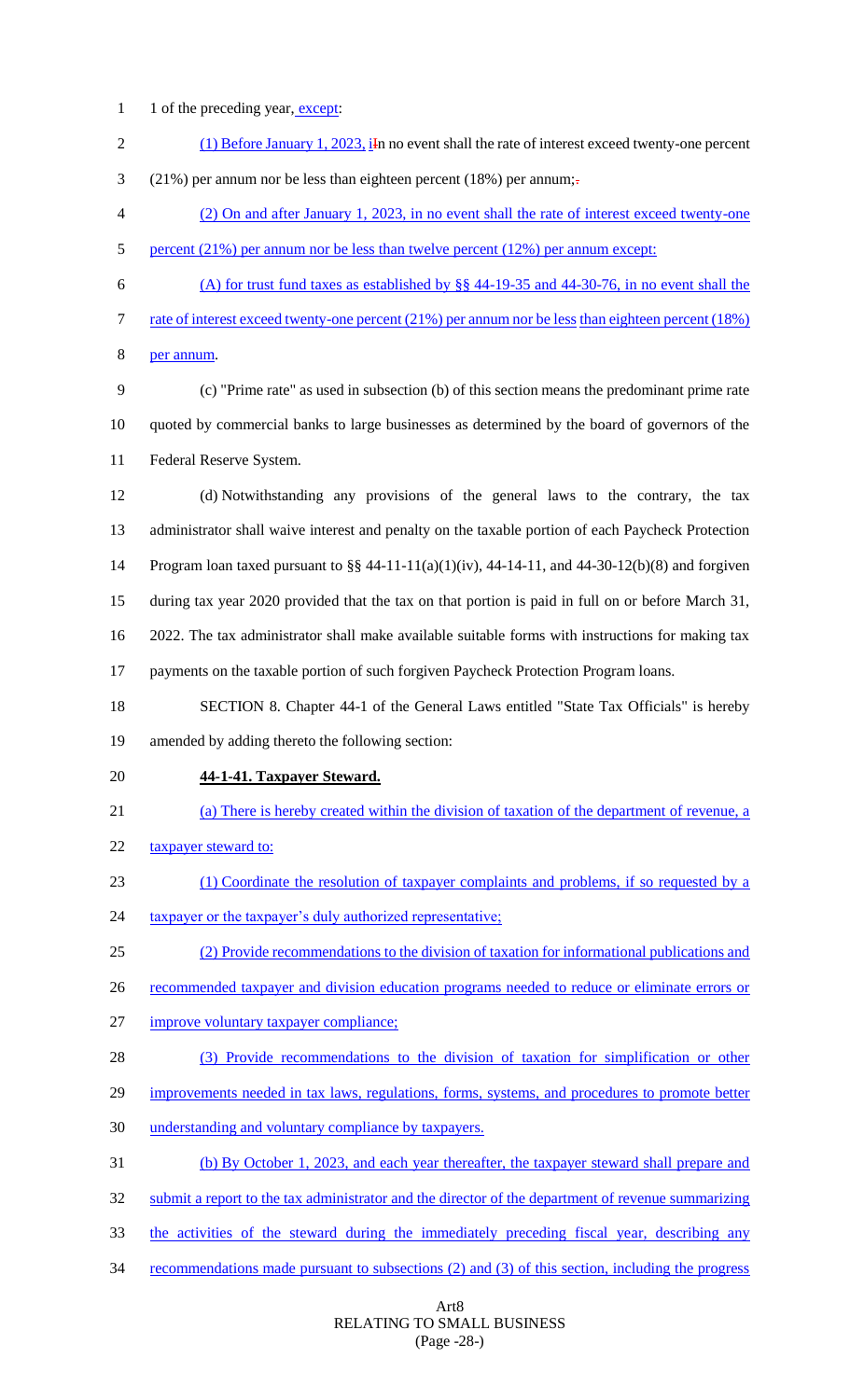1 of the preceding year, except:

(1) Before January 1, 2023, iIn no event shall the rate of interest exceed twenty-one percent (21%) per annum nor be less than eighteen percent (18%) per annum;.

(2) On and after January 1, 2023, in no event shall the rate of interest exceed twenty-one percent (21%) per annum nor be less than twelve percent (12%) per annum except:

(A) for trust fund taxes as established by §§ 44-19-35 and 44-30-76, in no event shall the rate of interest exceed twenty-one percent (21%) per annum nor be less than eighteen percent (18%) per annum.

(c) "Prime rate" as used in subsection (b) of this section means the predominant prime rate quoted by commercial banks to large businesses as determined by the board of governors of the Federal Reserve System.

(d) Notwithstanding any provisions of the general laws to the contrary, the tax administrator shall waive interest and penalty on the taxable portion of each Paycheck Protection Program loan taxed pursuant to §§ 44-11-11(a)(1)(iv), 44-14-11, and 44-30-12(b)(8) and forgiven during tax year 2020 provided that the tax on that portion is paid in full on or before March 31, 2022. The tax administrator shall make available suitable forms with instructions for making tax payments on the taxable portion of such forgiven Paycheck Protection Program loans.

SECTION 8. Chapter 44-1 of the General Laws entitled "State Tax Officials" is hereby amended by adding thereto the following section:

**44-1-41. Taxpayer Steward.**

(a) There is hereby created within the division of taxation of the department of revenue, a taxpayer steward to:

(1) Coordinate the resolution of taxpayer complaints and problems, if so requested by a taxpayer or the taxpayer's duly authorized representative;

(2) Provide recommendations to the division of taxation for informational publications and recommended taxpayer and division education programs needed to reduce or eliminate errors or improve voluntary taxpayer compliance;

(3) Provide recommendations to the division of taxation for simplification or other improvements needed in tax laws, regulations, forms, systems, and procedures to promote better understanding and voluntary compliance by taxpayers.

(b) By October 1, 2023, and each year thereafter, the taxpayer steward shall prepare and submit a report to the tax administrator and the director of the department of revenue summarizing the activities of the steward during the immediately preceding fiscal year, describing any recommendations made pursuant to subsections (2) and (3) of this section, including the progress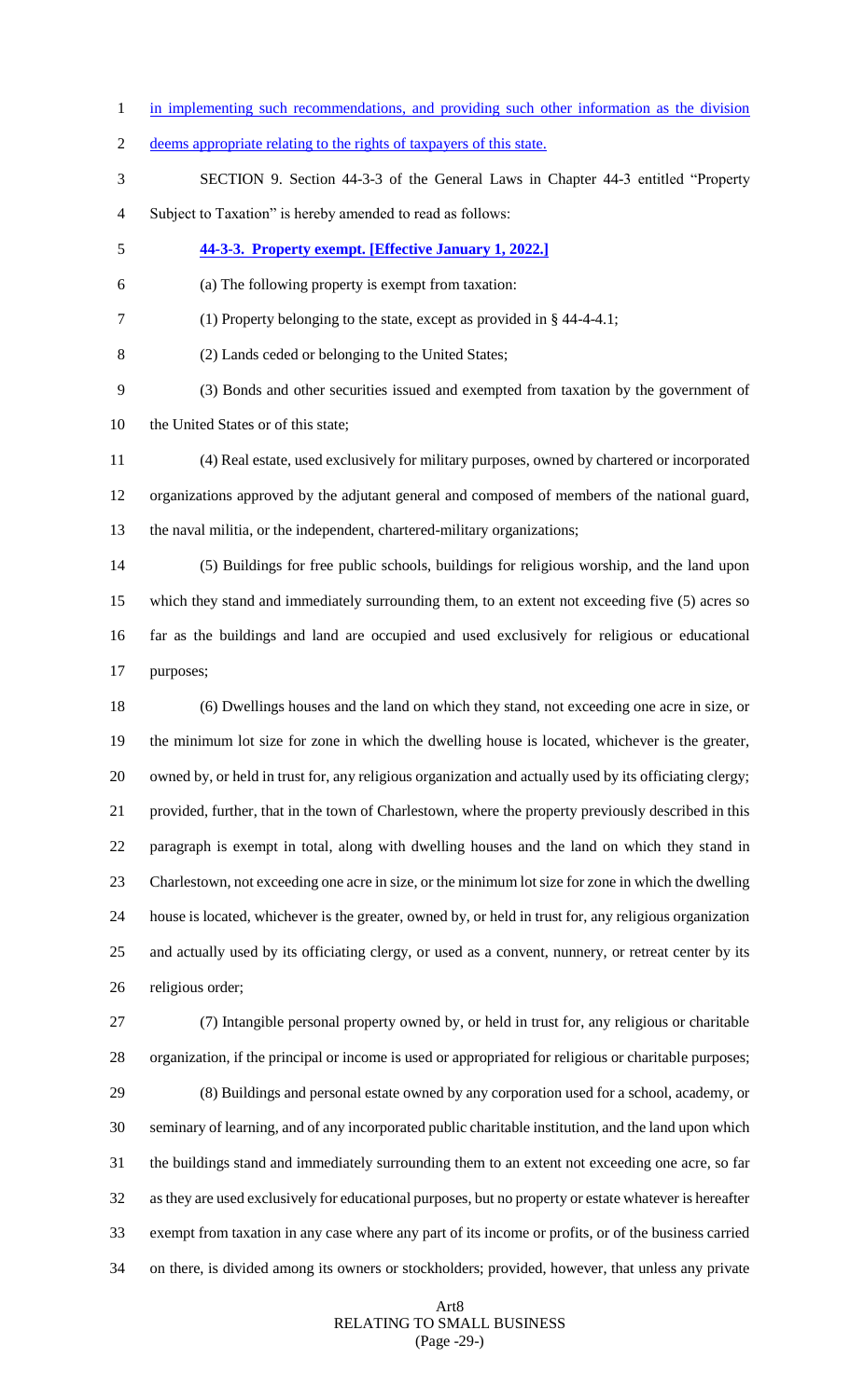in implementing such recommendations, and providing such other information as the division deems appropriate relating to the rights of taxpayers of this state.

SECTION 9. Section 44-3-3 of the General Laws in Chapter 44-3 entitled "Property Subject to Taxation" is hereby amended to read as follows:

**44-3-3. Property exempt. [Effective January 1, 2022.]**

(a) The following property is exempt from taxation:

(1) Property belonging to the state, except as provided in § 44-4-4.1;

(2) Lands ceded or belonging to the United States;

(3) Bonds and other securities issued and exempted from taxation by the government of the United States or of this state;

(4) Real estate, used exclusively for military purposes, owned by chartered or incorporated organizations approved by the adjutant general and composed of members of the national guard, the naval militia, or the independent, chartered-military organizations;

(5) Buildings for free public schools, buildings for religious worship, and the land upon which they stand and immediately surrounding them, to an extent not exceeding five (5) acres so far as the buildings and land are occupied and used exclusively for religious or educational purposes;

(6) Dwellings houses and the land on which they stand, not exceeding one acre in size, or the minimum lot size for zone in which the dwelling house is located, whichever is the greater, owned by, or held in trust for, any religious organization and actually used by its officiating clergy; provided, further, that in the town of Charlestown, where the property previously described in this paragraph is exempt in total, along with dwelling houses and the land on which they stand in Charlestown, not exceeding one acre in size, or the minimum lot size for zone in which the dwelling house is located, whichever is the greater, owned by, or held in trust for, any religious organization and actually used by its officiating clergy, or used as a convent, nunnery, or retreat center by its religious order;

(7) Intangible personal property owned by, or held in trust for, any religious or charitable organization, if the principal or income is used or appropriated for religious or charitable purposes;

(8) Buildings and personal estate owned by any corporation used for a school, academy, or seminary of learning, and of any incorporated public charitable institution, and the land upon which the buildings stand and immediately surrounding them to an extent not exceeding one acre, so far as they are used exclusively for educational purposes, but no property or estate whatever is hereafter exempt from taxation in any case where any part of its income or profits, or of the business carried on there, is divided among its owners or stockholders; provided, however, that unless any private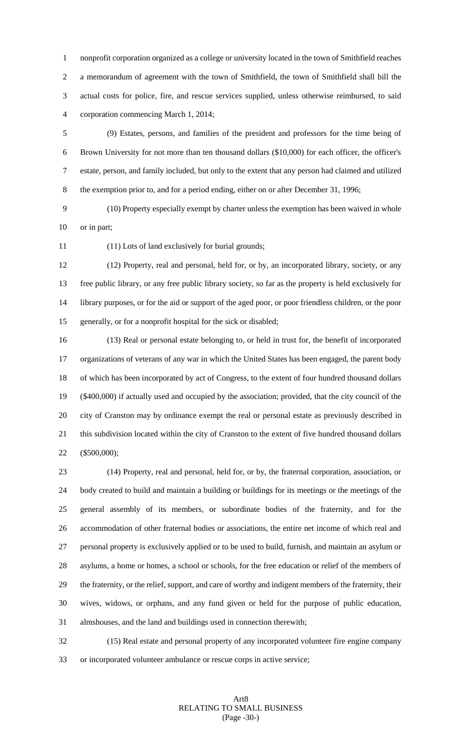nonprofit corporation organized as a college or university located in the town of Smithfield reaches a memorandum of agreement with the town of Smithfield, the town of Smithfield shall bill the actual costs for police, fire, and rescue services supplied, unless otherwise reimbursed, to said corporation commencing March 1, 2014;

(9) Estates, persons, and families of the president and professors for the time being of Brown University for not more than ten thousand dollars ($10,000) for each officer, the officer's estate, person, and family included, but only to the extent that any person had claimed and utilized the exemption prior to, and for a period ending, either on or after December 31, 1996;

(10) Property especially exempt by charter unless the exemption has been waived in whole or in part;

(11) Lots of land exclusively for burial grounds;

(12) Property, real and personal, held for, or by, an incorporated library, society, or any free public library, or any free public library society, so far as the property is held exclusively for library purposes, or for the aid or support of the aged poor, or poor friendless children, or the poor generally, or for a nonprofit hospital for the sick or disabled;

(13) Real or personal estate belonging to, or held in trust for, the benefit of incorporated organizations of veterans of any war in which the United States has been engaged, the parent body of which has been incorporated by act of Congress, to the extent of four hundred thousand dollars ($400,000) if actually used and occupied by the association; provided, that the city council of the city of Cranston may by ordinance exempt the real or personal estate as previously described in this subdivision located within the city of Cranston to the extent of five hundred thousand dollars ($500,000);

(14) Property, real and personal, held for, or by, the fraternal corporation, association, or body created to build and maintain a building or buildings for its meetings or the meetings of the general assembly of its members, or subordinate bodies of the fraternity, and for the accommodation of other fraternal bodies or associations, the entire net income of which real and personal property is exclusively applied or to be used to build, furnish, and maintain an asylum or asylums, a home or homes, a school or schools, for the free education or relief of the members of the fraternity, or the relief, support, and care of worthy and indigent members of the fraternity, their wives, widows, or orphans, and any fund given or held for the purpose of public education, almshouses, and the land and buildings used in connection therewith;

(15) Real estate and personal property of any incorporated volunteer fire engine company or incorporated volunteer ambulance or rescue corps in active service;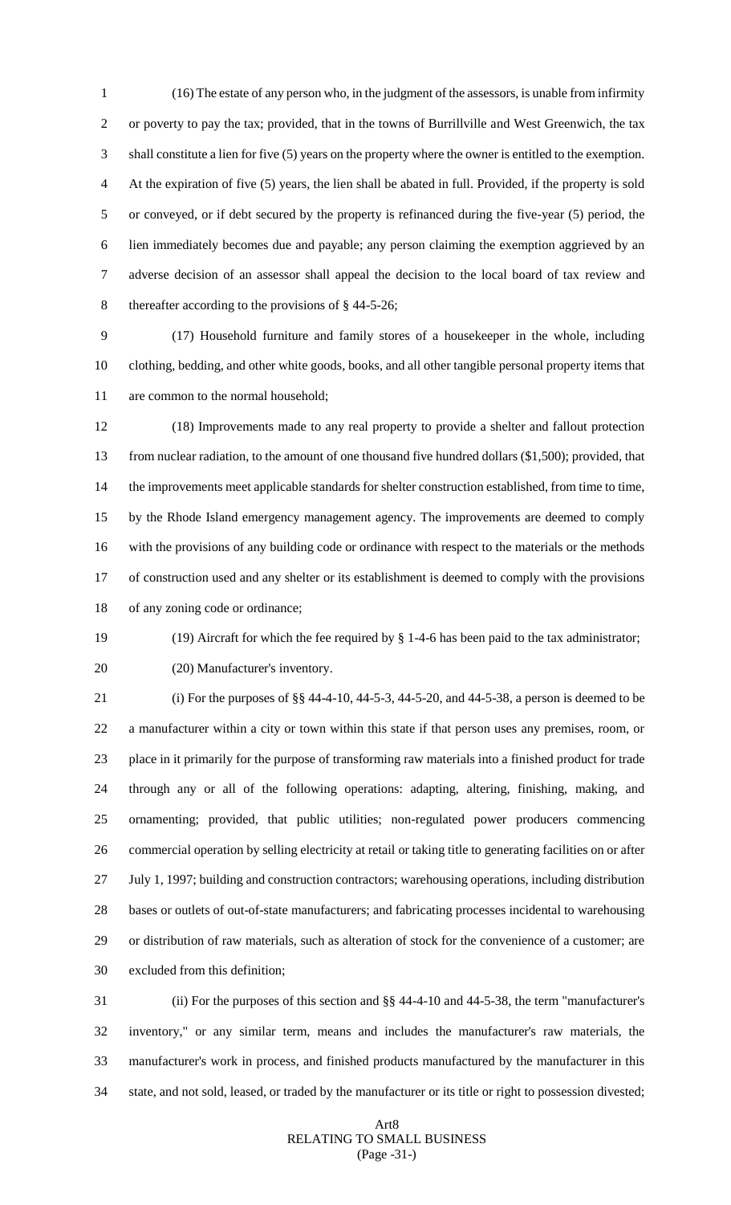(16) The estate of any person who, in the judgment of the assessors, is unable from infirmity or poverty to pay the tax; provided, that in the towns of Burrillville and West Greenwich, the tax shall constitute a lien for five (5) years on the property where the owner is entitled to the exemption. At the expiration of five (5) years, the lien shall be abated in full. Provided, if the property is sold or conveyed, or if debt secured by the property is refinanced during the five-year (5) period, the lien immediately becomes due and payable; any person claiming the exemption aggrieved by an adverse decision of an assessor shall appeal the decision to the local board of tax review and thereafter according to the provisions of § 44-5-26;

(17) Household furniture and family stores of a housekeeper in the whole, including clothing, bedding, and other white goods, books, and all other tangible personal property items that are common to the normal household;

(18) Improvements made to any real property to provide a shelter and fallout protection from nuclear radiation, to the amount of one thousand five hundred dollars ($1,500); provided, that the improvements meet applicable standards for shelter construction established, from time to time, by the Rhode Island emergency management agency. The improvements are deemed to comply with the provisions of any building code or ordinance with respect to the materials or the methods of construction used and any shelter or its establishment is deemed to comply with the provisions of any zoning code or ordinance;

(19) Aircraft for which the fee required by § 1-4-6 has been paid to the tax administrator;

(20) Manufacturer's inventory.

(i) For the purposes of §§ 44-4-10, 44-5-3, 44-5-20, and 44-5-38, a person is deemed to be a manufacturer within a city or town within this state if that person uses any premises, room, or place in it primarily for the purpose of transforming raw materials into a finished product for trade through any or all of the following operations: adapting, altering, finishing, making, and ornamenting; provided, that public utilities; non-regulated power producers commencing commercial operation by selling electricity at retail or taking title to generating facilities on or after July 1, 1997; building and construction contractors; warehousing operations, including distribution bases or outlets of out-of-state manufacturers; and fabricating processes incidental to warehousing or distribution of raw materials, such as alteration of stock for the convenience of a customer; are excluded from this definition;

(ii) For the purposes of this section and §§ 44-4-10 and 44-5-38, the term "manufacturer's inventory," or any similar term, means and includes the manufacturer's raw materials, the manufacturer's work in process, and finished products manufactured by the manufacturer in this state, and not sold, leased, or traded by the manufacturer or its title or right to possession divested;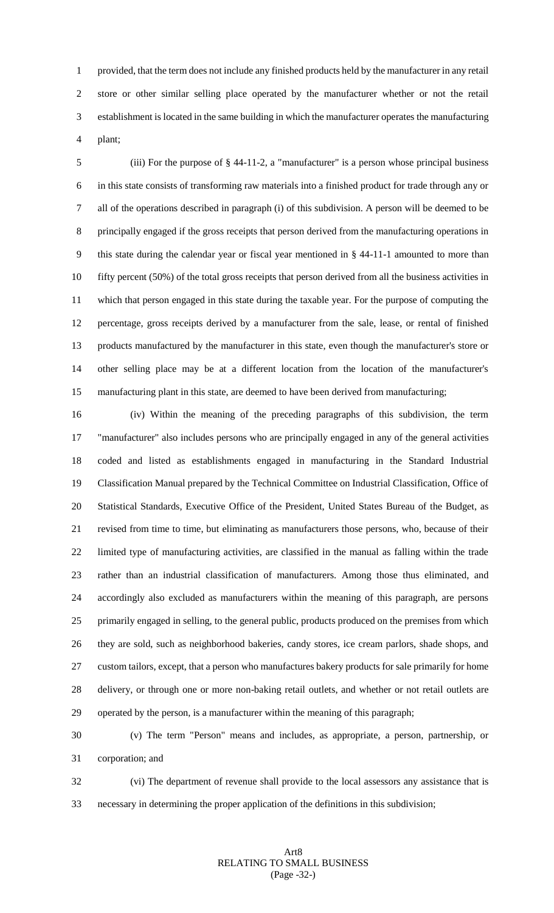provided, that the term does not include any finished products held by the manufacturer in any retail store or other similar selling place operated by the manufacturer whether or not the retail establishment is located in the same building in which the manufacturer operates the manufacturing plant;

(iii) For the purpose of § 44-11-2, a "manufacturer" is a person whose principal business in this state consists of transforming raw materials into a finished product for trade through any or all of the operations described in paragraph (i) of this subdivision. A person will be deemed to be principally engaged if the gross receipts that person derived from the manufacturing operations in this state during the calendar year or fiscal year mentioned in § 44-11-1 amounted to more than fifty percent (50%) of the total gross receipts that person derived from all the business activities in which that person engaged in this state during the taxable year. For the purpose of computing the percentage, gross receipts derived by a manufacturer from the sale, lease, or rental of finished products manufactured by the manufacturer in this state, even though the manufacturer's store or other selling place may be at a different location from the location of the manufacturer's manufacturing plant in this state, are deemed to have been derived from manufacturing;

(iv) Within the meaning of the preceding paragraphs of this subdivision, the term "manufacturer" also includes persons who are principally engaged in any of the general activities coded and listed as establishments engaged in manufacturing in the Standard Industrial Classification Manual prepared by the Technical Committee on Industrial Classification, Office of Statistical Standards, Executive Office of the President, United States Bureau of the Budget, as revised from time to time, but eliminating as manufacturers those persons, who, because of their limited type of manufacturing activities, are classified in the manual as falling within the trade rather than an industrial classification of manufacturers. Among those thus eliminated, and accordingly also excluded as manufacturers within the meaning of this paragraph, are persons primarily engaged in selling, to the general public, products produced on the premises from which they are sold, such as neighborhood bakeries, candy stores, ice cream parlors, shade shops, and custom tailors, except, that a person who manufactures bakery products for sale primarily for home delivery, or through one or more non-baking retail outlets, and whether or not retail outlets are operated by the person, is a manufacturer within the meaning of this paragraph;

(v) The term "Person" means and includes, as appropriate, a person, partnership, or corporation; and

(vi) The department of revenue shall provide to the local assessors any assistance that is necessary in determining the proper application of the definitions in this subdivision;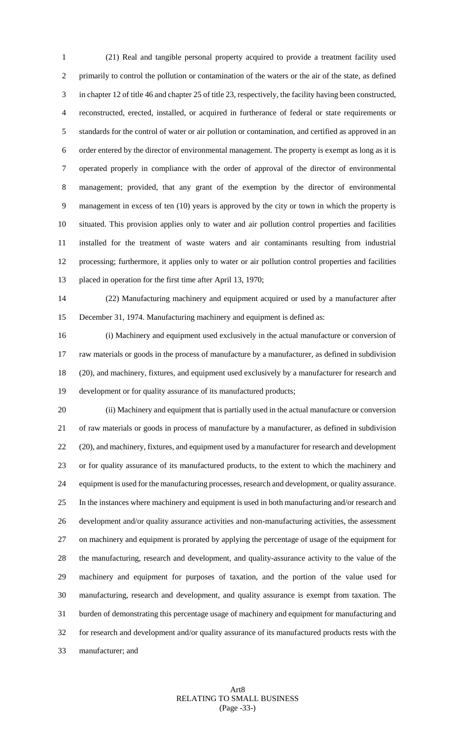(21) Real and tangible personal property acquired to provide a treatment facility used primarily to control the pollution or contamination of the waters or the air of the state, as defined in chapter 12 of title 46 and chapter 25 of title 23, respectively, the facility having been constructed, reconstructed, erected, installed, or acquired in furtherance of federal or state requirements or standards for the control of water or air pollution or contamination, and certified as approved in an order entered by the director of environmental management. The property is exempt as long as it is operated properly in compliance with the order of approval of the director of environmental management; provided, that any grant of the exemption by the director of environmental management in excess of ten (10) years is approved by the city or town in which the property is situated. This provision applies only to water and air pollution control properties and facilities installed for the treatment of waste waters and air contaminants resulting from industrial processing; furthermore, it applies only to water or air pollution control properties and facilities placed in operation for the first time after April 13, 1970;

(22) Manufacturing machinery and equipment acquired or used by a manufacturer after December 31, 1974. Manufacturing machinery and equipment is defined as:

(i) Machinery and equipment used exclusively in the actual manufacture or conversion of raw materials or goods in the process of manufacture by a manufacturer, as defined in subdivision (20), and machinery, fixtures, and equipment used exclusively by a manufacturer for research and development or for quality assurance of its manufactured products;

(ii) Machinery and equipment that is partially used in the actual manufacture or conversion of raw materials or goods in process of manufacture by a manufacturer, as defined in subdivision (20), and machinery, fixtures, and equipment used by a manufacturer for research and development or for quality assurance of its manufactured products, to the extent to which the machinery and equipment is used for the manufacturing processes, research and development, or quality assurance. In the instances where machinery and equipment is used in both manufacturing and/or research and development and/or quality assurance activities and non-manufacturing activities, the assessment on machinery and equipment is prorated by applying the percentage of usage of the equipment for the manufacturing, research and development, and quality-assurance activity to the value of the machinery and equipment for purposes of taxation, and the portion of the value used for manufacturing, research and development, and quality assurance is exempt from taxation. The burden of demonstrating this percentage usage of machinery and equipment for manufacturing and for research and development and/or quality assurance of its manufactured products rests with the manufacturer; and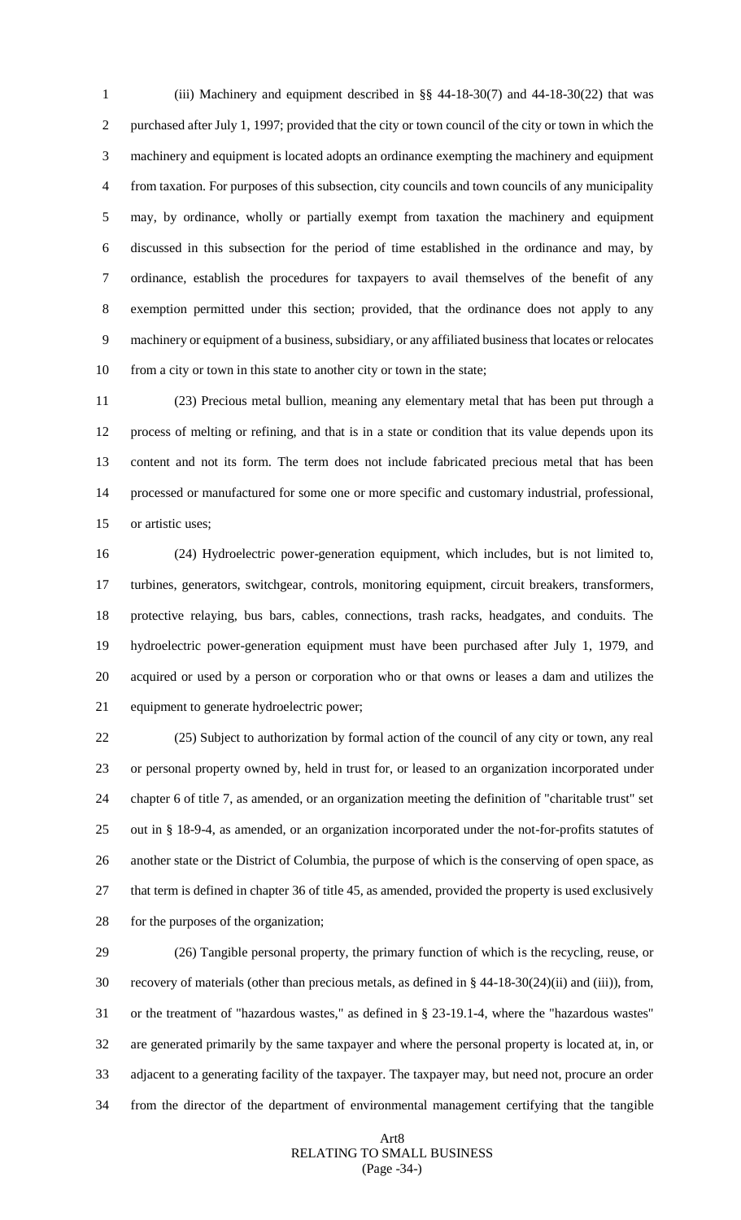(iii) Machinery and equipment described in §§ 44-18-30(7) and 44-18-30(22) that was purchased after July 1, 1997; provided that the city or town council of the city or town in which the machinery and equipment is located adopts an ordinance exempting the machinery and equipment from taxation. For purposes of this subsection, city councils and town councils of any municipality may, by ordinance, wholly or partially exempt from taxation the machinery and equipment discussed in this subsection for the period of time established in the ordinance and may, by ordinance, establish the procedures for taxpayers to avail themselves of the benefit of any exemption permitted under this section; provided, that the ordinance does not apply to any machinery or equipment of a business, subsidiary, or any affiliated business that locates or relocates from a city or town in this state to another city or town in the state;

(23) Precious metal bullion, meaning any elementary metal that has been put through a process of melting or refining, and that is in a state or condition that its value depends upon its content and not its form. The term does not include fabricated precious metal that has been processed or manufactured for some one or more specific and customary industrial, professional, or artistic uses;

(24) Hydroelectric power-generation equipment, which includes, but is not limited to, turbines, generators, switchgear, controls, monitoring equipment, circuit breakers, transformers, protective relaying, bus bars, cables, connections, trash racks, headgates, and conduits. The hydroelectric power-generation equipment must have been purchased after July 1, 1979, and acquired or used by a person or corporation who or that owns or leases a dam and utilizes the equipment to generate hydroelectric power;

(25) Subject to authorization by formal action of the council of any city or town, any real or personal property owned by, held in trust for, or leased to an organization incorporated under chapter 6 of title 7, as amended, or an organization meeting the definition of "charitable trust" set out in § 18-9-4, as amended, or an organization incorporated under the not-for-profits statutes of another state or the District of Columbia, the purpose of which is the conserving of open space, as that term is defined in chapter 36 of title 45, as amended, provided the property is used exclusively for the purposes of the organization;

(26) Tangible personal property, the primary function of which is the recycling, reuse, or recovery of materials (other than precious metals, as defined in § 44-18-30(24)(ii) and (iii)), from, or the treatment of "hazardous wastes," as defined in § 23-19.1-4, where the "hazardous wastes" are generated primarily by the same taxpayer and where the personal property is located at, in, or adjacent to a generating facility of the taxpayer. The taxpayer may, but need not, procure an order from the director of the department of environmental management certifying that the tangible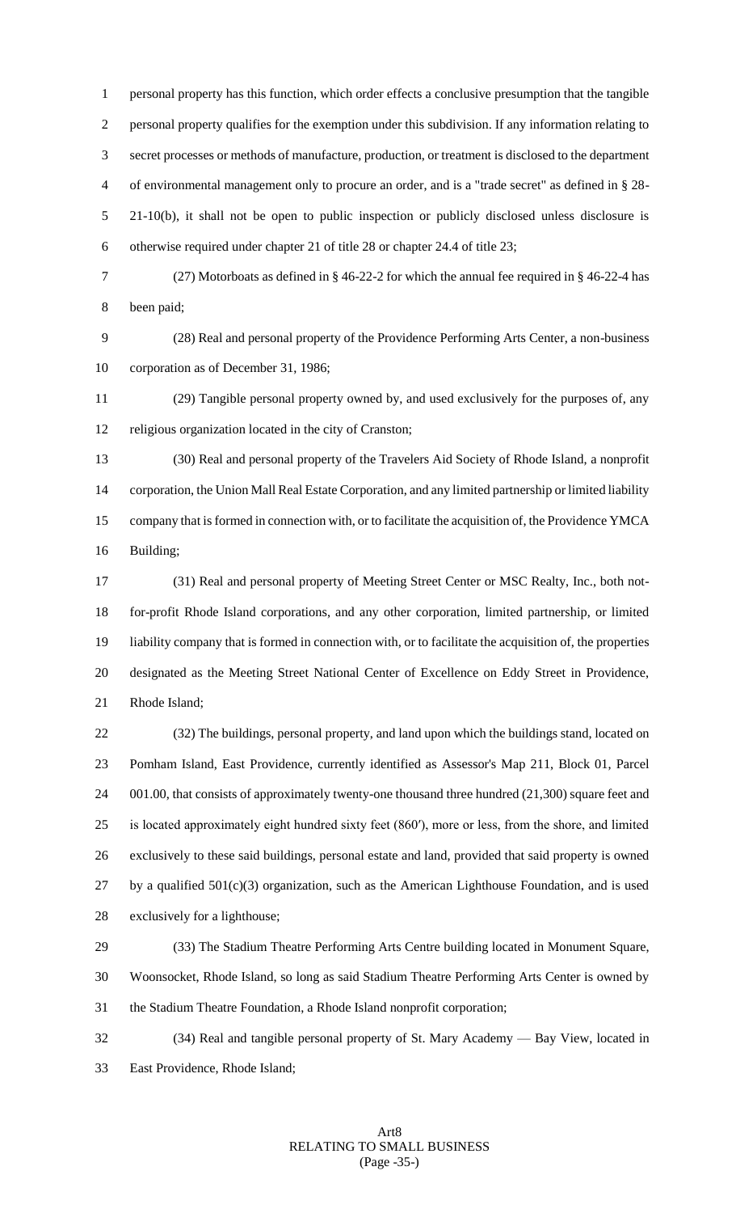personal property has this function, which order effects a conclusive presumption that the tangible personal property qualifies for the exemption under this subdivision. If any information relating to secret processes or methods of manufacture, production, or treatment is disclosed to the department of environmental management only to procure an order, and is a "trade secret" as defined in § 28-21-10(b), it shall not be open to public inspection or publicly disclosed unless disclosure is otherwise required under chapter 21 of title 28 or chapter 24.4 of title 23;

(27) Motorboats as defined in § 46-22-2 for which the annual fee required in § 46-22-4 has been paid;

(28) Real and personal property of the Providence Performing Arts Center, a non-business corporation as of December 31, 1986;

(29) Tangible personal property owned by, and used exclusively for the purposes of, any religious organization located in the city of Cranston;

(30) Real and personal property of the Travelers Aid Society of Rhode Island, a nonprofit corporation, the Union Mall Real Estate Corporation, and any limited partnership or limited liability company that is formed in connection with, or to facilitate the acquisition of, the Providence YMCA Building;

(31) Real and personal property of Meeting Street Center or MSC Realty, Inc., both not-for-profit Rhode Island corporations, and any other corporation, limited partnership, or limited liability company that is formed in connection with, or to facilitate the acquisition of, the properties designated as the Meeting Street National Center of Excellence on Eddy Street in Providence, Rhode Island;

(32) The buildings, personal property, and land upon which the buildings stand, located on Pomham Island, East Providence, currently identified as Assessor's Map 211, Block 01, Parcel 001.00, that consists of approximately twenty-one thousand three hundred (21,300) square feet and is located approximately eight hundred sixty feet (860′), more or less, from the shore, and limited exclusively to these said buildings, personal estate and land, provided that said property is owned by a qualified 501(c)(3) organization, such as the American Lighthouse Foundation, and is used exclusively for a lighthouse;

(33) The Stadium Theatre Performing Arts Centre building located in Monument Square, Woonsocket, Rhode Island, so long as said Stadium Theatre Performing Arts Center is owned by the Stadium Theatre Foundation, a Rhode Island nonprofit corporation;

(34) Real and tangible personal property of St. Mary Academy — Bay View, located in East Providence, Rhode Island;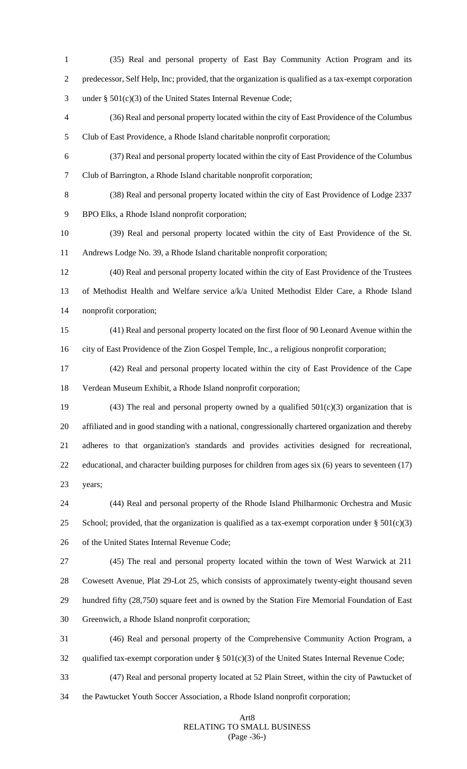(35) Real and personal property of East Bay Community Action Program and its predecessor, Self Help, Inc; provided, that the organization is qualified as a tax-exempt corporation under § 501(c)(3) of the United States Internal Revenue Code;

(36) Real and personal property located within the city of East Providence of the Columbus Club of East Providence, a Rhode Island charitable nonprofit corporation;

(37) Real and personal property located within the city of East Providence of the Columbus Club of Barrington, a Rhode Island charitable nonprofit corporation;

(38) Real and personal property located within the city of East Providence of Lodge 2337 BPO Elks, a Rhode Island nonprofit corporation;

(39) Real and personal property located within the city of East Providence of the St. Andrews Lodge No. 39, a Rhode Island charitable nonprofit corporation;

(40) Real and personal property located within the city of East Providence of the Trustees of Methodist Health and Welfare service a/k/a United Methodist Elder Care, a Rhode Island nonprofit corporation;

(41) Real and personal property located on the first floor of 90 Leonard Avenue within the city of East Providence of the Zion Gospel Temple, Inc., a religious nonprofit corporation;

(42) Real and personal property located within the city of East Providence of the Cape Verdean Museum Exhibit, a Rhode Island nonprofit corporation;

(43) The real and personal property owned by a qualified 501(c)(3) organization that is affiliated and in good standing with a national, congressionally chartered organization and thereby adheres to that organization's standards and provides activities designed for recreational, educational, and character building purposes for children from ages six (6) years to seventeen (17) years;

(44) Real and personal property of the Rhode Island Philharmonic Orchestra and Music School; provided, that the organization is qualified as a tax-exempt corporation under § 501(c)(3) of the United States Internal Revenue Code;

(45) The real and personal property located within the town of West Warwick at 211 Cowesett Avenue, Plat 29-Lot 25, which consists of approximately twenty-eight thousand seven hundred fifty (28,750) square feet and is owned by the Station Fire Memorial Foundation of East Greenwich, a Rhode Island nonprofit corporation;

(46) Real and personal property of the Comprehensive Community Action Program, a qualified tax-exempt corporation under § 501(c)(3) of the United States Internal Revenue Code;

(47) Real and personal property located at 52 Plain Street, within the city of Pawtucket of the Pawtucket Youth Soccer Association, a Rhode Island nonprofit corporation;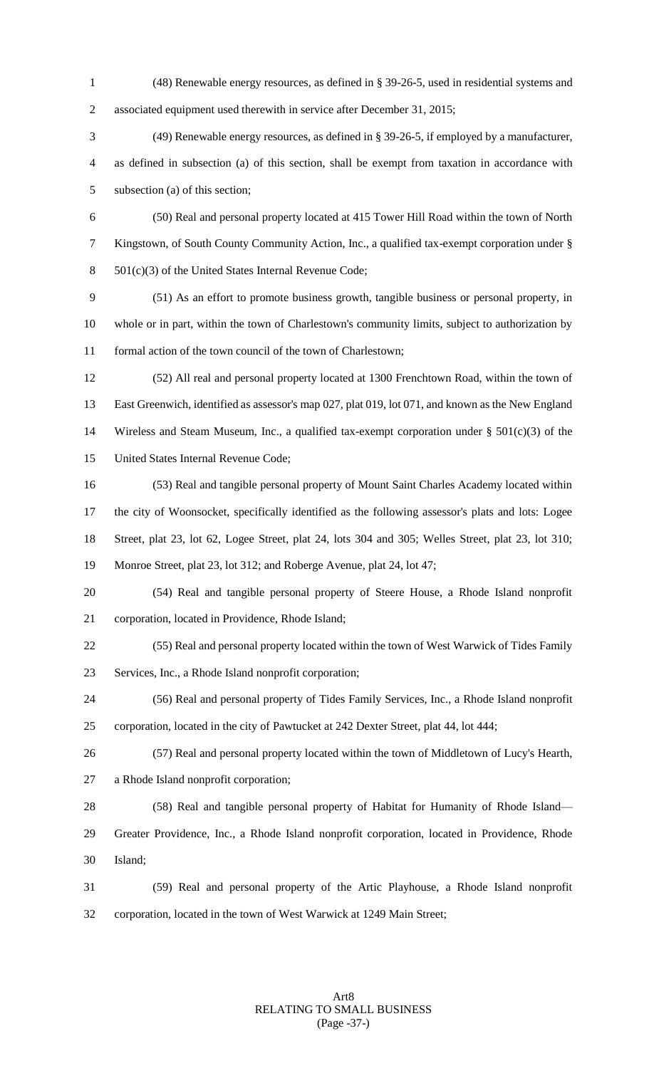(48) Renewable energy resources, as defined in § 39-26-5, used in residential systems and associated equipment used therewith in service after December 31, 2015;

(49) Renewable energy resources, as defined in § 39-26-5, if employed by a manufacturer, as defined in subsection (a) of this section, shall be exempt from taxation in accordance with subsection (a) of this section;

(50) Real and personal property located at 415 Tower Hill Road within the town of North Kingstown, of South County Community Action, Inc., a qualified tax-exempt corporation under § 501(c)(3) of the United States Internal Revenue Code;

(51) As an effort to promote business growth, tangible business or personal property, in whole or in part, within the town of Charlestown's community limits, subject to authorization by formal action of the town council of the town of Charlestown;

(52) All real and personal property located at 1300 Frenchtown Road, within the town of East Greenwich, identified as assessor's map 027, plat 019, lot 071, and known as the New England Wireless and Steam Museum, Inc., a qualified tax-exempt corporation under § 501(c)(3) of the United States Internal Revenue Code;

(53) Real and tangible personal property of Mount Saint Charles Academy located within the city of Woonsocket, specifically identified as the following assessor's plats and lots: Logee Street, plat 23, lot 62, Logee Street, plat 24, lots 304 and 305; Welles Street, plat 23, lot 310; Monroe Street, plat 23, lot 312; and Roberge Avenue, plat 24, lot 47;

(54) Real and tangible personal property of Steere House, a Rhode Island nonprofit corporation, located in Providence, Rhode Island;

(55) Real and personal property located within the town of West Warwick of Tides Family Services, Inc., a Rhode Island nonprofit corporation;

(56) Real and personal property of Tides Family Services, Inc., a Rhode Island nonprofit corporation, located in the city of Pawtucket at 242 Dexter Street, plat 44, lot 444;

(57) Real and personal property located within the town of Middletown of Lucy's Hearth, a Rhode Island nonprofit corporation;

(58) Real and tangible personal property of Habitat for Humanity of Rhode Island—Greater Providence, Inc., a Rhode Island nonprofit corporation, located in Providence, Rhode Island;

(59) Real and personal property of the Artic Playhouse, a Rhode Island nonprofit corporation, located in the town of West Warwick at 1249 Main Street;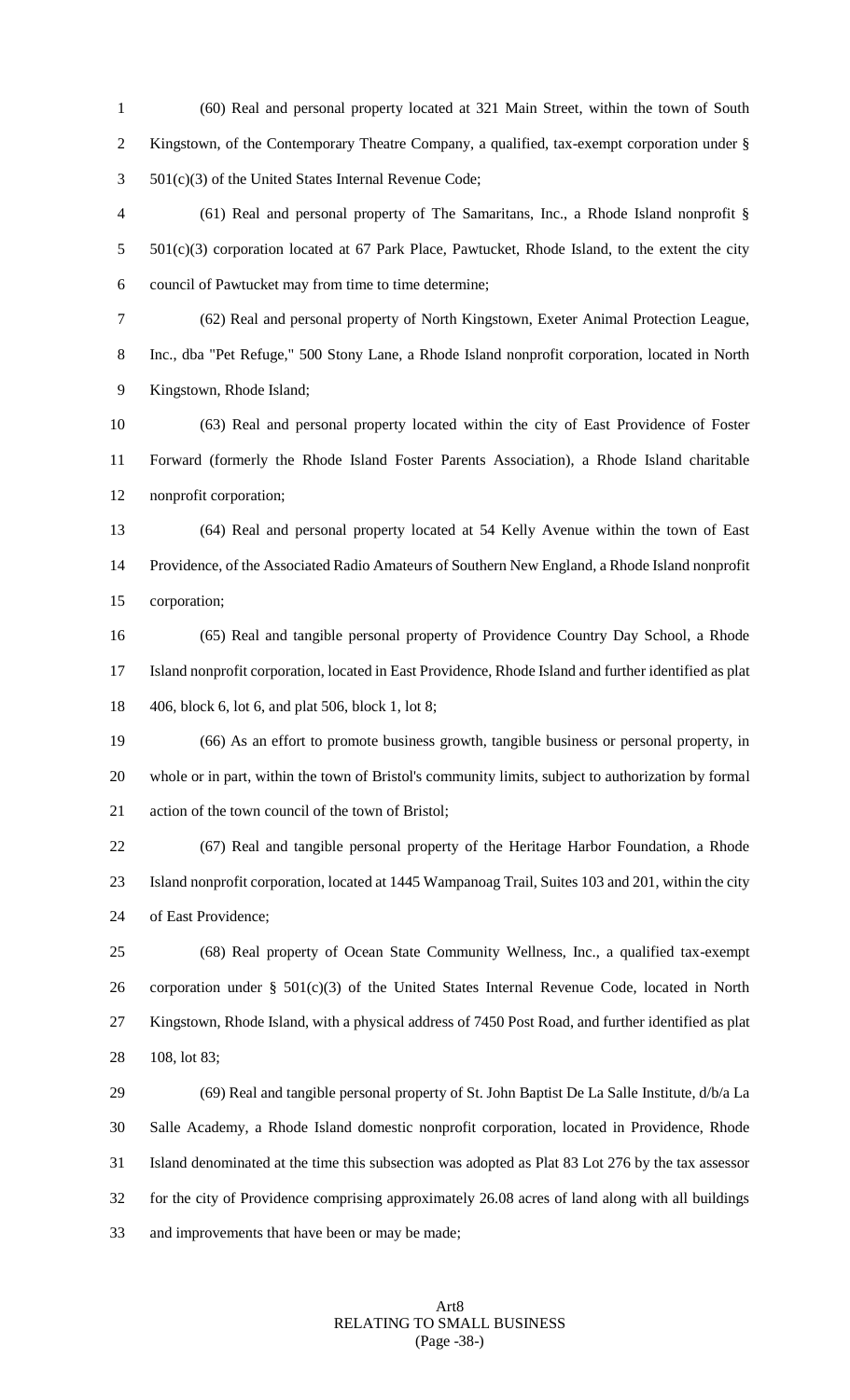(60) Real and personal property located at 321 Main Street, within the town of South Kingstown, of the Contemporary Theatre Company, a qualified, tax-exempt corporation under § 501(c)(3) of the United States Internal Revenue Code;

(61) Real and personal property of The Samaritans, Inc., a Rhode Island nonprofit § 501(c)(3) corporation located at 67 Park Place, Pawtucket, Rhode Island, to the extent the city council of Pawtucket may from time to time determine;

(62) Real and personal property of North Kingstown, Exeter Animal Protection League, Inc., dba "Pet Refuge," 500 Stony Lane, a Rhode Island nonprofit corporation, located in North Kingstown, Rhode Island;

(63) Real and personal property located within the city of East Providence of Foster Forward (formerly the Rhode Island Foster Parents Association), a Rhode Island charitable nonprofit corporation;

(64) Real and personal property located at 54 Kelly Avenue within the town of East Providence, of the Associated Radio Amateurs of Southern New England, a Rhode Island nonprofit corporation;

(65) Real and tangible personal property of Providence Country Day School, a Rhode Island nonprofit corporation, located in East Providence, Rhode Island and further identified as plat 406, block 6, lot 6, and plat 506, block 1, lot 8;

(66) As an effort to promote business growth, tangible business or personal property, in whole or in part, within the town of Bristol's community limits, subject to authorization by formal action of the town council of the town of Bristol;

(67) Real and tangible personal property of the Heritage Harbor Foundation, a Rhode Island nonprofit corporation, located at 1445 Wampanoag Trail, Suites 103 and 201, within the city of East Providence;

(68) Real property of Ocean State Community Wellness, Inc., a qualified tax-exempt corporation under § 501(c)(3) of the United States Internal Revenue Code, located in North Kingstown, Rhode Island, with a physical address of 7450 Post Road, and further identified as plat 108, lot 83;

(69) Real and tangible personal property of St. John Baptist De La Salle Institute, d/b/a La Salle Academy, a Rhode Island domestic nonprofit corporation, located in Providence, Rhode Island denominated at the time this subsection was adopted as Plat 83 Lot 276 by the tax assessor for the city of Providence comprising approximately 26.08 acres of land along with all buildings and improvements that have been or may be made;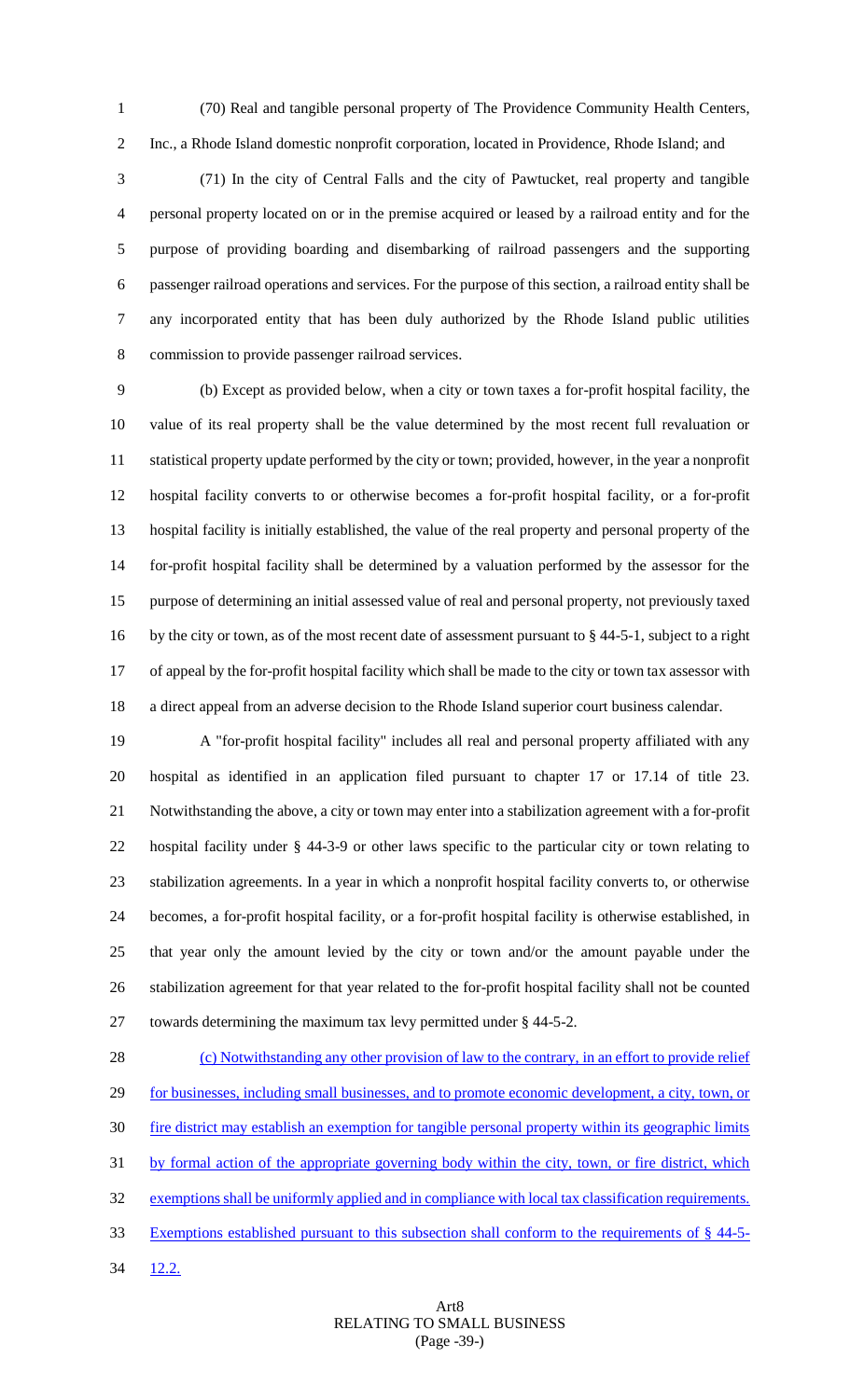(70) Real and tangible personal property of The Providence Community Health Centers, Inc., a Rhode Island domestic nonprofit corporation, located in Providence, Rhode Island; and

(71) In the city of Central Falls and the city of Pawtucket, real property and tangible personal property located on or in the premise acquired or leased by a railroad entity and for the purpose of providing boarding and disembarking of railroad passengers and the supporting passenger railroad operations and services. For the purpose of this section, a railroad entity shall be any incorporated entity that has been duly authorized by the Rhode Island public utilities commission to provide passenger railroad services.

(b) Except as provided below, when a city or town taxes a for-profit hospital facility, the value of its real property shall be the value determined by the most recent full revaluation or statistical property update performed by the city or town; provided, however, in the year a nonprofit hospital facility converts to or otherwise becomes a for-profit hospital facility, or a for-profit hospital facility is initially established, the value of the real property and personal property of the for-profit hospital facility shall be determined by a valuation performed by the assessor for the purpose of determining an initial assessed value of real and personal property, not previously taxed by the city or town, as of the most recent date of assessment pursuant to § 44-5-1, subject to a right of appeal by the for-profit hospital facility which shall be made to the city or town tax assessor with a direct appeal from an adverse decision to the Rhode Island superior court business calendar.

A "for-profit hospital facility" includes all real and personal property affiliated with any hospital as identified in an application filed pursuant to chapter 17 or 17.14 of title 23. Notwithstanding the above, a city or town may enter into a stabilization agreement with a for-profit hospital facility under § 44-3-9 or other laws specific to the particular city or town relating to stabilization agreements. In a year in which a nonprofit hospital facility converts to, or otherwise becomes, a for-profit hospital facility, or a for-profit hospital facility is otherwise established, in that year only the amount levied by the city or town and/or the amount payable under the stabilization agreement for that year related to the for-profit hospital facility shall not be counted towards determining the maximum tax levy permitted under § 44-5-2.

(c) Notwithstanding any other provision of law to the contrary, in an effort to provide relief for businesses, including small businesses, and to promote economic development, a city, town, or fire district may establish an exemption for tangible personal property within its geographic limits by formal action of the appropriate governing body within the city, town, or fire district, which exemptions shall be uniformly applied and in compliance with local tax classification requirements. Exemptions established pursuant to this subsection shall conform to the requirements of § 44-5-12.2.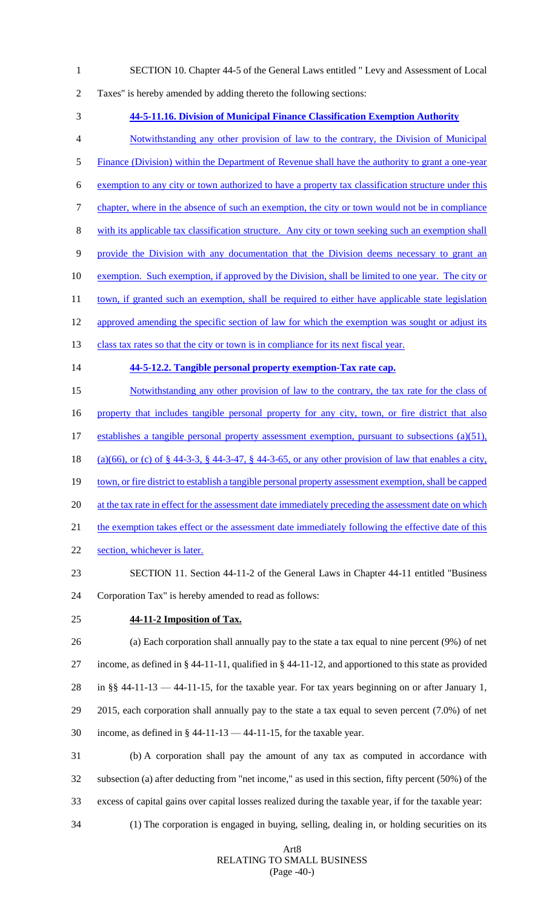SECTION 10. Chapter 44-5 of the General Laws entitled " Levy and Assessment of Local Taxes" is hereby amended by adding thereto the following sections:

**44-5-11.16. Division of Municipal Finance Classification Exemption Authority**

Notwithstanding any other provision of law to the contrary, the Division of Municipal Finance (Division) within the Department of Revenue shall have the authority to grant a one-year exemption to any city or town authorized to have a property tax classification structure under this chapter, where in the absence of such an exemption, the city or town would not be in compliance with its applicable tax classification structure. Any city or town seeking such an exemption shall provide the Division with any documentation that the Division deems necessary to grant an exemption. Such exemption, if approved by the Division, shall be limited to one year. The city or town, if granted such an exemption, shall be required to either have applicable state legislation approved amending the specific section of law for which the exemption was sought or adjust its class tax rates so that the city or town is in compliance for its next fiscal year.

**44-5-12.2. Tangible personal property exemption-Tax rate cap.**

Notwithstanding any other provision of law to the contrary, the tax rate for the class of property that includes tangible personal property for any city, town, or fire district that also establishes a tangible personal property assessment exemption, pursuant to subsections (a)(51), (a)(66), or (c) of § 44-3-3, § 44-3-47, § 44-3-65, or any other provision of law that enables a city, town, or fire district to establish a tangible personal property assessment exemption, shall be capped at the tax rate in effect for the assessment date immediately preceding the assessment date on which the exemption takes effect or the assessment date immediately following the effective date of this section, whichever is later.

SECTION 11. Section 44-11-2 of the General Laws in Chapter 44-11 entitled "Business Corporation Tax" is hereby amended to read as follows:

**44-11-2 Imposition of Tax.**

(a) Each corporation shall annually pay to the state a tax equal to nine percent (9%) of net income, as defined in § 44-11-11, qualified in § 44-11-12, and apportioned to this state as provided in §§ 44-11-13 — 44-11-15, for the taxable year. For tax years beginning on or after January 1, 2015, each corporation shall annually pay to the state a tax equal to seven percent (7.0%) of net income, as defined in § 44-11-13 — 44-11-15, for the taxable year.

(b) A corporation shall pay the amount of any tax as computed in accordance with subsection (a) after deducting from "net income," as used in this section, fifty percent (50%) of the excess of capital gains over capital losses realized during the taxable year, if for the taxable year:

(1) The corporation is engaged in buying, selling, dealing in, or holding securities on its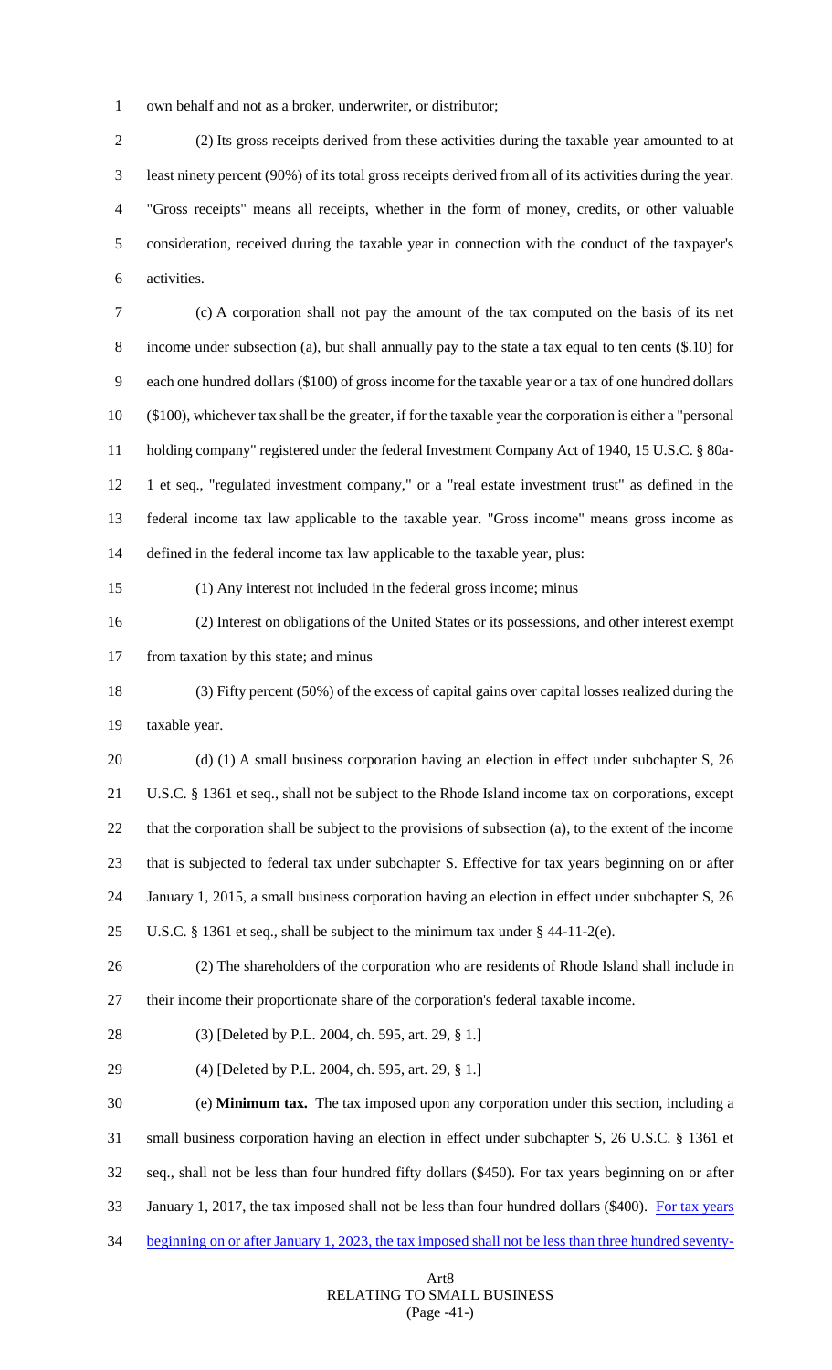own behalf and not as a broker, underwriter, or distributor;

(2) Its gross receipts derived from these activities during the taxable year amounted to at least ninety percent (90%) of its total gross receipts derived from all of its activities during the year. "Gross receipts" means all receipts, whether in the form of money, credits, or other valuable consideration, received during the taxable year in connection with the conduct of the taxpayer's activities.

(c) A corporation shall not pay the amount of the tax computed on the basis of its net income under subsection (a), but shall annually pay to the state a tax equal to ten cents ($.10) for each one hundred dollars ($100) of gross income for the taxable year or a tax of one hundred dollars ($100), whichever tax shall be the greater, if for the taxable year the corporation is either a "personal holding company" registered under the federal Investment Company Act of 1940, 15 U.S.C. § 80a-1 et seq., "regulated investment company," or a "real estate investment trust" as defined in the federal income tax law applicable to the taxable year. "Gross income" means gross income as defined in the federal income tax law applicable to the taxable year, plus:

(1) Any interest not included in the federal gross income; minus

(2) Interest on obligations of the United States or its possessions, and other interest exempt from taxation by this state; and minus

(3) Fifty percent (50%) of the excess of capital gains over capital losses realized during the taxable year.

(d) (1) A small business corporation having an election in effect under subchapter S, 26 U.S.C. § 1361 et seq., shall not be subject to the Rhode Island income tax on corporations, except that the corporation shall be subject to the provisions of subsection (a), to the extent of the income that is subjected to federal tax under subchapter S. Effective for tax years beginning on or after January 1, 2015, a small business corporation having an election in effect under subchapter S, 26 U.S.C. § 1361 et seq., shall be subject to the minimum tax under § 44-11-2(e).

(2) The shareholders of the corporation who are residents of Rhode Island shall include in their income their proportionate share of the corporation's federal taxable income.

(3) [Deleted by P.L. 2004, ch. 595, art. 29, § 1.]

(4) [Deleted by P.L. 2004, ch. 595, art. 29, § 1.]

(e) **Minimum tax.** The tax imposed upon any corporation under this section, including a small business corporation having an election in effect under subchapter S, 26 U.S.C. § 1361 et seq., shall not be less than four hundred fifty dollars ($450). For tax years beginning on or after January 1, 2017, the tax imposed shall not be less than four hundred dollars ($400). For tax years beginning on or after January 1, 2023, the tax imposed shall not be less than three hundred seventy-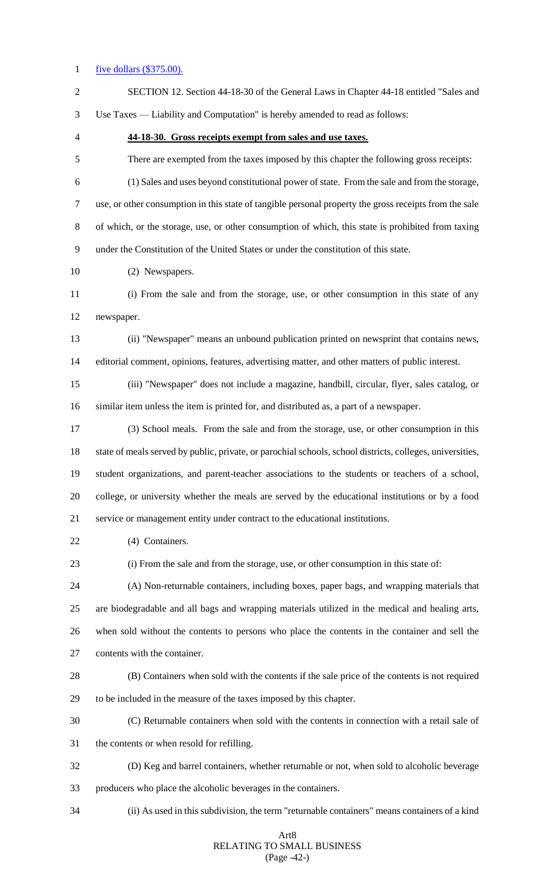five dollars ($375.00).

SECTION 12. Section 44-18-30 of the General Laws in Chapter 44-18 entitled "Sales and Use Taxes — Liability and Computation" is hereby amended to read as follows:

**44-18-30. Gross receipts exempt from sales and use taxes.**

There are exempted from the taxes imposed by this chapter the following gross receipts:

(1) Sales and uses beyond constitutional power of state. From the sale and from the storage, use, or other consumption in this state of tangible personal property the gross receipts from the sale of which, or the storage, use, or other consumption of which, this state is prohibited from taxing under the Constitution of the United States or under the constitution of this state.

(2) Newspapers.

(i) From the sale and from the storage, use, or other consumption in this state of any newspaper.

(ii) "Newspaper" means an unbound publication printed on newsprint that contains news, editorial comment, opinions, features, advertising matter, and other matters of public interest.

(iii) "Newspaper" does not include a magazine, handbill, circular, flyer, sales catalog, or similar item unless the item is printed for, and distributed as, a part of a newspaper.

(3) School meals. From the sale and from the storage, use, or other consumption in this state of meals served by public, private, or parochial schools, school districts, colleges, universities, student organizations, and parent-teacher associations to the students or teachers of a school, college, or university whether the meals are served by the educational institutions or by a food service or management entity under contract to the educational institutions.

(4) Containers.

(i) From the sale and from the storage, use, or other consumption in this state of:

(A) Non-returnable containers, including boxes, paper bags, and wrapping materials that are biodegradable and all bags and wrapping materials utilized in the medical and healing arts, when sold without the contents to persons who place the contents in the container and sell the contents with the container.

(B) Containers when sold with the contents if the sale price of the contents is not required to be included in the measure of the taxes imposed by this chapter.

(C) Returnable containers when sold with the contents in connection with a retail sale of the contents or when resold for refilling.

(D) Keg and barrel containers, whether returnable or not, when sold to alcoholic beverage producers who place the alcoholic beverages in the containers.

(ii) As used in this subdivision, the term "returnable containers" means containers of a kind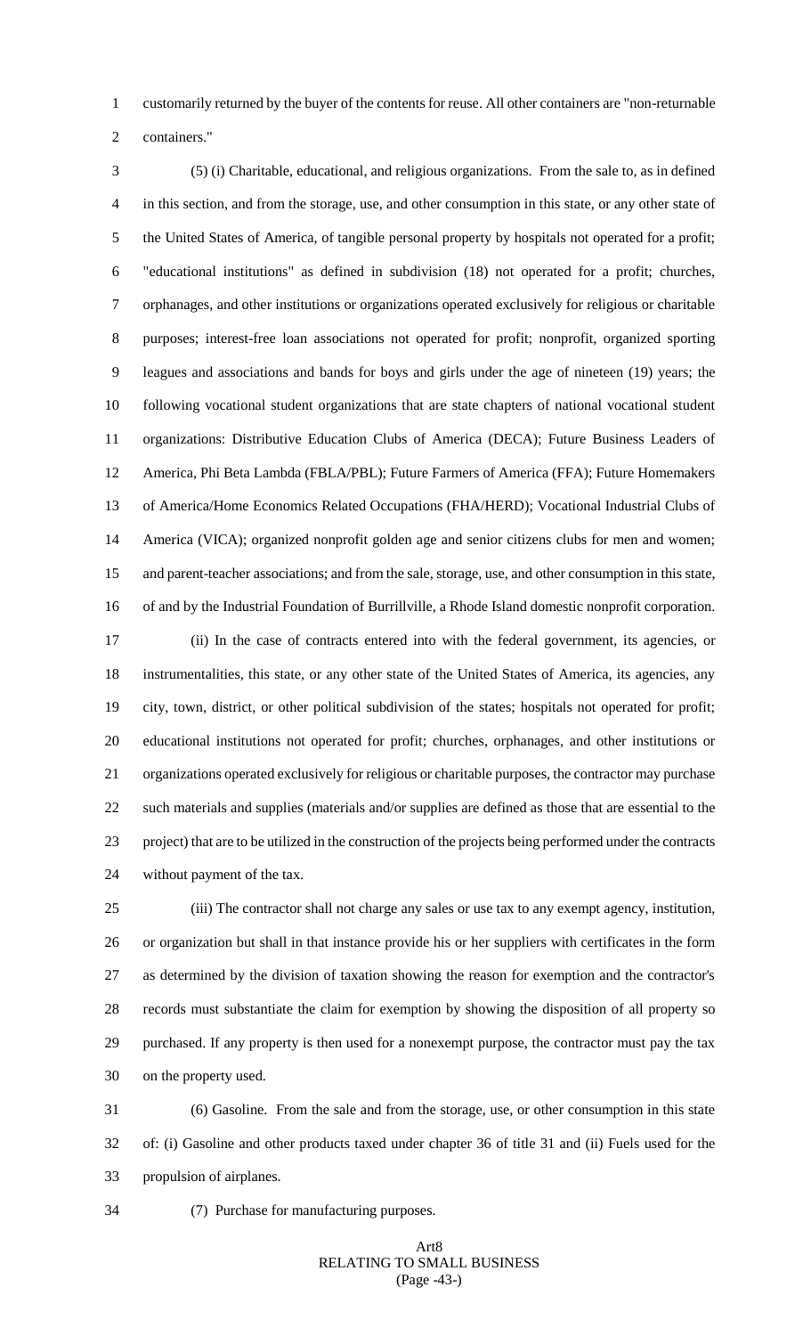customarily returned by the buyer of the contents for reuse. All other containers are "non-returnable containers."

(5) (i) Charitable, educational, and religious organizations. From the sale to, as in defined in this section, and from the storage, use, and other consumption in this state, or any other state of the United States of America, of tangible personal property by hospitals not operated for a profit; "educational institutions" as defined in subdivision (18) not operated for a profit; churches, orphanages, and other institutions or organizations operated exclusively for religious or charitable purposes; interest-free loan associations not operated for profit; nonprofit, organized sporting leagues and associations and bands for boys and girls under the age of nineteen (19) years; the following vocational student organizations that are state chapters of national vocational student organizations: Distributive Education Clubs of America (DECA); Future Business Leaders of America, Phi Beta Lambda (FBLA/PBL); Future Farmers of America (FFA); Future Homemakers of America/Home Economics Related Occupations (FHA/HERD); Vocational Industrial Clubs of America (VICA); organized nonprofit golden age and senior citizens clubs for men and women; and parent-teacher associations; and from the sale, storage, use, and other consumption in this state, of and by the Industrial Foundation of Burrillville, a Rhode Island domestic nonprofit corporation.

(ii) In the case of contracts entered into with the federal government, its agencies, or instrumentalities, this state, or any other state of the United States of America, its agencies, any city, town, district, or other political subdivision of the states; hospitals not operated for profit; educational institutions not operated for profit; churches, orphanages, and other institutions or organizations operated exclusively for religious or charitable purposes, the contractor may purchase such materials and supplies (materials and/or supplies are defined as those that are essential to the project) that are to be utilized in the construction of the projects being performed under the contracts without payment of the tax.

(iii) The contractor shall not charge any sales or use tax to any exempt agency, institution, or organization but shall in that instance provide his or her suppliers with certificates in the form as determined by the division of taxation showing the reason for exemption and the contractor's records must substantiate the claim for exemption by showing the disposition of all property so purchased. If any property is then used for a nonexempt purpose, the contractor must pay the tax on the property used.

(6) Gasoline. From the sale and from the storage, use, or other consumption in this state of: (i) Gasoline and other products taxed under chapter 36 of title 31 and (ii) Fuels used for the propulsion of airplanes.

(7) Purchase for manufacturing purposes.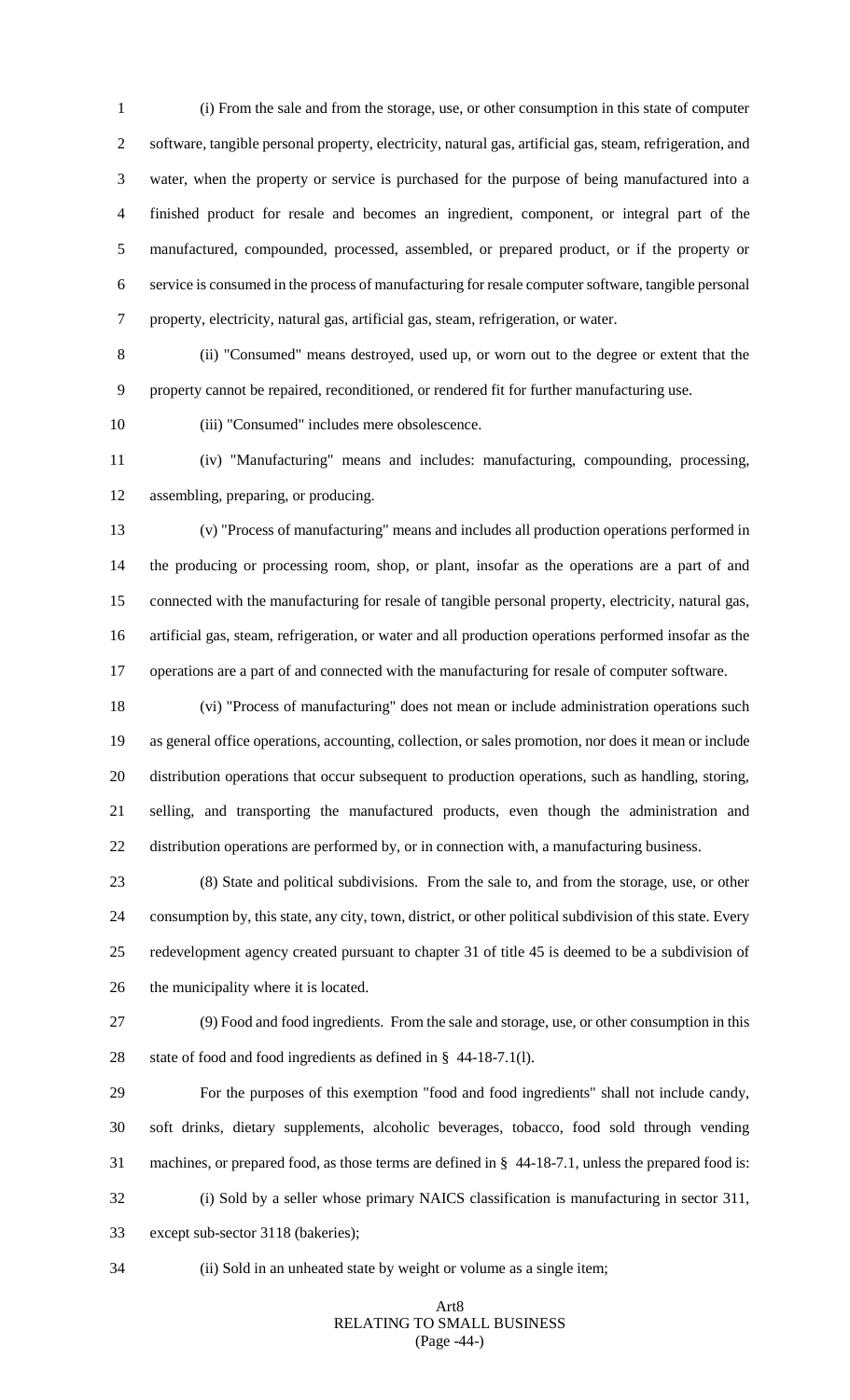(i) From the sale and from the storage, use, or other consumption in this state of computer software, tangible personal property, electricity, natural gas, artificial gas, steam, refrigeration, and water, when the property or service is purchased for the purpose of being manufactured into a finished product for resale and becomes an ingredient, component, or integral part of the manufactured, compounded, processed, assembled, or prepared product, or if the property or service is consumed in the process of manufacturing for resale computer software, tangible personal property, electricity, natural gas, artificial gas, steam, refrigeration, or water.

(ii) "Consumed" means destroyed, used up, or worn out to the degree or extent that the property cannot be repaired, reconditioned, or rendered fit for further manufacturing use.

(iii) "Consumed" includes mere obsolescence.

(iv) "Manufacturing" means and includes: manufacturing, compounding, processing, assembling, preparing, or producing.

(v) "Process of manufacturing" means and includes all production operations performed in the producing or processing room, shop, or plant, insofar as the operations are a part of and connected with the manufacturing for resale of tangible personal property, electricity, natural gas, artificial gas, steam, refrigeration, or water and all production operations performed insofar as the operations are a part of and connected with the manufacturing for resale of computer software.

(vi) "Process of manufacturing" does not mean or include administration operations such as general office operations, accounting, collection, or sales promotion, nor does it mean or include distribution operations that occur subsequent to production operations, such as handling, storing, selling, and transporting the manufactured products, even though the administration and distribution operations are performed by, or in connection with, a manufacturing business.

(8) State and political subdivisions. From the sale to, and from the storage, use, or other consumption by, this state, any city, town, district, or other political subdivision of this state. Every redevelopment agency created pursuant to chapter 31 of title 45 is deemed to be a subdivision of the municipality where it is located.

(9) Food and food ingredients. From the sale and storage, use, or other consumption in this state of food and food ingredients as defined in § 44-18-7.1(l).

For the purposes of this exemption "food and food ingredients" shall not include candy, soft drinks, dietary supplements, alcoholic beverages, tobacco, food sold through vending machines, or prepared food, as those terms are defined in § 44-18-7.1, unless the prepared food is:

(i) Sold by a seller whose primary NAICS classification is manufacturing in sector 311, except sub-sector 3118 (bakeries);

(ii) Sold in an unheated state by weight or volume as a single item;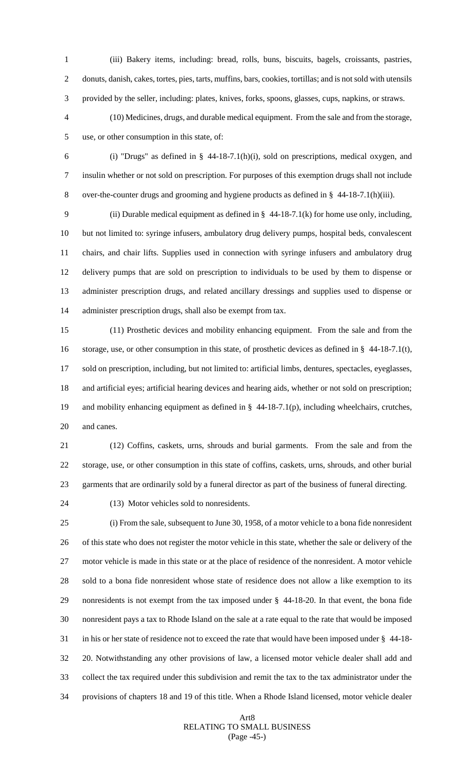(iii) Bakery items, including: bread, rolls, buns, biscuits, bagels, croissants, pastries, donuts, danish, cakes, tortes, pies, tarts, muffins, bars, cookies, tortillas; and is not sold with utensils provided by the seller, including: plates, knives, forks, spoons, glasses, cups, napkins, or straws.

(10) Medicines, drugs, and durable medical equipment. From the sale and from the storage, use, or other consumption in this state, of:

(i) "Drugs" as defined in § 44-18-7.1(h)(i), sold on prescriptions, medical oxygen, and insulin whether or not sold on prescription. For purposes of this exemption drugs shall not include over-the-counter drugs and grooming and hygiene products as defined in § 44-18-7.1(h)(iii).

(ii) Durable medical equipment as defined in § 44-18-7.1(k) for home use only, including, but not limited to: syringe infusers, ambulatory drug delivery pumps, hospital beds, convalescent chairs, and chair lifts. Supplies used in connection with syringe infusers and ambulatory drug delivery pumps that are sold on prescription to individuals to be used by them to dispense or administer prescription drugs, and related ancillary dressings and supplies used to dispense or administer prescription drugs, shall also be exempt from tax.

(11) Prosthetic devices and mobility enhancing equipment. From the sale and from the storage, use, or other consumption in this state, of prosthetic devices as defined in § 44-18-7.1(t), sold on prescription, including, but not limited to: artificial limbs, dentures, spectacles, eyeglasses, and artificial eyes; artificial hearing devices and hearing aids, whether or not sold on prescription; and mobility enhancing equipment as defined in § 44-18-7.1(p), including wheelchairs, crutches, and canes.

(12) Coffins, caskets, urns, shrouds and burial garments. From the sale and from the storage, use, or other consumption in this state of coffins, caskets, urns, shrouds, and other burial garments that are ordinarily sold by a funeral director as part of the business of funeral directing.

(13) Motor vehicles sold to nonresidents.

(i) From the sale, subsequent to June 30, 1958, of a motor vehicle to a bona fide nonresident of this state who does not register the motor vehicle in this state, whether the sale or delivery of the motor vehicle is made in this state or at the place of residence of the nonresident. A motor vehicle sold to a bona fide nonresident whose state of residence does not allow a like exemption to its nonresidents is not exempt from the tax imposed under § 44-18-20. In that event, the bona fide nonresident pays a tax to Rhode Island on the sale at a rate equal to the rate that would be imposed in his or her state of residence not to exceed the rate that would have been imposed under § 44-18-20. Notwithstanding any other provisions of law, a licensed motor vehicle dealer shall add and collect the tax required under this subdivision and remit the tax to the tax administrator under the provisions of chapters 18 and 19 of this title. When a Rhode Island licensed, motor vehicle dealer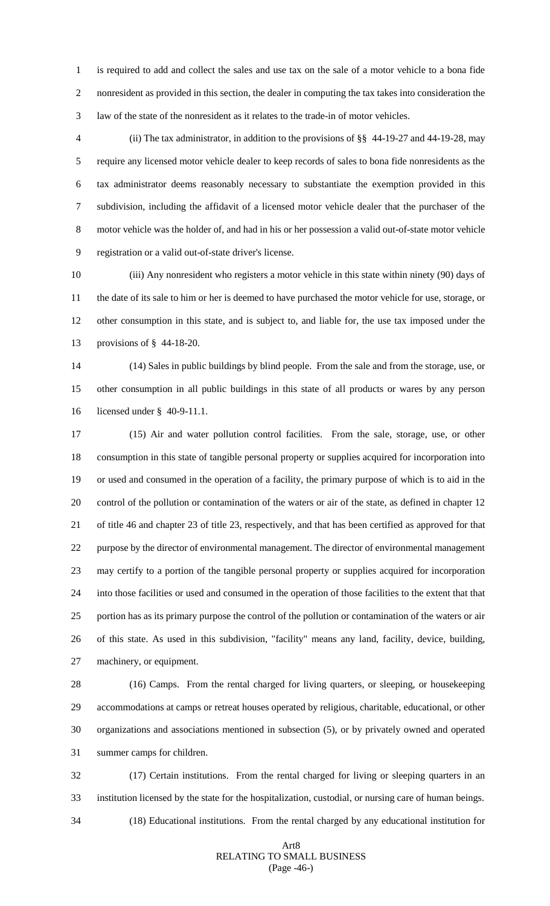is required to add and collect the sales and use tax on the sale of a motor vehicle to a bona fide nonresident as provided in this section, the dealer in computing the tax takes into consideration the law of the state of the nonresident as it relates to the trade-in of motor vehicles.

(ii) The tax administrator, in addition to the provisions of §§ 44-19-27 and 44-19-28, may require any licensed motor vehicle dealer to keep records of sales to bona fide nonresidents as the tax administrator deems reasonably necessary to substantiate the exemption provided in this subdivision, including the affidavit of a licensed motor vehicle dealer that the purchaser of the motor vehicle was the holder of, and had in his or her possession a valid out-of-state motor vehicle registration or a valid out-of-state driver's license.

(iii) Any nonresident who registers a motor vehicle in this state within ninety (90) days of the date of its sale to him or her is deemed to have purchased the motor vehicle for use, storage, or other consumption in this state, and is subject to, and liable for, the use tax imposed under the provisions of § 44-18-20.

(14) Sales in public buildings by blind people. From the sale and from the storage, use, or other consumption in all public buildings in this state of all products or wares by any person licensed under § 40-9-11.1.

(15) Air and water pollution control facilities. From the sale, storage, use, or other consumption in this state of tangible personal property or supplies acquired for incorporation into or used and consumed in the operation of a facility, the primary purpose of which is to aid in the control of the pollution or contamination of the waters or air of the state, as defined in chapter 12 of title 46 and chapter 23 of title 23, respectively, and that has been certified as approved for that purpose by the director of environmental management. The director of environmental management may certify to a portion of the tangible personal property or supplies acquired for incorporation into those facilities or used and consumed in the operation of those facilities to the extent that that portion has as its primary purpose the control of the pollution or contamination of the waters or air of this state. As used in this subdivision, "facility" means any land, facility, device, building, machinery, or equipment.

(16) Camps. From the rental charged for living quarters, or sleeping, or housekeeping accommodations at camps or retreat houses operated by religious, charitable, educational, or other organizations and associations mentioned in subsection (5), or by privately owned and operated summer camps for children.

(17) Certain institutions. From the rental charged for living or sleeping quarters in an institution licensed by the state for the hospitalization, custodial, or nursing care of human beings.

(18) Educational institutions. From the rental charged by any educational institution for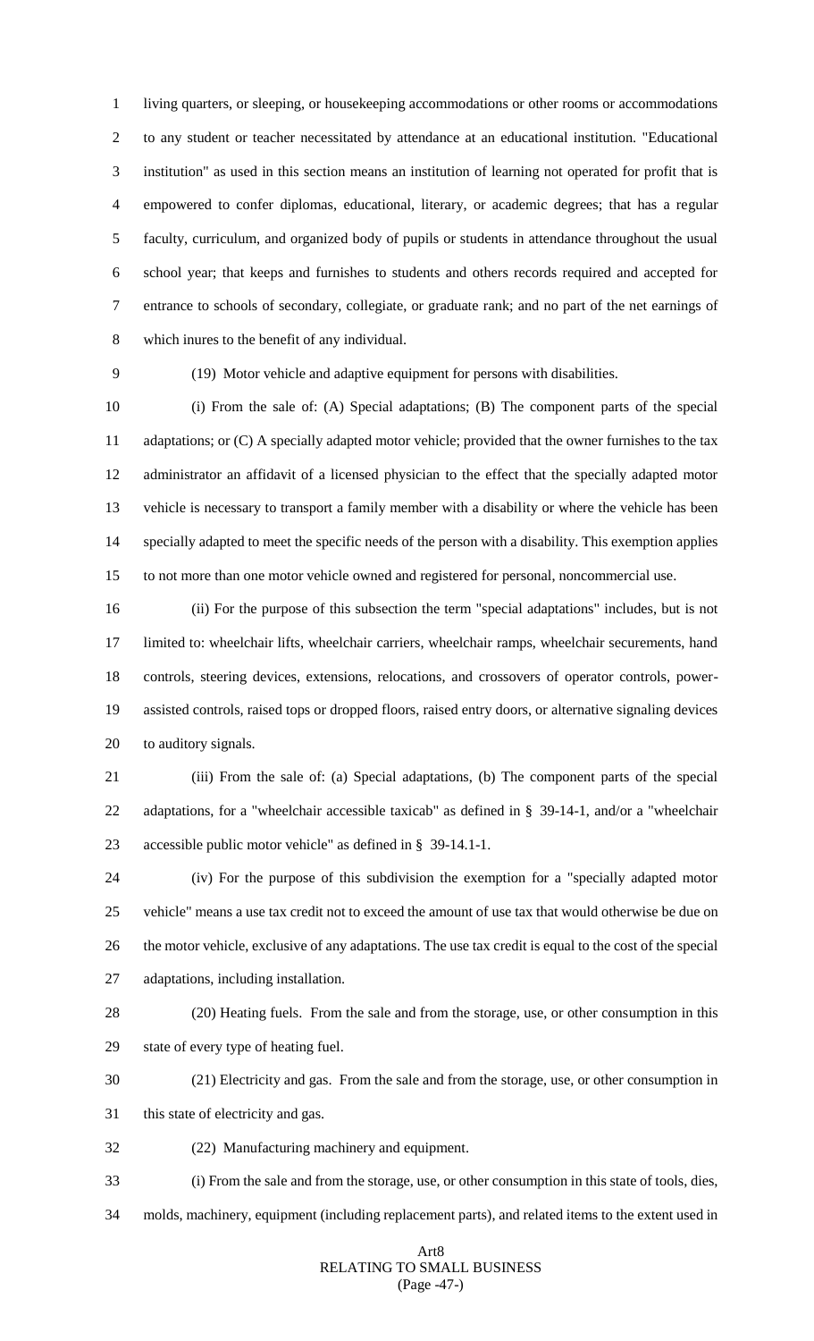living quarters, or sleeping, or housekeeping accommodations or other rooms or accommodations to any student or teacher necessitated by attendance at an educational institution. "Educational institution" as used in this section means an institution of learning not operated for profit that is empowered to confer diplomas, educational, literary, or academic degrees; that has a regular faculty, curriculum, and organized body of pupils or students in attendance throughout the usual school year; that keeps and furnishes to students and others records required and accepted for entrance to schools of secondary, collegiate, or graduate rank; and no part of the net earnings of which inures to the benefit of any individual.

(19) Motor vehicle and adaptive equipment for persons with disabilities.

(i) From the sale of: (A) Special adaptations; (B) The component parts of the special adaptations; or (C) A specially adapted motor vehicle; provided that the owner furnishes to the tax administrator an affidavit of a licensed physician to the effect that the specially adapted motor vehicle is necessary to transport a family member with a disability or where the vehicle has been specially adapted to meet the specific needs of the person with a disability. This exemption applies to not more than one motor vehicle owned and registered for personal, noncommercial use.

(ii) For the purpose of this subsection the term "special adaptations" includes, but is not limited to: wheelchair lifts, wheelchair carriers, wheelchair ramps, wheelchair securements, hand controls, steering devices, extensions, relocations, and crossovers of operator controls, power-assisted controls, raised tops or dropped floors, raised entry doors, or alternative signaling devices to auditory signals.

(iii) From the sale of: (a) Special adaptations, (b) The component parts of the special adaptations, for a "wheelchair accessible taxicab" as defined in § 39-14-1, and/or a "wheelchair accessible public motor vehicle" as defined in § 39-14.1-1.

(iv) For the purpose of this subdivision the exemption for a "specially adapted motor vehicle" means a use tax credit not to exceed the amount of use tax that would otherwise be due on the motor vehicle, exclusive of any adaptations. The use tax credit is equal to the cost of the special adaptations, including installation.

(20) Heating fuels. From the sale and from the storage, use, or other consumption in this state of every type of heating fuel.

(21) Electricity and gas. From the sale and from the storage, use, or other consumption in this state of electricity and gas.

(22) Manufacturing machinery and equipment.

(i) From the sale and from the storage, use, or other consumption in this state of tools, dies, molds, machinery, equipment (including replacement parts), and related items to the extent used in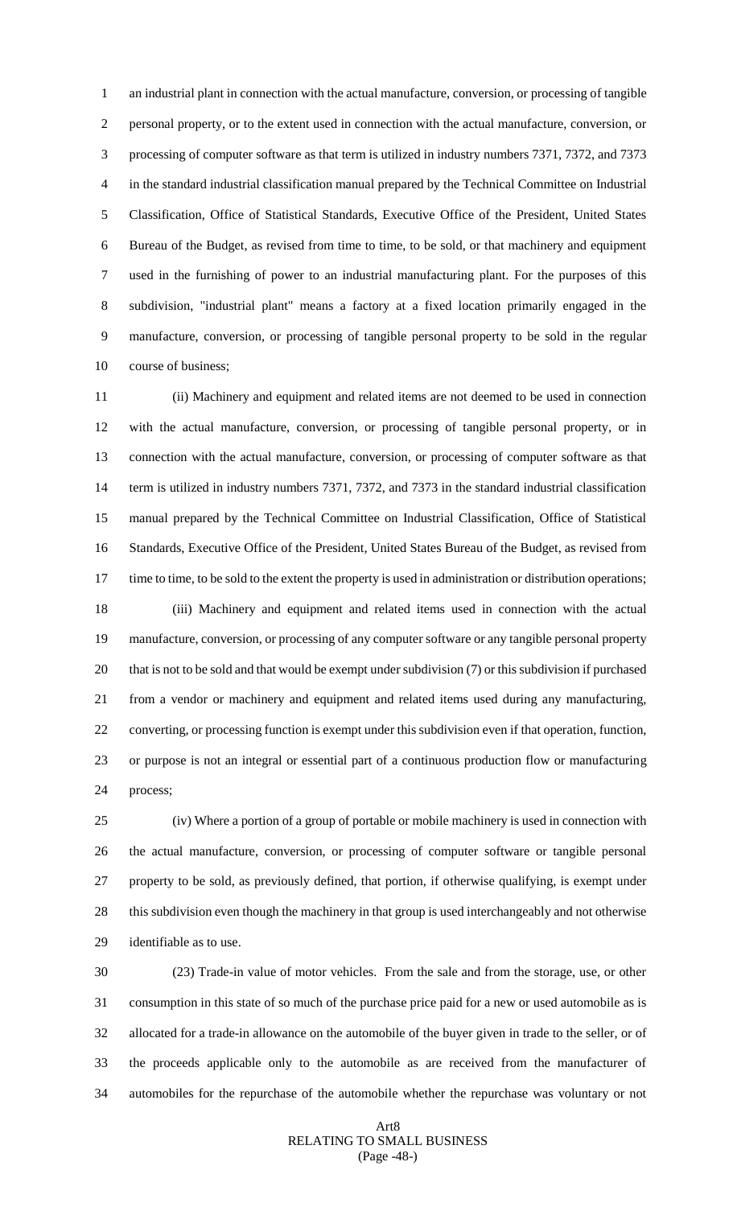an industrial plant in connection with the actual manufacture, conversion, or processing of tangible personal property, or to the extent used in connection with the actual manufacture, conversion, or processing of computer software as that term is utilized in industry numbers 7371, 7372, and 7373 in the standard industrial classification manual prepared by the Technical Committee on Industrial Classification, Office of Statistical Standards, Executive Office of the President, United States Bureau of the Budget, as revised from time to time, to be sold, or that machinery and equipment used in the furnishing of power to an industrial manufacturing plant. For the purposes of this subdivision, "industrial plant" means a factory at a fixed location primarily engaged in the manufacture, conversion, or processing of tangible personal property to be sold in the regular course of business;

(ii) Machinery and equipment and related items are not deemed to be used in connection with the actual manufacture, conversion, or processing of tangible personal property, or in connection with the actual manufacture, conversion, or processing of computer software as that term is utilized in industry numbers 7371, 7372, and 7373 in the standard industrial classification manual prepared by the Technical Committee on Industrial Classification, Office of Statistical Standards, Executive Office of the President, United States Bureau of the Budget, as revised from time to time, to be sold to the extent the property is used in administration or distribution operations;

(iii) Machinery and equipment and related items used in connection with the actual manufacture, conversion, or processing of any computer software or any tangible personal property that is not to be sold and that would be exempt under subdivision (7) or this subdivision if purchased from a vendor or machinery and equipment and related items used during any manufacturing, converting, or processing function is exempt under this subdivision even if that operation, function, or purpose is not an integral or essential part of a continuous production flow or manufacturing process;

(iv) Where a portion of a group of portable or mobile machinery is used in connection with the actual manufacture, conversion, or processing of computer software or tangible personal property to be sold, as previously defined, that portion, if otherwise qualifying, is exempt under this subdivision even though the machinery in that group is used interchangeably and not otherwise identifiable as to use.

(23) Trade-in value of motor vehicles. From the sale and from the storage, use, or other consumption in this state of so much of the purchase price paid for a new or used automobile as is allocated for a trade-in allowance on the automobile of the buyer given in trade to the seller, or of the proceeds applicable only to the automobile as are received from the manufacturer of automobiles for the repurchase of the automobile whether the repurchase was voluntary or not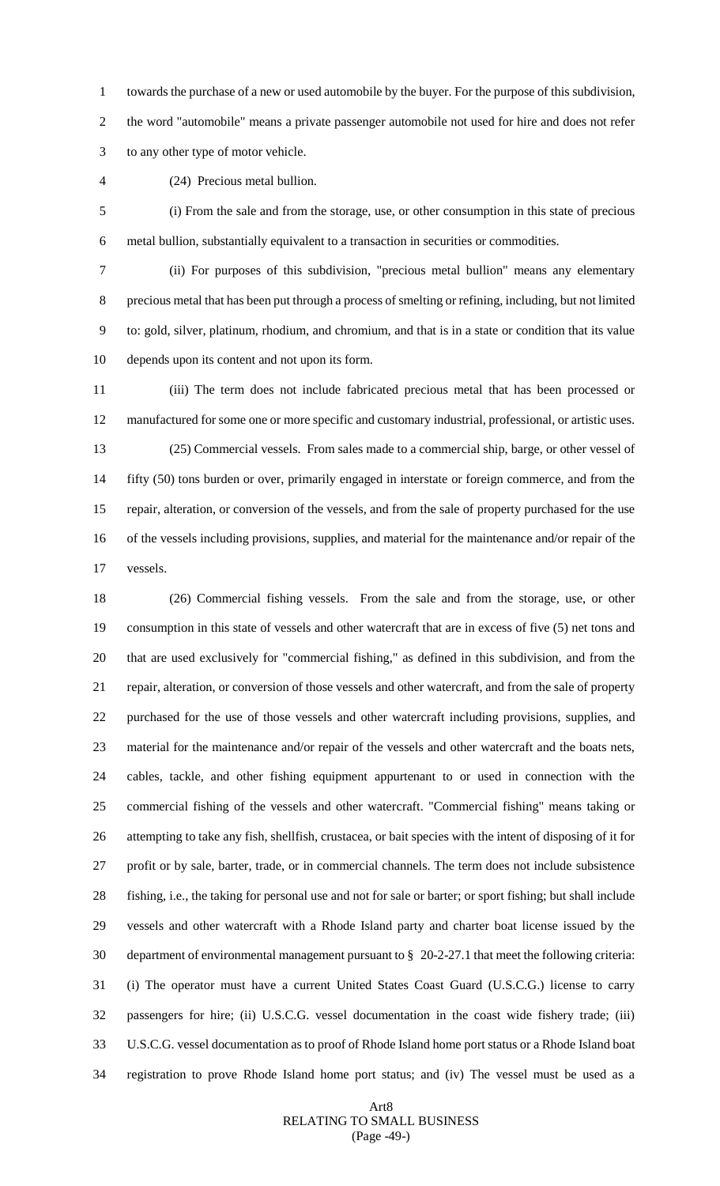towards the purchase of a new or used automobile by the buyer. For the purpose of this subdivision, the word "automobile" means a private passenger automobile not used for hire and does not refer to any other type of motor vehicle.

(24) Precious metal bullion.

(i) From the sale and from the storage, use, or other consumption in this state of precious metal bullion, substantially equivalent to a transaction in securities or commodities.

(ii) For purposes of this subdivision, "precious metal bullion" means any elementary precious metal that has been put through a process of smelting or refining, including, but not limited to: gold, silver, platinum, rhodium, and chromium, and that is in a state or condition that its value depends upon its content and not upon its form.

(iii) The term does not include fabricated precious metal that has been processed or manufactured for some one or more specific and customary industrial, professional, or artistic uses.

(25) Commercial vessels. From sales made to a commercial ship, barge, or other vessel of fifty (50) tons burden or over, primarily engaged in interstate or foreign commerce, and from the repair, alteration, or conversion of the vessels, and from the sale of property purchased for the use of the vessels including provisions, supplies, and material for the maintenance and/or repair of the vessels.

(26) Commercial fishing vessels. From the sale and from the storage, use, or other consumption in this state of vessels and other watercraft that are in excess of five (5) net tons and that are used exclusively for "commercial fishing," as defined in this subdivision, and from the repair, alteration, or conversion of those vessels and other watercraft, and from the sale of property purchased for the use of those vessels and other watercraft including provisions, supplies, and material for the maintenance and/or repair of the vessels and other watercraft and the boats nets, cables, tackle, and other fishing equipment appurtenant to or used in connection with the commercial fishing of the vessels and other watercraft. "Commercial fishing" means taking or attempting to take any fish, shellfish, crustacea, or bait species with the intent of disposing of it for profit or by sale, barter, trade, or in commercial channels. The term does not include subsistence fishing, i.e., the taking for personal use and not for sale or barter; or sport fishing; but shall include vessels and other watercraft with a Rhode Island party and charter boat license issued by the department of environmental management pursuant to § 20-2-27.1 that meet the following criteria: (i) The operator must have a current United States Coast Guard (U.S.C.G.) license to carry passengers for hire; (ii) U.S.C.G. vessel documentation in the coast wide fishery trade; (iii) U.S.C.G. vessel documentation as to proof of Rhode Island home port status or a Rhode Island boat registration to prove Rhode Island home port status; and (iv) The vessel must be used as a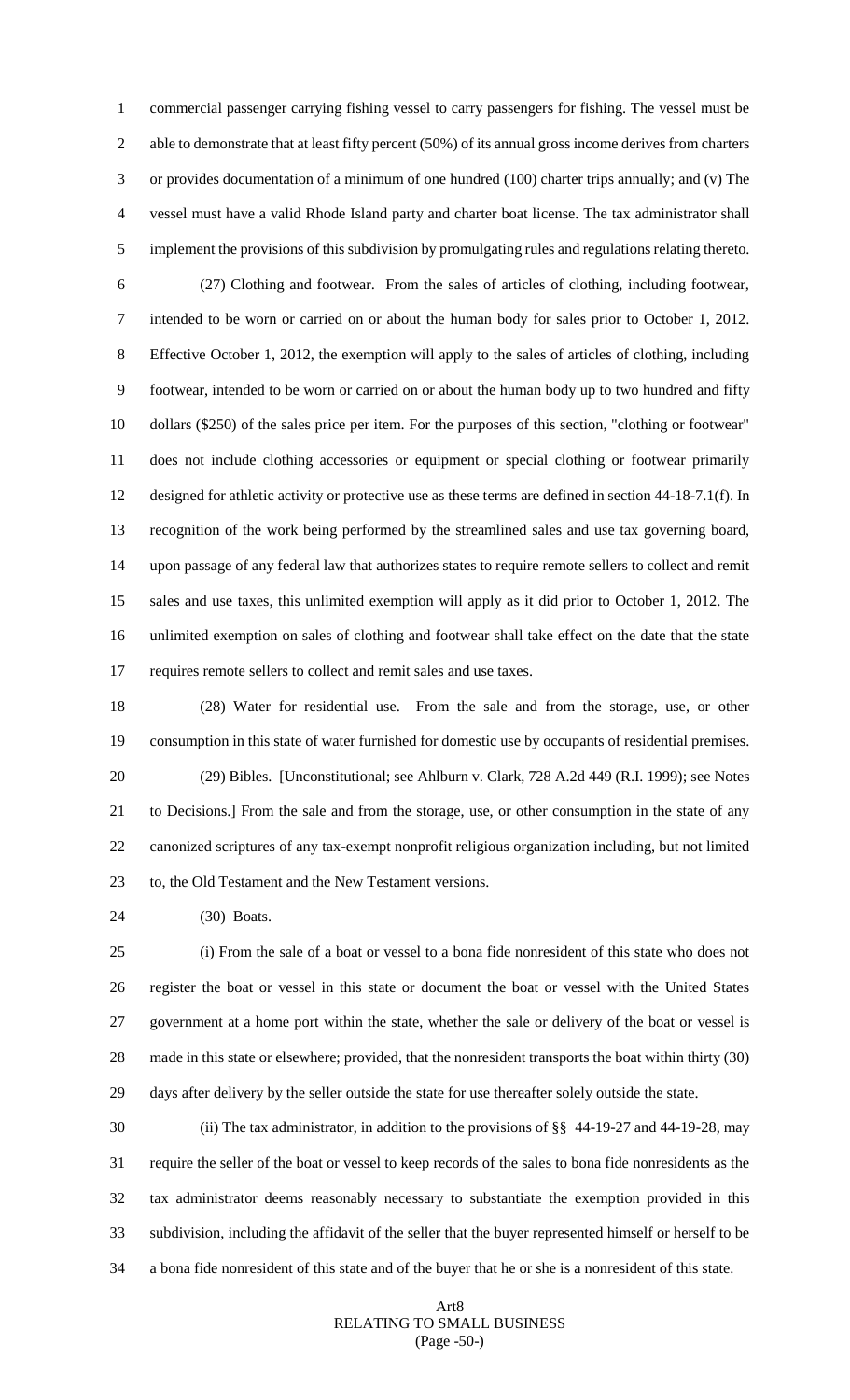commercial passenger carrying fishing vessel to carry passengers for fishing. The vessel must be able to demonstrate that at least fifty percent (50%) of its annual gross income derives from charters or provides documentation of a minimum of one hundred (100) charter trips annually; and (v) The vessel must have a valid Rhode Island party and charter boat license. The tax administrator shall implement the provisions of this subdivision by promulgating rules and regulations relating thereto.

(27) Clothing and footwear. From the sales of articles of clothing, including footwear, intended to be worn or carried on or about the human body for sales prior to October 1, 2012. Effective October 1, 2012, the exemption will apply to the sales of articles of clothing, including footwear, intended to be worn or carried on or about the human body up to two hundred and fifty dollars ($250) of the sales price per item. For the purposes of this section, "clothing or footwear" does not include clothing accessories or equipment or special clothing or footwear primarily designed for athletic activity or protective use as these terms are defined in section 44-18-7.1(f). In recognition of the work being performed by the streamlined sales and use tax governing board, upon passage of any federal law that authorizes states to require remote sellers to collect and remit sales and use taxes, this unlimited exemption will apply as it did prior to October 1, 2012. The unlimited exemption on sales of clothing and footwear shall take effect on the date that the state requires remote sellers to collect and remit sales and use taxes.

(28) Water for residential use. From the sale and from the storage, use, or other consumption in this state of water furnished for domestic use by occupants of residential premises.

(29) Bibles. [Unconstitutional; see Ahlburn v. Clark, 728 A.2d 449 (R.I. 1999); see Notes to Decisions.] From the sale and from the storage, use, or other consumption in the state of any canonized scriptures of any tax-exempt nonprofit religious organization including, but not limited to, the Old Testament and the New Testament versions.

(30) Boats.

(i) From the sale of a boat or vessel to a bona fide nonresident of this state who does not register the boat or vessel in this state or document the boat or vessel with the United States government at a home port within the state, whether the sale or delivery of the boat or vessel is made in this state or elsewhere; provided, that the nonresident transports the boat within thirty (30) days after delivery by the seller outside the state for use thereafter solely outside the state.

(ii) The tax administrator, in addition to the provisions of §§ 44-19-27 and 44-19-28, may require the seller of the boat or vessel to keep records of the sales to bona fide nonresidents as the tax administrator deems reasonably necessary to substantiate the exemption provided in this subdivision, including the affidavit of the seller that the buyer represented himself or herself to be a bona fide nonresident of this state and of the buyer that he or she is a nonresident of this state.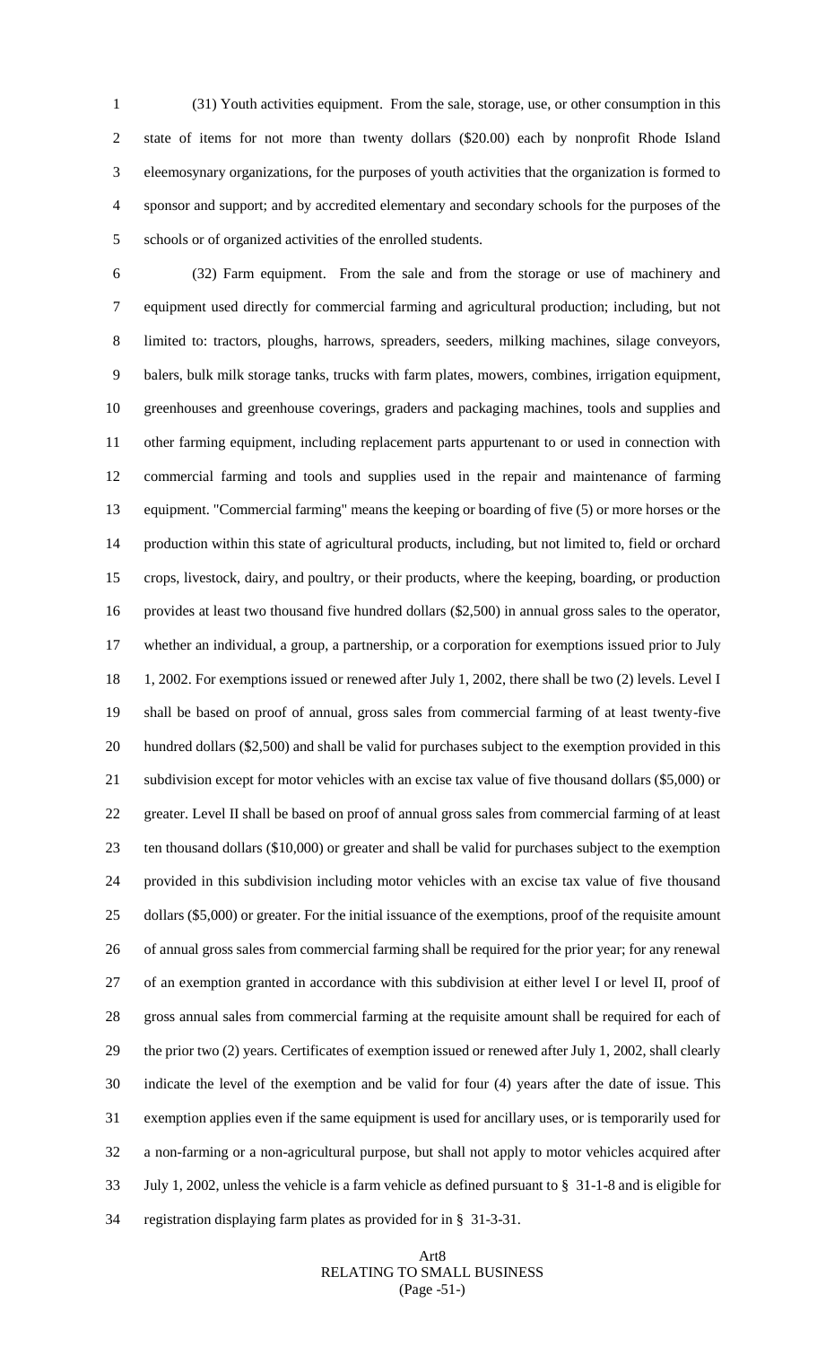(31) Youth activities equipment. From the sale, storage, use, or other consumption in this state of items for not more than twenty dollars ($20.00) each by nonprofit Rhode Island eleemosynary organizations, for the purposes of youth activities that the organization is formed to sponsor and support; and by accredited elementary and secondary schools for the purposes of the schools or of organized activities of the enrolled students.

(32) Farm equipment. From the sale and from the storage or use of machinery and equipment used directly for commercial farming and agricultural production; including, but not limited to: tractors, ploughs, harrows, spreaders, seeders, milking machines, silage conveyors, balers, bulk milk storage tanks, trucks with farm plates, mowers, combines, irrigation equipment, greenhouses and greenhouse coverings, graders and packaging machines, tools and supplies and other farming equipment, including replacement parts appurtenant to or used in connection with commercial farming and tools and supplies used in the repair and maintenance of farming equipment. "Commercial farming" means the keeping or boarding of five (5) or more horses or the production within this state of agricultural products, including, but not limited to, field or orchard crops, livestock, dairy, and poultry, or their products, where the keeping, boarding, or production provides at least two thousand five hundred dollars ($2,500) in annual gross sales to the operator, whether an individual, a group, a partnership, or a corporation for exemptions issued prior to July 1, 2002. For exemptions issued or renewed after July 1, 2002, there shall be two (2) levels. Level I shall be based on proof of annual, gross sales from commercial farming of at least twenty-five hundred dollars ($2,500) and shall be valid for purchases subject to the exemption provided in this subdivision except for motor vehicles with an excise tax value of five thousand dollars ($5,000) or greater. Level II shall be based on proof of annual gross sales from commercial farming of at least ten thousand dollars ($10,000) or greater and shall be valid for purchases subject to the exemption provided in this subdivision including motor vehicles with an excise tax value of five thousand dollars ($5,000) or greater. For the initial issuance of the exemptions, proof of the requisite amount of annual gross sales from commercial farming shall be required for the prior year; for any renewal of an exemption granted in accordance with this subdivision at either level I or level II, proof of gross annual sales from commercial farming at the requisite amount shall be required for each of the prior two (2) years. Certificates of exemption issued or renewed after July 1, 2002, shall clearly indicate the level of the exemption and be valid for four (4) years after the date of issue. This exemption applies even if the same equipment is used for ancillary uses, or is temporarily used for a non-farming or a non-agricultural purpose, but shall not apply to motor vehicles acquired after July 1, 2002, unless the vehicle is a farm vehicle as defined pursuant to § 31-1-8 and is eligible for registration displaying farm plates as provided for in § 31-3-31.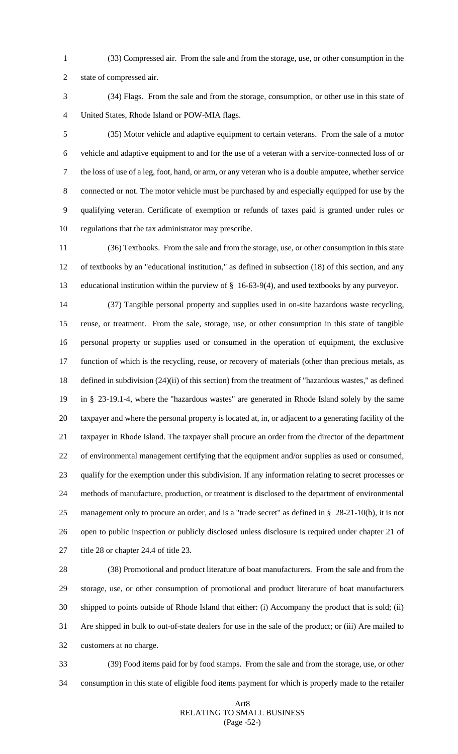(33) Compressed air. From the sale and from the storage, use, or other consumption in the state of compressed air.

(34) Flags. From the sale and from the storage, consumption, or other use in this state of United States, Rhode Island or POW-MIA flags.

(35) Motor vehicle and adaptive equipment to certain veterans. From the sale of a motor vehicle and adaptive equipment to and for the use of a veteran with a service-connected loss of or the loss of use of a leg, foot, hand, or arm, or any veteran who is a double amputee, whether service connected or not. The motor vehicle must be purchased by and especially equipped for use by the qualifying veteran. Certificate of exemption or refunds of taxes paid is granted under rules or regulations that the tax administrator may prescribe.

(36) Textbooks. From the sale and from the storage, use, or other consumption in this state of textbooks by an "educational institution," as defined in subsection (18) of this section, and any educational institution within the purview of § 16-63-9(4), and used textbooks by any purveyor.

(37) Tangible personal property and supplies used in on-site hazardous waste recycling, reuse, or treatment. From the sale, storage, use, or other consumption in this state of tangible personal property or supplies used or consumed in the operation of equipment, the exclusive function of which is the recycling, reuse, or recovery of materials (other than precious metals, as defined in subdivision (24)(ii) of this section) from the treatment of "hazardous wastes," as defined in § 23-19.1-4, where the "hazardous wastes" are generated in Rhode Island solely by the same taxpayer and where the personal property is located at, in, or adjacent to a generating facility of the taxpayer in Rhode Island. The taxpayer shall procure an order from the director of the department of environmental management certifying that the equipment and/or supplies as used or consumed, qualify for the exemption under this subdivision. If any information relating to secret processes or methods of manufacture, production, or treatment is disclosed to the department of environmental management only to procure an order, and is a "trade secret" as defined in § 28-21-10(b), it is not open to public inspection or publicly disclosed unless disclosure is required under chapter 21 of title 28 or chapter 24.4 of title 23.

(38) Promotional and product literature of boat manufacturers. From the sale and from the storage, use, or other consumption of promotional and product literature of boat manufacturers shipped to points outside of Rhode Island that either: (i) Accompany the product that is sold; (ii) Are shipped in bulk to out-of-state dealers for use in the sale of the product; or (iii) Are mailed to customers at no charge.

(39) Food items paid for by food stamps. From the sale and from the storage, use, or other consumption in this state of eligible food items payment for which is properly made to the retailer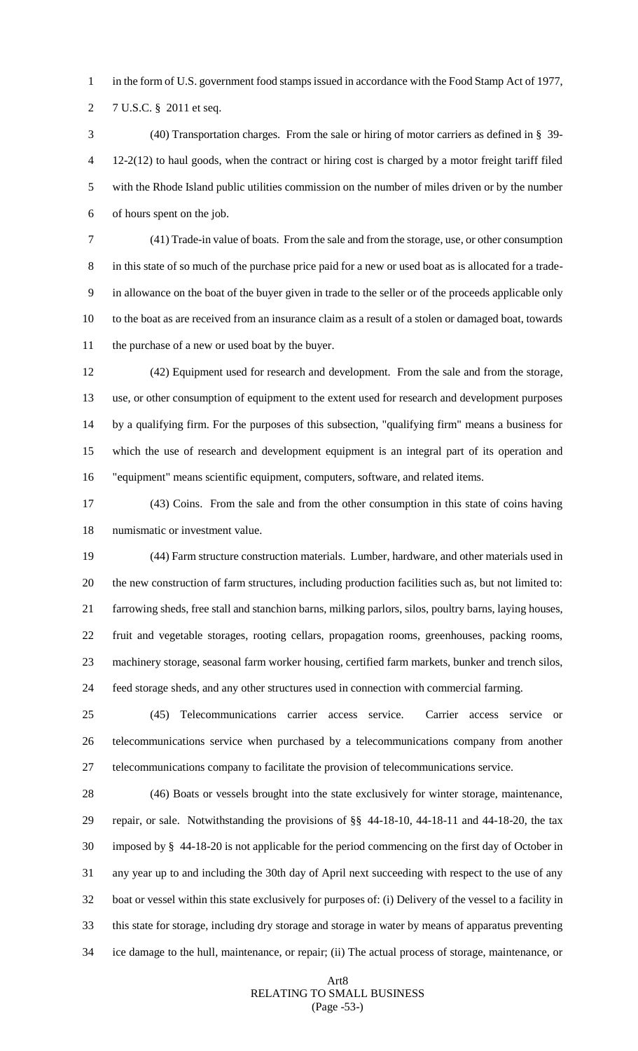in the form of U.S. government food stamps issued in accordance with the Food Stamp Act of 1977, 7 U.S.C. § 2011 et seq.

(40) Transportation charges. From the sale or hiring of motor carriers as defined in § 39-12-2(12) to haul goods, when the contract or hiring cost is charged by a motor freight tariff filed with the Rhode Island public utilities commission on the number of miles driven or by the number of hours spent on the job.

(41) Trade-in value of boats. From the sale and from the storage, use, or other consumption in this state of so much of the purchase price paid for a new or used boat as is allocated for a trade-in allowance on the boat of the buyer given in trade to the seller or of the proceeds applicable only to the boat as are received from an insurance claim as a result of a stolen or damaged boat, towards the purchase of a new or used boat by the buyer.

(42) Equipment used for research and development. From the sale and from the storage, use, or other consumption of equipment to the extent used for research and development purposes by a qualifying firm. For the purposes of this subsection, "qualifying firm" means a business for which the use of research and development equipment is an integral part of its operation and "equipment" means scientific equipment, computers, software, and related items.

(43) Coins. From the sale and from the other consumption in this state of coins having numismatic or investment value.

(44) Farm structure construction materials. Lumber, hardware, and other materials used in the new construction of farm structures, including production facilities such as, but not limited to: farrowing sheds, free stall and stanchion barns, milking parlors, silos, poultry barns, laying houses, fruit and vegetable storages, rooting cellars, propagation rooms, greenhouses, packing rooms, machinery storage, seasonal farm worker housing, certified farm markets, bunker and trench silos, feed storage sheds, and any other structures used in connection with commercial farming.

(45) Telecommunications carrier access service. Carrier access service or telecommunications service when purchased by a telecommunications company from another telecommunications company to facilitate the provision of telecommunications service.

(46) Boats or vessels brought into the state exclusively for winter storage, maintenance, repair, or sale. Notwithstanding the provisions of §§ 44-18-10, 44-18-11 and 44-18-20, the tax imposed by § 44-18-20 is not applicable for the period commencing on the first day of October in any year up to and including the 30th day of April next succeeding with respect to the use of any boat or vessel within this state exclusively for purposes of: (i) Delivery of the vessel to a facility in this state for storage, including dry storage and storage in water by means of apparatus preventing ice damage to the hull, maintenance, or repair; (ii) The actual process of storage, maintenance, or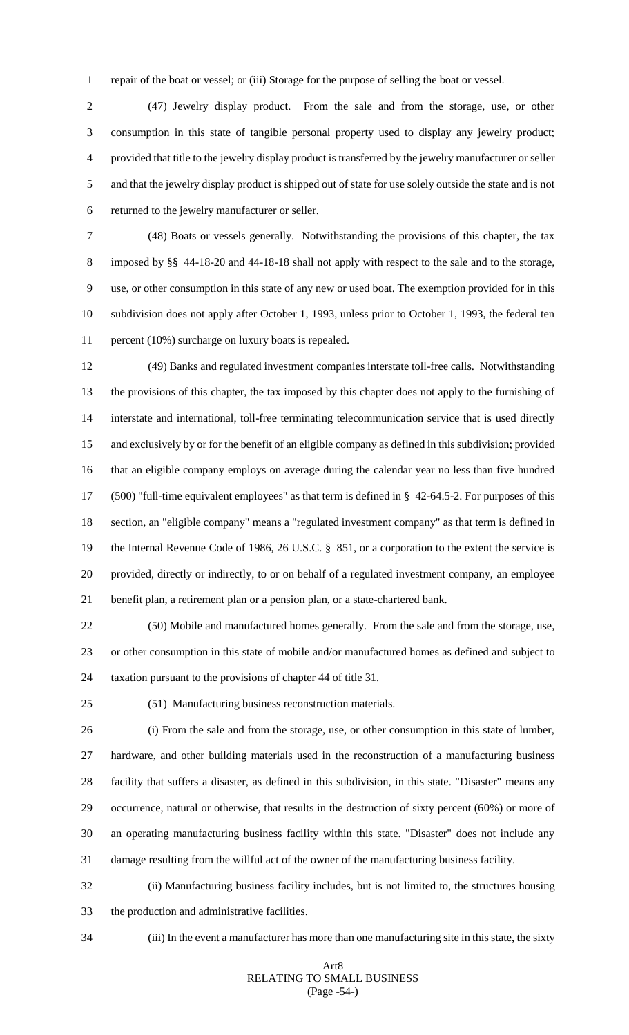repair of the boat or vessel; or (iii) Storage for the purpose of selling the boat or vessel.

(47) Jewelry display product. From the sale and from the storage, use, or other consumption in this state of tangible personal property used to display any jewelry product; provided that title to the jewelry display product is transferred by the jewelry manufacturer or seller and that the jewelry display product is shipped out of state for use solely outside the state and is not returned to the jewelry manufacturer or seller.

(48) Boats or vessels generally. Notwithstanding the provisions of this chapter, the tax imposed by §§ 44-18-20 and 44-18-18 shall not apply with respect to the sale and to the storage, use, or other consumption in this state of any new or used boat. The exemption provided for in this subdivision does not apply after October 1, 1993, unless prior to October 1, 1993, the federal ten percent (10%) surcharge on luxury boats is repealed.

(49) Banks and regulated investment companies interstate toll-free calls. Notwithstanding the provisions of this chapter, the tax imposed by this chapter does not apply to the furnishing of interstate and international, toll-free terminating telecommunication service that is used directly and exclusively by or for the benefit of an eligible company as defined in this subdivision; provided that an eligible company employs on average during the calendar year no less than five hundred (500) "full-time equivalent employees" as that term is defined in § 42-64.5-2. For purposes of this section, an "eligible company" means a "regulated investment company" as that term is defined in the Internal Revenue Code of 1986, 26 U.S.C. § 851, or a corporation to the extent the service is provided, directly or indirectly, to or on behalf of a regulated investment company, an employee benefit plan, a retirement plan or a pension plan, or a state-chartered bank.

(50) Mobile and manufactured homes generally. From the sale and from the storage, use, or other consumption in this state of mobile and/or manufactured homes as defined and subject to taxation pursuant to the provisions of chapter 44 of title 31.

(51) Manufacturing business reconstruction materials.

(i) From the sale and from the storage, use, or other consumption in this state of lumber, hardware, and other building materials used in the reconstruction of a manufacturing business facility that suffers a disaster, as defined in this subdivision, in this state. "Disaster" means any occurrence, natural or otherwise, that results in the destruction of sixty percent (60%) or more of an operating manufacturing business facility within this state. "Disaster" does not include any damage resulting from the willful act of the owner of the manufacturing business facility.

(ii) Manufacturing business facility includes, but is not limited to, the structures housing the production and administrative facilities.

(iii) In the event a manufacturer has more than one manufacturing site in this state, the sixty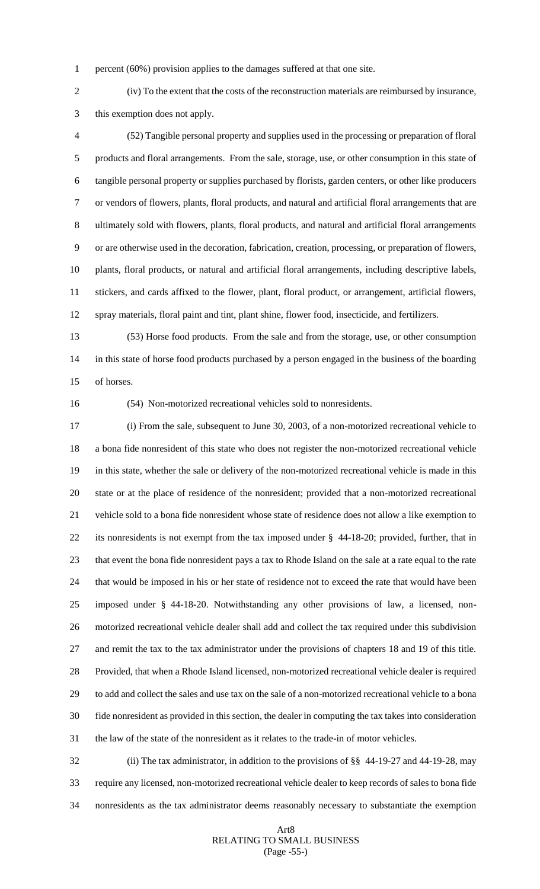percent (60%) provision applies to the damages suffered at that one site.

(iv) To the extent that the costs of the reconstruction materials are reimbursed by insurance, this exemption does not apply.

(52) Tangible personal property and supplies used in the processing or preparation of floral products and floral arrangements. From the sale, storage, use, or other consumption in this state of tangible personal property or supplies purchased by florists, garden centers, or other like producers or vendors of flowers, plants, floral products, and natural and artificial floral arrangements that are ultimately sold with flowers, plants, floral products, and natural and artificial floral arrangements or are otherwise used in the decoration, fabrication, creation, processing, or preparation of flowers, plants, floral products, or natural and artificial floral arrangements, including descriptive labels, stickers, and cards affixed to the flower, plant, floral product, or arrangement, artificial flowers, spray materials, floral paint and tint, plant shine, flower food, insecticide, and fertilizers.

(53) Horse food products. From the sale and from the storage, use, or other consumption in this state of horse food products purchased by a person engaged in the business of the boarding of horses.

(54) Non-motorized recreational vehicles sold to nonresidents.

(i) From the sale, subsequent to June 30, 2003, of a non-motorized recreational vehicle to a bona fide nonresident of this state who does not register the non-motorized recreational vehicle in this state, whether the sale or delivery of the non-motorized recreational vehicle is made in this state or at the place of residence of the nonresident; provided that a non-motorized recreational vehicle sold to a bona fide nonresident whose state of residence does not allow a like exemption to its nonresidents is not exempt from the tax imposed under § 44-18-20; provided, further, that in that event the bona fide nonresident pays a tax to Rhode Island on the sale at a rate equal to the rate that would be imposed in his or her state of residence not to exceed the rate that would have been imposed under § 44-18-20. Notwithstanding any other provisions of law, a licensed, non-motorized recreational vehicle dealer shall add and collect the tax required under this subdivision and remit the tax to the tax administrator under the provisions of chapters 18 and 19 of this title. Provided, that when a Rhode Island licensed, non-motorized recreational vehicle dealer is required to add and collect the sales and use tax on the sale of a non-motorized recreational vehicle to a bona fide nonresident as provided in this section, the dealer in computing the tax takes into consideration the law of the state of the nonresident as it relates to the trade-in of motor vehicles.

(ii) The tax administrator, in addition to the provisions of §§ 44-19-27 and 44-19-28, may require any licensed, non-motorized recreational vehicle dealer to keep records of sales to bona fide nonresidents as the tax administrator deems reasonably necessary to substantiate the exemption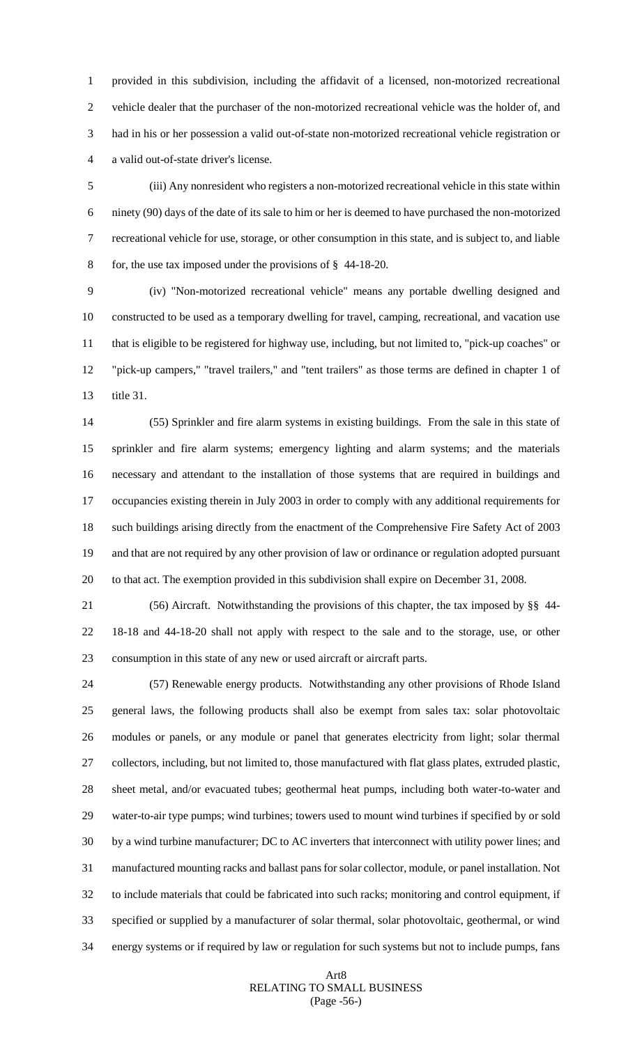provided in this subdivision, including the affidavit of a licensed, non-motorized recreational vehicle dealer that the purchaser of the non-motorized recreational vehicle was the holder of, and had in his or her possession a valid out-of-state non-motorized recreational vehicle registration or a valid out-of-state driver's license.

(iii) Any nonresident who registers a non-motorized recreational vehicle in this state within ninety (90) days of the date of its sale to him or her is deemed to have purchased the non-motorized recreational vehicle for use, storage, or other consumption in this state, and is subject to, and liable for, the use tax imposed under the provisions of § 44-18-20.

(iv) "Non-motorized recreational vehicle" means any portable dwelling designed and constructed to be used as a temporary dwelling for travel, camping, recreational, and vacation use that is eligible to be registered for highway use, including, but not limited to, "pick-up coaches" or "pick-up campers," "travel trailers," and "tent trailers" as those terms are defined in chapter 1 of title 31.

(55) Sprinkler and fire alarm systems in existing buildings. From the sale in this state of sprinkler and fire alarm systems; emergency lighting and alarm systems; and the materials necessary and attendant to the installation of those systems that are required in buildings and occupancies existing therein in July 2003 in order to comply with any additional requirements for such buildings arising directly from the enactment of the Comprehensive Fire Safety Act of 2003 and that are not required by any other provision of law or ordinance or regulation adopted pursuant to that act. The exemption provided in this subdivision shall expire on December 31, 2008.

(56) Aircraft. Notwithstanding the provisions of this chapter, the tax imposed by §§ 44-18-18 and 44-18-20 shall not apply with respect to the sale and to the storage, use, or other consumption in this state of any new or used aircraft or aircraft parts.

(57) Renewable energy products. Notwithstanding any other provisions of Rhode Island general laws, the following products shall also be exempt from sales tax: solar photovoltaic modules or panels, or any module or panel that generates electricity from light; solar thermal collectors, including, but not limited to, those manufactured with flat glass plates, extruded plastic, sheet metal, and/or evacuated tubes; geothermal heat pumps, including both water-to-water and water-to-air type pumps; wind turbines; towers used to mount wind turbines if specified by or sold by a wind turbine manufacturer; DC to AC inverters that interconnect with utility power lines; and manufactured mounting racks and ballast pans for solar collector, module, or panel installation. Not to include materials that could be fabricated into such racks; monitoring and control equipment, if specified or supplied by a manufacturer of solar thermal, solar photovoltaic, geothermal, or wind energy systems or if required by law or regulation for such systems but not to include pumps, fans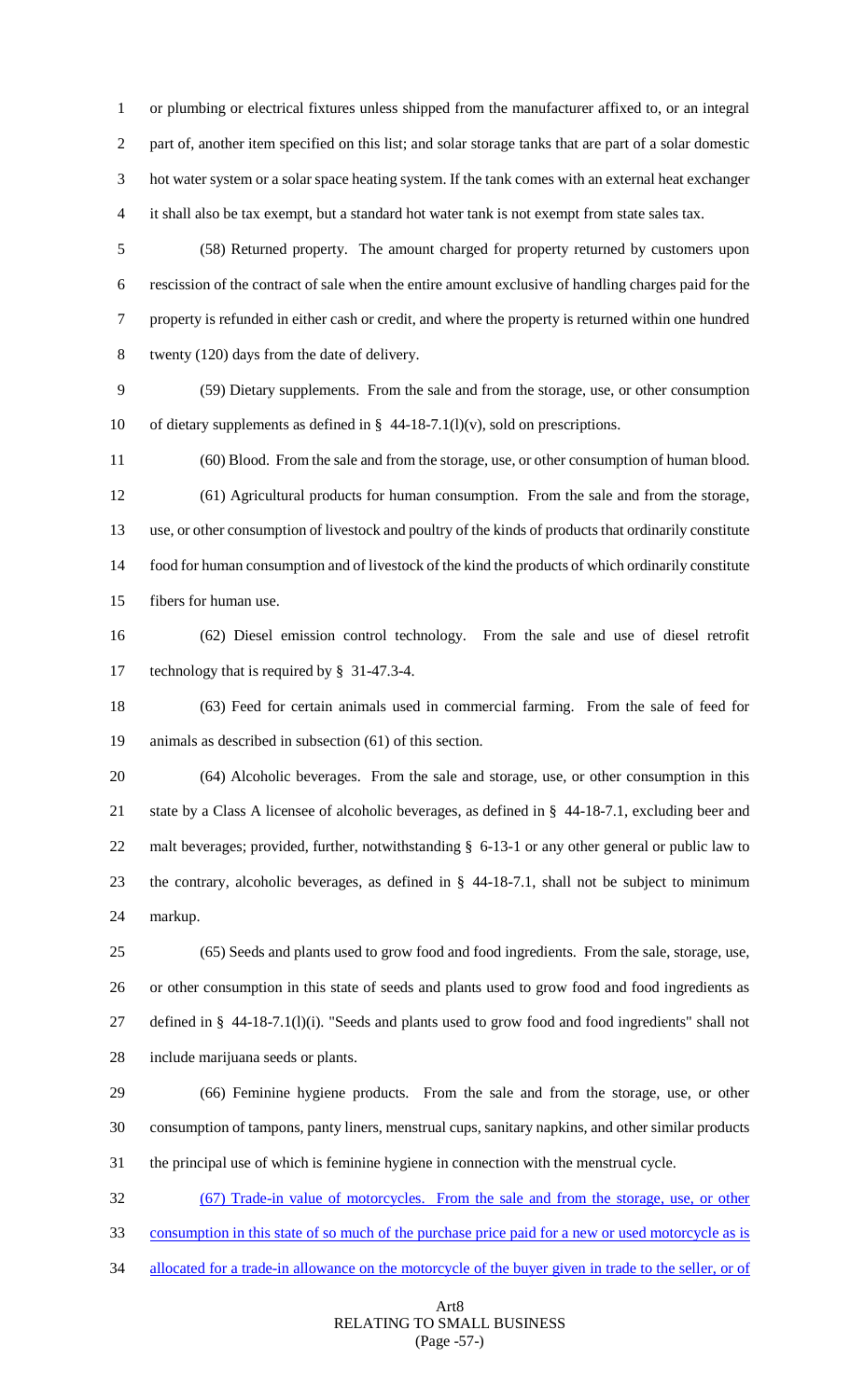or plumbing or electrical fixtures unless shipped from the manufacturer affixed to, or an integral part of, another item specified on this list; and solar storage tanks that are part of a solar domestic hot water system or a solar space heating system. If the tank comes with an external heat exchanger it shall also be tax exempt, but a standard hot water tank is not exempt from state sales tax.

(58) Returned property. The amount charged for property returned by customers upon rescission of the contract of sale when the entire amount exclusive of handling charges paid for the property is refunded in either cash or credit, and where the property is returned within one hundred twenty (120) days from the date of delivery.

(59) Dietary supplements. From the sale and from the storage, use, or other consumption of dietary supplements as defined in § 44-18-7.1(l)(v), sold on prescriptions.

(60) Blood. From the sale and from the storage, use, or other consumption of human blood.

(61) Agricultural products for human consumption. From the sale and from the storage, use, or other consumption of livestock and poultry of the kinds of products that ordinarily constitute food for human consumption and of livestock of the kind the products of which ordinarily constitute fibers for human use.

(62) Diesel emission control technology. From the sale and use of diesel retrofit technology that is required by § 31-47.3-4.

(63) Feed for certain animals used in commercial farming. From the sale of feed for animals as described in subsection (61) of this section.

(64) Alcoholic beverages. From the sale and storage, use, or other consumption in this state by a Class A licensee of alcoholic beverages, as defined in § 44-18-7.1, excluding beer and malt beverages; provided, further, notwithstanding § 6-13-1 or any other general or public law to the contrary, alcoholic beverages, as defined in § 44-18-7.1, shall not be subject to minimum markup.

(65) Seeds and plants used to grow food and food ingredients. From the sale, storage, use, or other consumption in this state of seeds and plants used to grow food and food ingredients as defined in § 44-18-7.1(l)(i). "Seeds and plants used to grow food and food ingredients" shall not include marijuana seeds or plants.

(66) Feminine hygiene products. From the sale and from the storage, use, or other consumption of tampons, panty liners, menstrual cups, sanitary napkins, and other similar products the principal use of which is feminine hygiene in connection with the menstrual cycle.

(67) Trade-in value of motorcycles. From the sale and from the storage, use, or other consumption in this state of so much of the purchase price paid for a new or used motorcycle as is allocated for a trade-in allowance on the motorcycle of the buyer given in trade to the seller, or of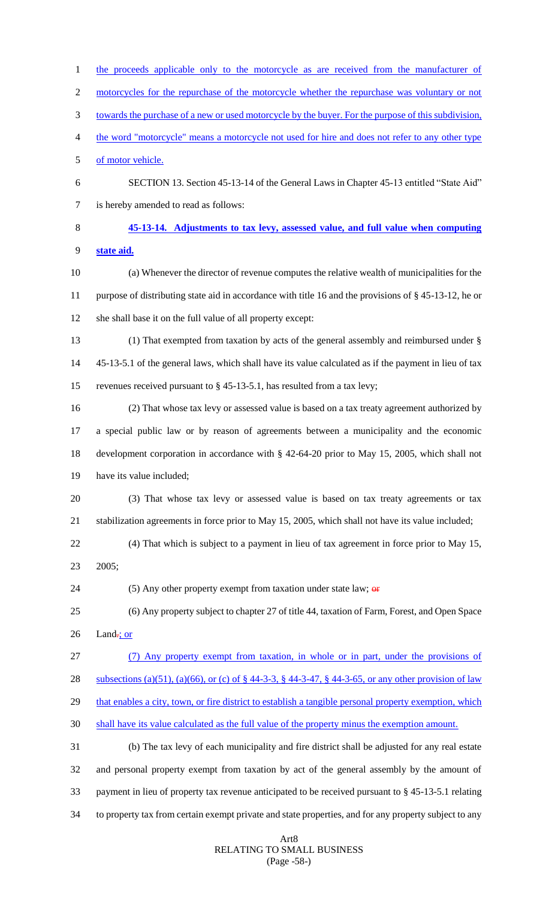the proceeds applicable only to the motorcycle as are received from the manufacturer of motorcycles for the repurchase of the motorcycle whether the repurchase was voluntary or not towards the purchase of a new or used motorcycle by the buyer. For the purpose of this subdivision, the word "motorcycle" means a motorcycle not used for hire and does not refer to any other type of motor vehicle.

SECTION 13. Section 45-13-14 of the General Laws in Chapter 45-13 entitled "State Aid" is hereby amended to read as follows:

**45-13-14. Adjustments to tax levy, assessed value, and full value when computing state aid.**

(a) Whenever the director of revenue computes the relative wealth of municipalities for the purpose of distributing state aid in accordance with title 16 and the provisions of § 45-13-12, he or she shall base it on the full value of all property except:

(1) That exempted from taxation by acts of the general assembly and reimbursed under § 45-13-5.1 of the general laws, which shall have its value calculated as if the payment in lieu of tax revenues received pursuant to § 45-13-5.1, has resulted from a tax levy;

(2) That whose tax levy or assessed value is based on a tax treaty agreement authorized by a special public law or by reason of agreements between a municipality and the economic development corporation in accordance with § 42-64-20 prior to May 15, 2005, which shall not have its value included;

(3) That whose tax levy or assessed value is based on tax treaty agreements or tax stabilization agreements in force prior to May 15, 2005, which shall not have its value included;

(4) That which is subject to a payment in lieu of tax agreement in force prior to May 15, 2005;

(5) Any other property exempt from taxation under state law; ~~or~~

(6) Any property subject to chapter 27 of title 44, taxation of Farm, Forest, and Open Space Land~~.~~; or

(7) Any property exempt from taxation, in whole or in part, under the provisions of subsections (a)(51), (a)(66), or (c) of § 44-3-3, § 44-3-47, § 44-3-65, or any other provision of law that enables a city, town, or fire district to establish a tangible personal property exemption, which shall have its value calculated as the full value of the property minus the exemption amount.

(b) The tax levy of each municipality and fire district shall be adjusted for any real estate and personal property exempt from taxation by act of the general assembly by the amount of payment in lieu of property tax revenue anticipated to be received pursuant to § 45-13-5.1 relating to property tax from certain exempt private and state properties, and for any property subject to any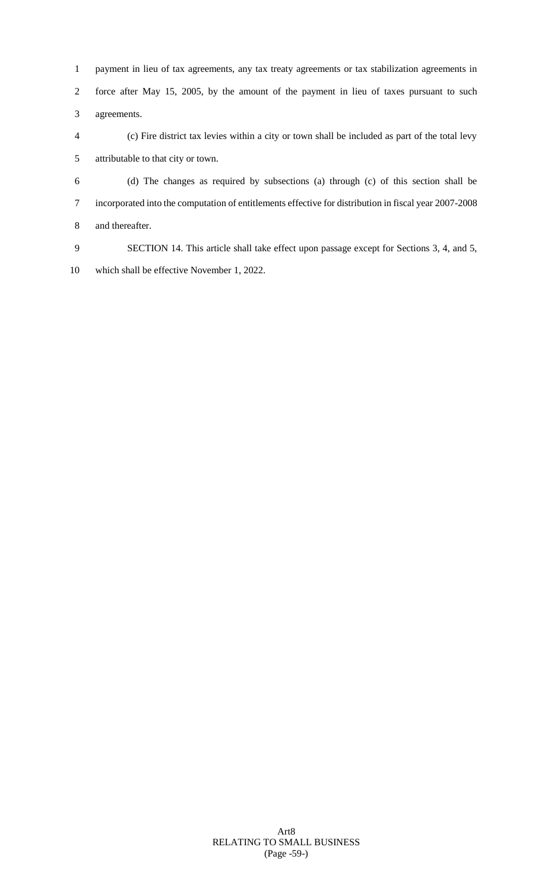payment in lieu of tax agreements, any tax treaty agreements or tax stabilization agreements in force after May 15, 2005, by the amount of the payment in lieu of taxes pursuant to such agreements.

(c) Fire district tax levies within a city or town shall be included as part of the total levy attributable to that city or town.

(d) The changes as required by subsections (a) through (c) of this section shall be incorporated into the computation of entitlements effective for distribution in fiscal year 2007-2008 and thereafter.

SECTION 14. This article shall take effect upon passage except for Sections 3, 4, and 5, which shall be effective November 1, 2022.